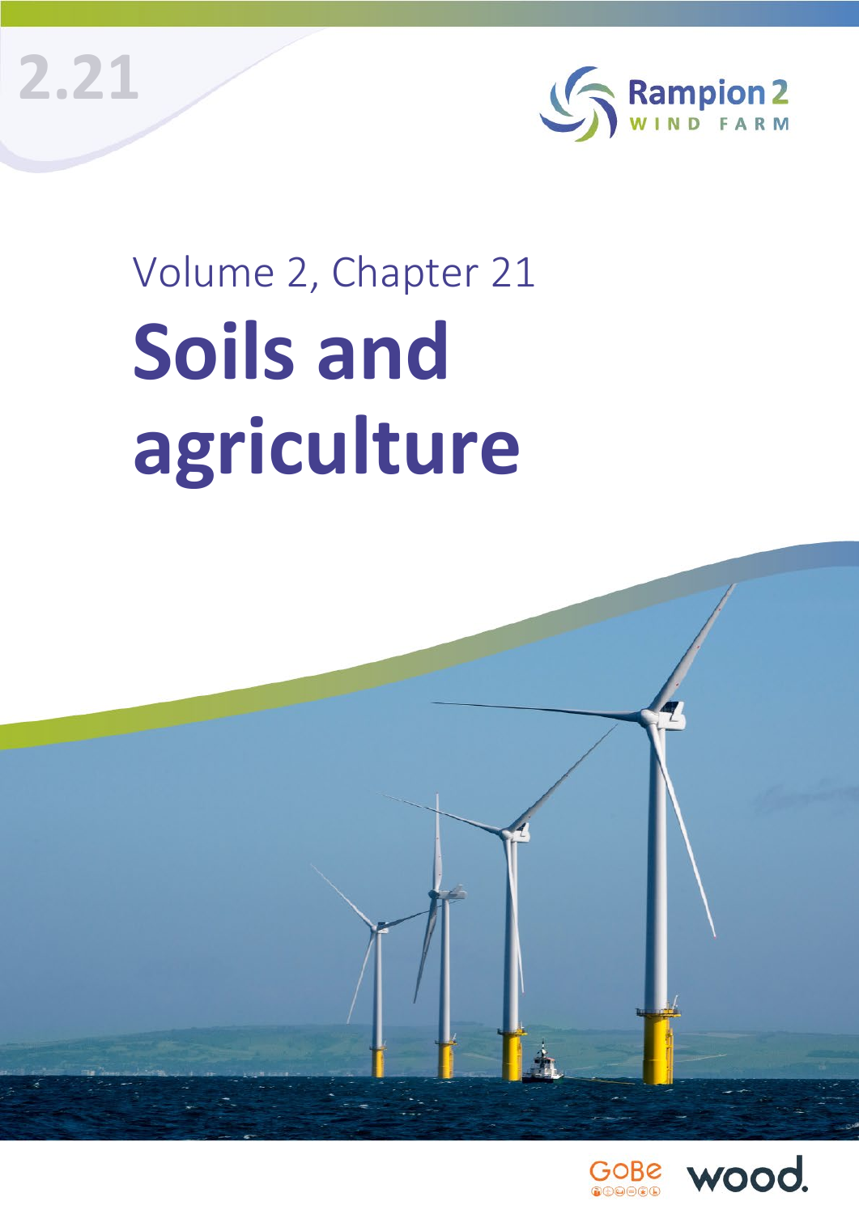2.21

Rampion 2 WIND FARM

Volume 2, Chapter 21

# Soils and agriculture

GoBe wood.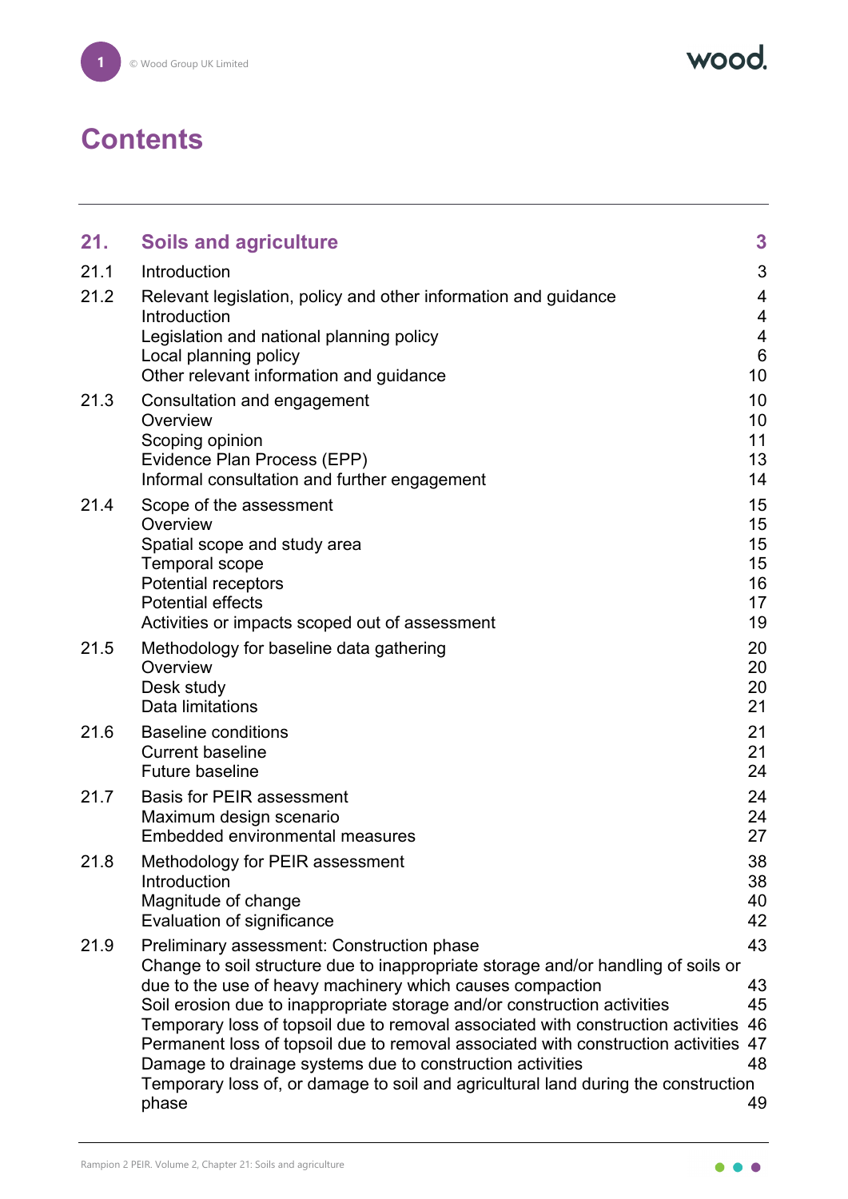# Contents

| | | |
|---|---|---|
| **21.** | **Soils and agriculture** | **3** |
| 21.1 | Introduction | 3 |
| 21.2 | Relevant legislation, policy and other information and guidance | 4 |
| | Introduction | 4 |
| | Legislation and national planning policy | 4 |
| | Local planning policy | 6 |
| | Other relevant information and guidance | 10 |
| 21.3 | Consultation and engagement | 10 |
| | Overview | 10 |
| | Scoping opinion | 11 |
| | Evidence Plan Process (EPP) | 13 |
| | Informal consultation and further engagement | 14 |
| 21.4 | Scope of the assessment | 15 |
| | Overview | 15 |
| | Spatial scope and study area | 15 |
| | Temporal scope | 15 |
| | Potential receptors | 16 |
| | Potential effects | 17 |
| | Activities or impacts scoped out of assessment | 19 |
| 21.5 | Methodology for baseline data gathering | 20 |
| | Overview | 20 |
| | Desk study | 20 |
| | Data limitations | 21 |
| 21.6 | Baseline conditions | 21 |
| | Current baseline | 21 |
| | Future baseline | 24 |
| 21.7 | Basis for PEIR assessment | 24 |
| | Maximum design scenario | 24 |
| | Embedded environmental measures | 27 |
| 21.8 | Methodology for PEIR assessment | 38 |
| | Introduction | 38 |
| | Magnitude of change | 40 |
| | Evaluation of significance | 42 |
| 21.9 | Preliminary assessment: Construction phase | 43 |
| | Change to soil structure due to inappropriate storage and/or handling of soils or due to the use of heavy machinery which causes compaction | 43 |
| | Soil erosion due to inappropriate storage and/or construction activities | 45 |
| | Temporary loss of topsoil due to removal associated with construction activities | 46 |
| | Permanent loss of topsoil due to removal associated with construction activities | 47 |
| | Damage to drainage systems due to construction activities | 48 |
| | Temporary loss of, or damage to soil and agricultural land during the construction phase | 49 |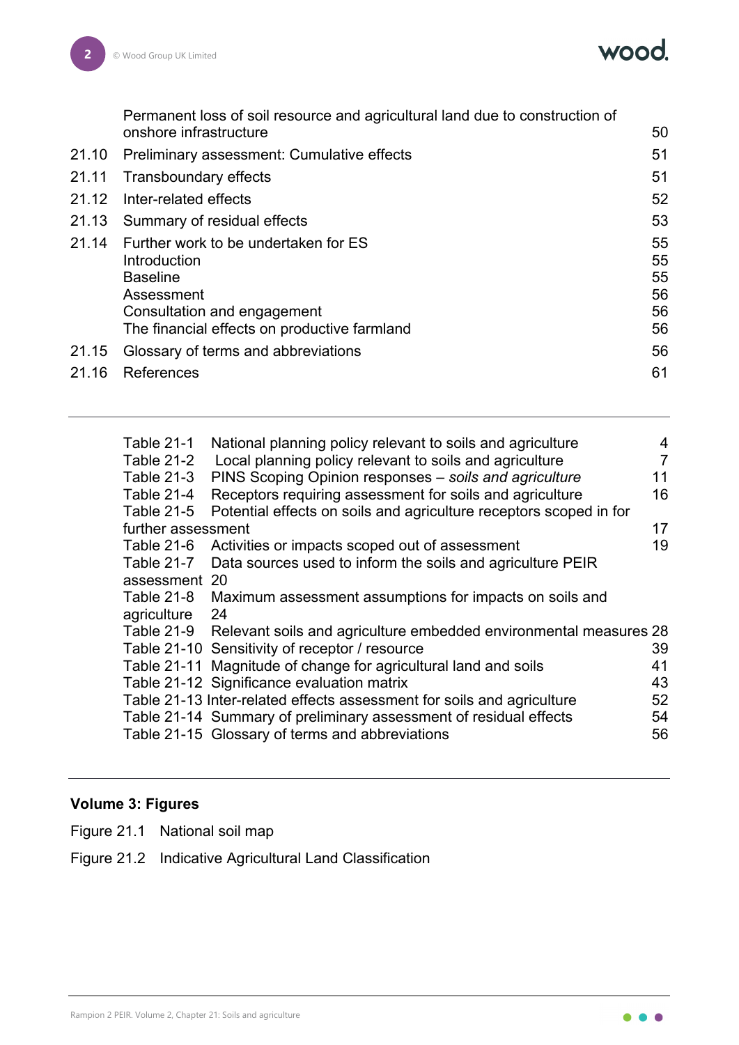| | | |
|---|---|---|
| | Permanent loss of soil resource and agricultural land due to construction of onshore infrastructure | 50 |
| 21.10 | Preliminary assessment: Cumulative effects | 51 |
| 21.11 | Transboundary effects | 51 |
| 21.12 | Inter-related effects | 52 |
| 21.13 | Summary of residual effects | 53 |
| 21.14 | Further work to be undertaken for ES | 55 |
| | Introduction | 55 |
| | Baseline | 55 |
| | Assessment | 56 |
| | Consultation and engagement | 56 |
| | The financial effects on productive farmland | 56 |
| 21.15 | Glossary of terms and abbreviations | 56 |
| 21.16 | References | 61 |

---

| | | |
|---|---|---|
| Table 21-1 | National planning policy relevant to soils and agriculture | 4 |
| Table 21-2 | Local planning policy relevant to soils and agriculture | 7 |
| Table 21-3 | PINS Scoping Opinion responses – *soils and agriculture* | 11 |
| Table 21-4 | Receptors requiring assessment for soils and agriculture | 16 |
| Table 21-5 | Potential effects on soils and agriculture receptors scoped in for further assessment | 17 |
| Table 21-6 | Activities or impacts scoped out of assessment | 19 |
| Table 21-7 | Data sources used to inform the soils and agriculture PEIR assessment | 20 |
| Table 21-8 | Maximum assessment assumptions for impacts on soils and agriculture | 24 |
| Table 21-9 | Relevant soils and agriculture embedded environmental measures | 28 |
| Table 21-10 | Sensitivity of receptor / resource | 39 |
| Table 21-11 | Magnitude of change for agricultural land and soils | 41 |
| Table 21-12 | Significance evaluation matrix | 43 |
| Table 21-13 | Inter-related effects assessment for soils and agriculture | 52 |
| Table 21-14 | Summary of preliminary assessment of residual effects | 54 |
| Table 21-15 | Glossary of terms and abbreviations | 56 |

---

**Volume 3: Figures**

Figure 21.1 National soil map

Figure 21.2 Indicative Agricultural Land Classification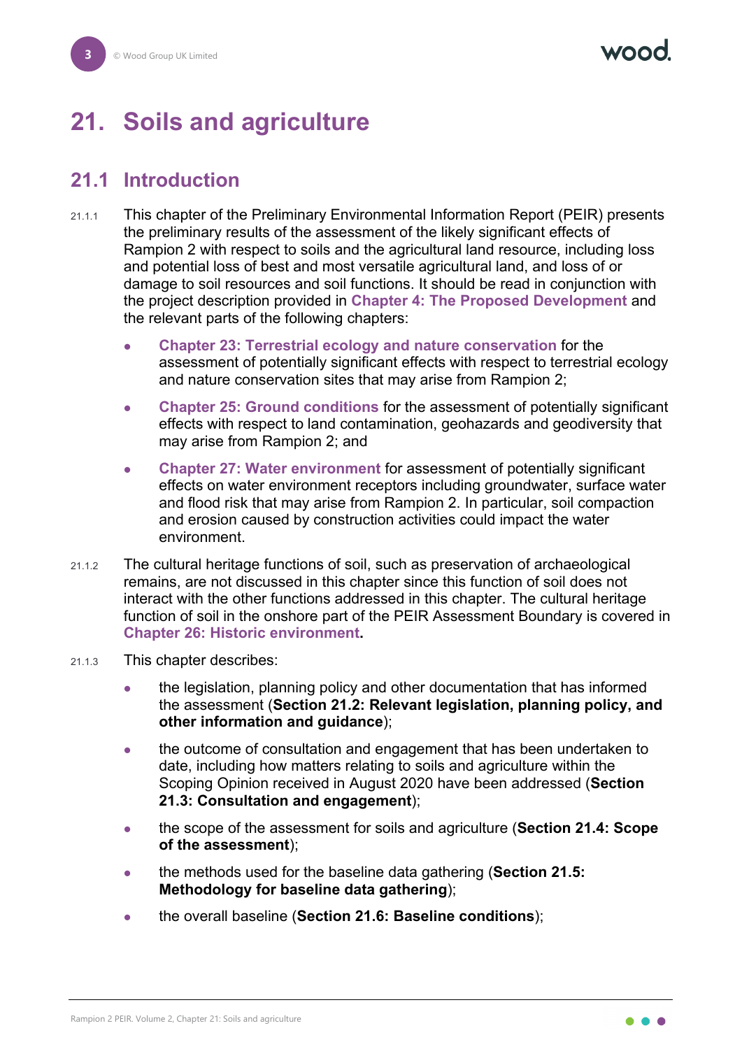# 21. Soils and agriculture

## 21.1 Introduction

21.1.1 This chapter of the Preliminary Environmental Information Report (PEIR) presents the preliminary results of the assessment of the likely significant effects of Rampion 2 with respect to soils and the agricultural land resource, including loss and potential loss of best and most versatile agricultural land, and loss of or damage to soil resources and soil functions. It should be read in conjunction with the project description provided in **Chapter 4: The Proposed Development** and the relevant parts of the following chapters:

- **Chapter 23: Terrestrial ecology and nature conservation** for the assessment of potentially significant effects with respect to terrestrial ecology and nature conservation sites that may arise from Rampion 2;
- **Chapter 25: Ground conditions** for the assessment of potentially significant effects with respect to land contamination, geohazards and geodiversity that may arise from Rampion 2; and
- **Chapter 27: Water environment** for assessment of potentially significant effects on water environment receptors including groundwater, surface water and flood risk that may arise from Rampion 2. In particular, soil compaction and erosion caused by construction activities could impact the water environment.

21.1.2 The cultural heritage functions of soil, such as preservation of archaeological remains, are not discussed in this chapter since this function of soil does not interact with the other functions addressed in this chapter. The cultural heritage function of soil in the onshore part of the PEIR Assessment Boundary is covered in **Chapter 26: Historic environment.**

21.1.3 This chapter describes:

- the legislation, planning policy and other documentation that has informed the assessment (**Section 21.2: Relevant legislation, planning policy, and other information and guidance**);
- the outcome of consultation and engagement that has been undertaken to date, including how matters relating to soils and agriculture within the Scoping Opinion received in August 2020 have been addressed (**Section 21.3: Consultation and engagement**);
- the scope of the assessment for soils and agriculture (**Section 21.4: Scope of the assessment**);
- the methods used for the baseline data gathering (**Section 21.5: Methodology for baseline data gathering**);
- the overall baseline (**Section 21.6: Baseline conditions**);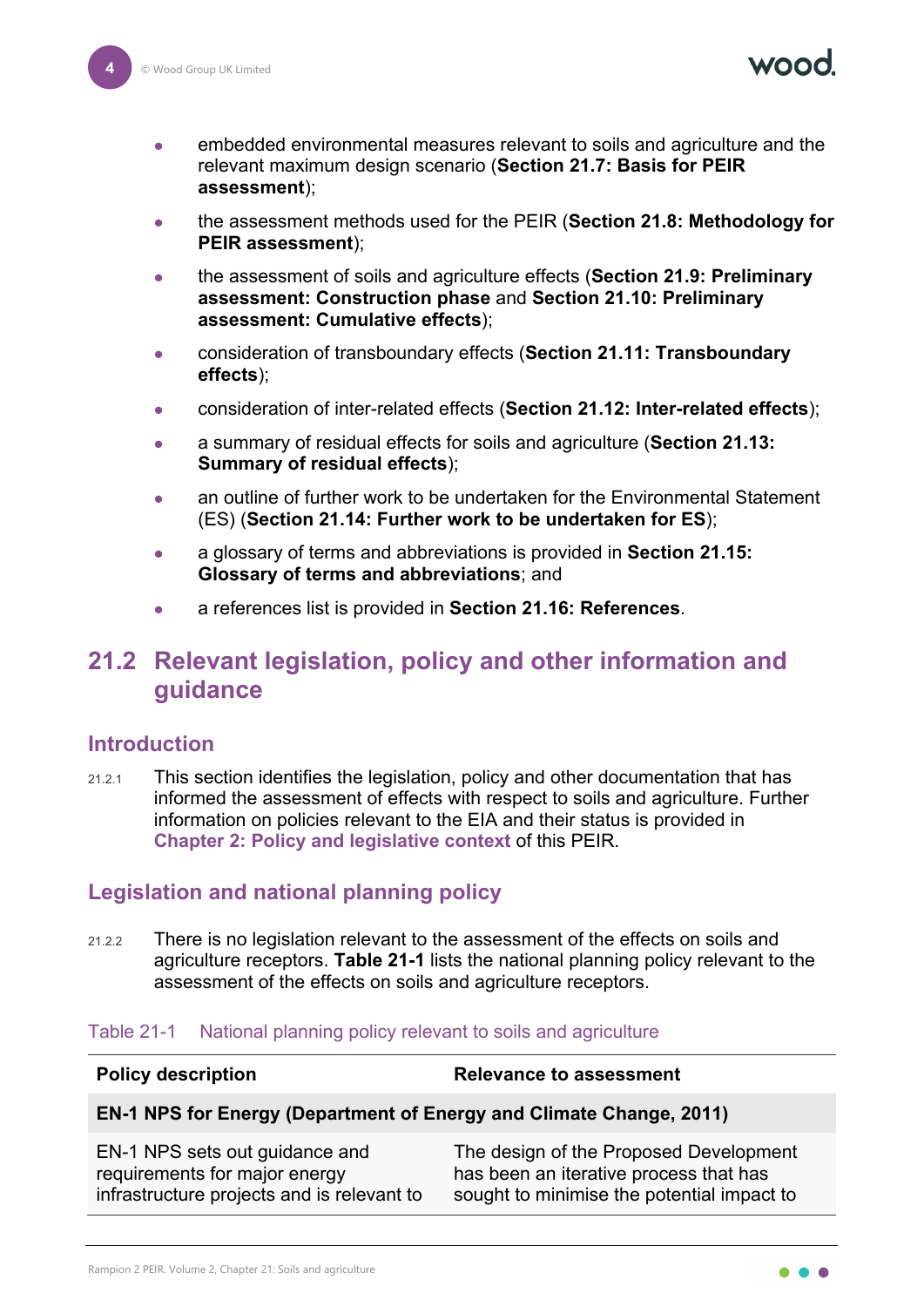- embedded environmental measures relevant to soils and agriculture and the relevant maximum design scenario (**Section 21.7: Basis for PEIR assessment**);
- the assessment methods used for the PEIR (**Section 21.8: Methodology for PEIR assessment**);
- the assessment of soils and agriculture effects (**Section 21.9: Preliminary assessment: Construction phase** and **Section 21.10: Preliminary assessment: Cumulative effects**);
- consideration of transboundary effects (**Section 21.11: Transboundary effects**);
- consideration of inter-related effects (**Section 21.12: Inter-related effects**);
- a summary of residual effects for soils and agriculture (**Section 21.13: Summary of residual effects**);
- an outline of further work to be undertaken for the Environmental Statement (ES) (**Section 21.14: Further work to be undertaken for ES**);
- a glossary of terms and abbreviations is provided in **Section 21.15: Glossary of terms and abbreviations**; and
- a references list is provided in **Section 21.16: References**.

## 21.2 Relevant legislation, policy and other information and guidance

### Introduction

21.2.1 This section identifies the legislation, policy and other documentation that has informed the assessment of effects with respect to soils and agriculture. Further information on policies relevant to the EIA and their status is provided in **Chapter 2: Policy and legislative context** of this PEIR.

### Legislation and national planning policy

21.2.2 There is no legislation relevant to the assessment of the effects on soils and agriculture receptors. **Table 21-1** lists the national planning policy relevant to the assessment of the effects on soils and agriculture receptors.

Table 21-1 National planning policy relevant to soils and agriculture

| Policy description | Relevance to assessment |
|---|---|
| **EN-1 NPS for Energy (Department of Energy and Climate Change, 2011)** | |
| EN-1 NPS sets out guidance and requirements for major energy infrastructure projects and is relevant to | The design of the Proposed Development has been an iterative process that has sought to minimise the potential impact to |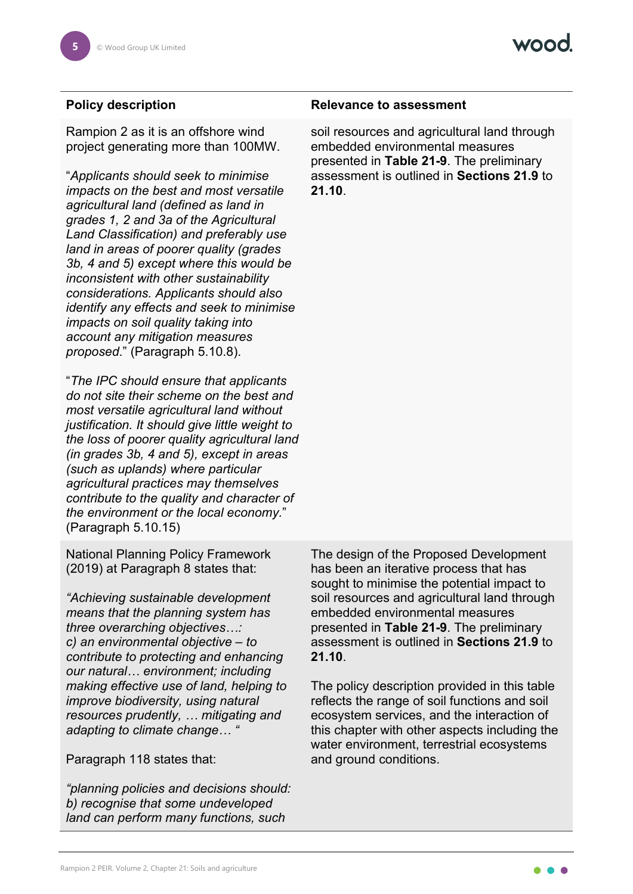| Policy description | Relevance to assessment |
| --- | --- |
| Rampion 2 as it is an offshore wind project generating more than 100MW.<br><br>"*Applicants should seek to minimise impacts on the best and most versatile agricultural land (defined as land in grades 1, 2 and 3a of the Agricultural Land Classification) and preferably use land in areas of poorer quality (grades 3b, 4 and 5) except where this would be inconsistent with other sustainability considerations. Applicants should also identify any effects and seek to minimise impacts on soil quality taking into account any mitigation measures proposed*." (Paragraph 5.10.8).<br><br>"*The IPC should ensure that applicants do not site their scheme on the best and most versatile agricultural land without justification. It should give little weight to the loss of poorer quality agricultural land (in grades 3b, 4 and 5), except in areas (such as uplands) where particular agricultural practices may themselves contribute to the quality and character of the environment or the local economy.*" (Paragraph 5.10.15) | soil resources and agricultural land through embedded environmental measures presented in **Table 21-9**. The preliminary assessment is outlined in **Sections 21.9** to **21.10**. |
| National Planning Policy Framework (2019) at Paragraph 8 states that:<br><br>*"Achieving sustainable development means that the planning system has three overarching objectives…: c) an environmental objective – to contribute to protecting and enhancing our natural… environment; including making effective use of land, helping to improve biodiversity, using natural resources prudently, … mitigating and adapting to climate change… "*<br><br>Paragraph 118 states that:<br><br>*"planning policies and decisions should: b) recognise that some undeveloped land can perform many functions, such* | The design of the Proposed Development has been an iterative process that has sought to minimise the potential impact to soil resources and agricultural land through embedded environmental measures presented in **Table 21-9**. The preliminary assessment is outlined in **Sections 21.9** to **21.10**.<br><br>The policy description provided in this table reflects the range of soil functions and soil ecosystem services, and the interaction of this chapter with other aspects including the water environment, terrestrial ecosystems and ground conditions. |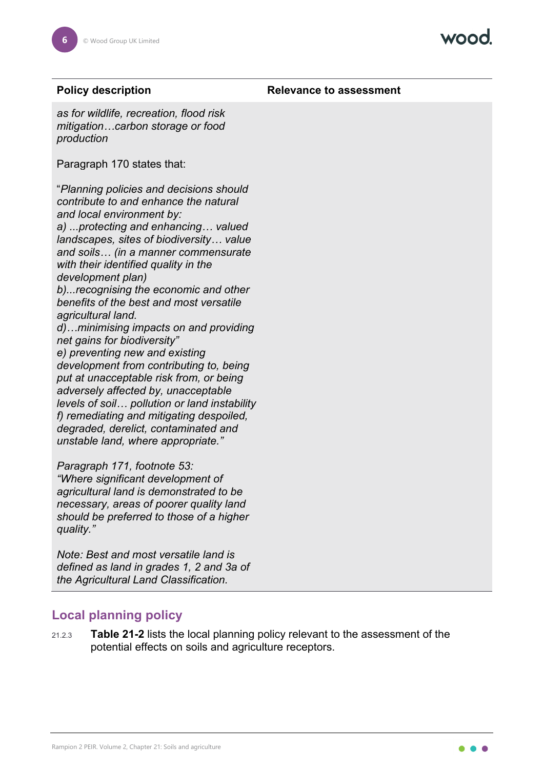| Policy description | Relevance to assessment |
|---|---|
| *as for wildlife, recreation, flood risk mitigation…carbon storage or food production*<br><br>Paragraph 170 states that:<br><br>"*Planning policies and decisions should contribute to and enhance the natural and local environment by:*<br>*a) ...protecting and enhancing… valued landscapes, sites of biodiversity… value and soils… (in a manner commensurate with their identified quality in the development plan)*<br>*b)...recognising the economic and other benefits of the best and most versatile agricultural land.*<br>*d)…minimising impacts on and providing net gains for biodiversity"*<br>*e) preventing new and existing development from contributing to, being put at unacceptable risk from, or being adversely affected by, unacceptable levels of soil… pollution or land instability*<br>*f) remediating and mitigating despoiled, degraded, derelict, contaminated and unstable land, where appropriate."*<br><br>*Paragraph 171, footnote 53:*<br>*"Where significant development of agricultural land is demonstrated to be necessary, areas of poorer quality land should be preferred to those of a higher quality."*<br><br>*Note: Best and most versatile land is defined as land in grades 1, 2 and 3a of the Agricultural Land Classification.* | |

## Local planning policy

21.2.3 **Table 21-2** lists the local planning policy relevant to the assessment of the potential effects on soils and agriculture receptors.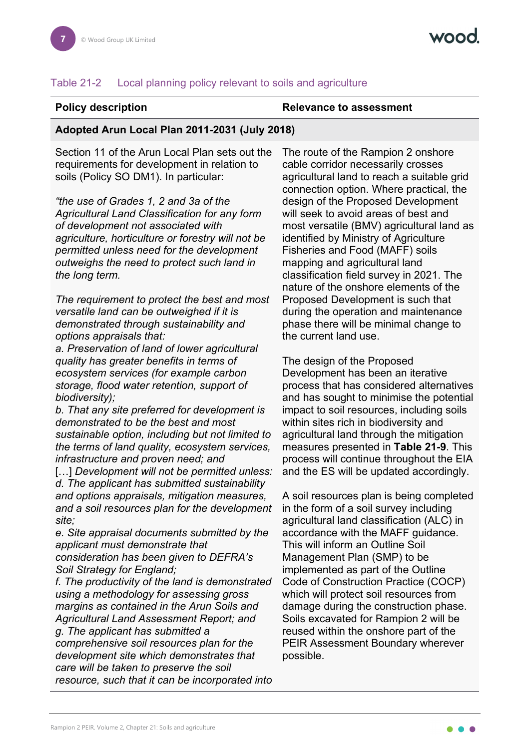Table 21-2 Local planning policy relevant to soils and agriculture

| Policy description | Relevance to assessment |
|---|---|
| **Adopted Arun Local Plan 2011-2031 (July 2018)** | |
| Section 11 of the Arun Local Plan sets out the requirements for development in relation to soils (Policy SO DM1). In particular:<br><br>*"the use of Grades 1, 2 and 3a of the Agricultural Land Classification for any form of development not associated with agriculture, horticulture or forestry will not be permitted unless need for the development outweighs the need to protect such land in the long term.*<br><br>*The requirement to protect the best and most versatile land can be outweighed if it is demonstrated through sustainability and options appraisals that:*<br>*a. Preservation of land of lower agricultural quality has greater benefits in terms of ecosystem services (for example carbon storage, flood water retention, support of biodiversity);*<br>*b. That any site preferred for development is demonstrated to be the best and most sustainable option, including but not limited to the terms of land quality, ecosystem services, infrastructure and proven need; and*<br>[…] *Development will not be permitted unless:*<br>*d. The applicant has submitted sustainability and options appraisals, mitigation measures, and a soil resources plan for the development site;*<br>*e. Site appraisal documents submitted by the applicant must demonstrate that consideration has been given to DEFRA's Soil Strategy for England;*<br>*f. The productivity of the land is demonstrated using a methodology for assessing gross margins as contained in the Arun Soils and Agricultural Land Assessment Report; and*<br>*g. The applicant has submitted a comprehensive soil resources plan for the development site which demonstrates that care will be taken to preserve the soil resource, such that it can be incorporated into* | The route of the Rampion 2 onshore cable corridor necessarily crosses agricultural land to reach a suitable grid connection option. Where practical, the design of the Proposed Development will seek to avoid areas of best and most versatile (BMV) agricultural land as identified by Ministry of Agriculture Fisheries and Food (MAFF) soils mapping and agricultural land classification field survey in 2021. The nature of the onshore elements of the Proposed Development is such that during the operation and maintenance phase there will be minimal change to the current land use.<br><br>The design of the Proposed Development has been an iterative process that has considered alternatives and has sought to minimise the potential impact to soil resources, including soils within sites rich in biodiversity and agricultural land through the mitigation measures presented in **Table 21-9**. This process will continue throughout the EIA and the ES will be updated accordingly.<br><br>A soil resources plan is being completed in the form of a soil survey including agricultural land classification (ALC) in accordance with the MAFF guidance. This will inform an Outline Soil Management Plan (SMP) to be implemented as part of the Outline Code of Construction Practice (COCP) which will protect soil resources from damage during the construction phase. Soils excavated for Rampion 2 will be reused within the onshore part of the PEIR Assessment Boundary wherever possible. |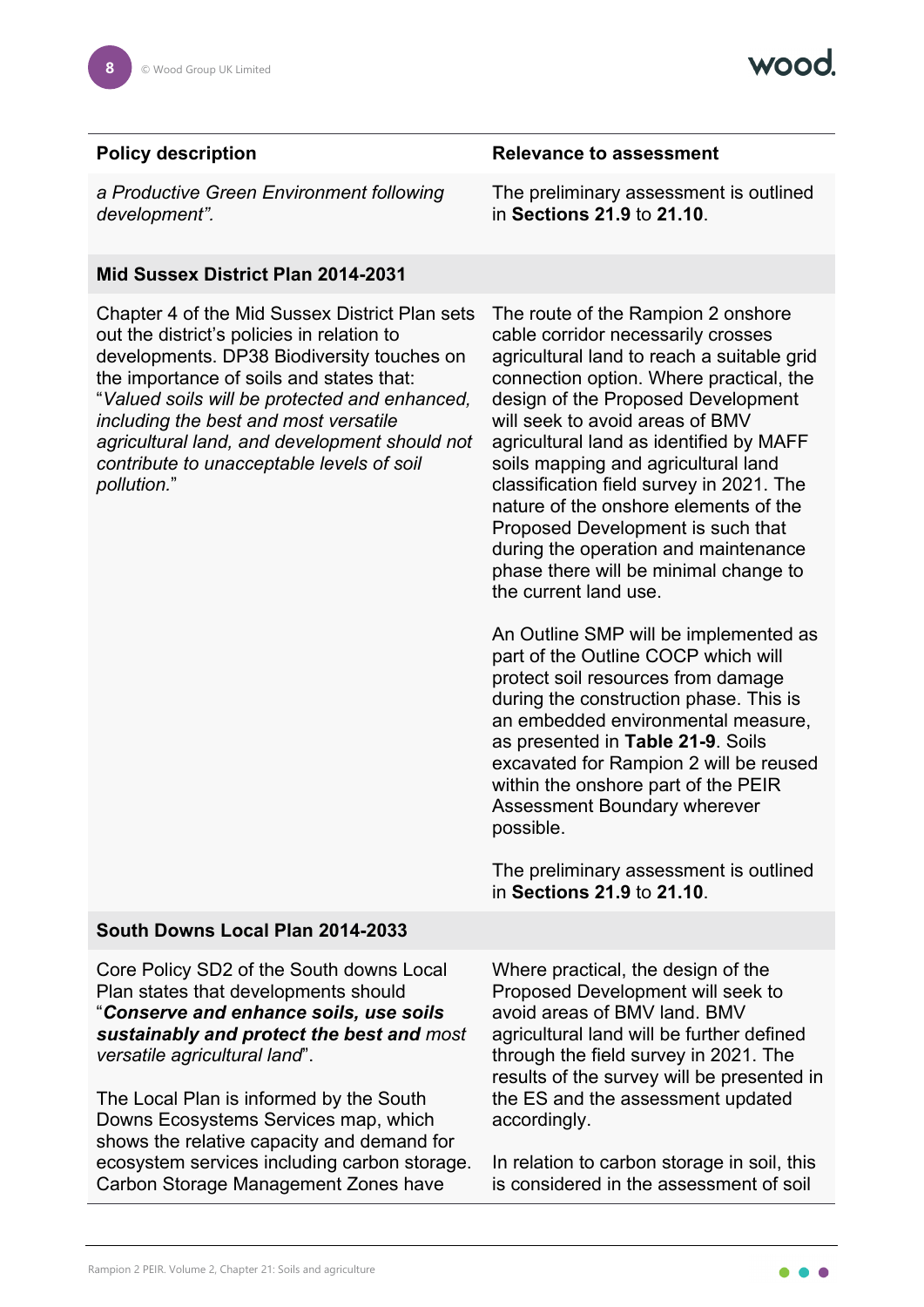| Policy description | Relevance to assessment |
|---|---|
| *a Productive Green Environment following development".* | The preliminary assessment is outlined in **Sections 21.9** to **21.10**. |
| **Mid Sussex District Plan 2014-2031** | |
| Chapter 4 of the Mid Sussex District Plan sets out the district's policies in relation to developments. DP38 Biodiversity touches on the importance of soils and states that: "*Valued soils will be protected and enhanced, including the best and most versatile agricultural land, and development should not contribute to unacceptable levels of soil pollution.*" | The route of the Rampion 2 onshore cable corridor necessarily crosses agricultural land to reach a suitable grid connection option. Where practical, the design of the Proposed Development will seek to avoid areas of BMV agricultural land as identified by MAFF soils mapping and agricultural land classification field survey in 2021. The nature of the onshore elements of the Proposed Development is such that during the operation and maintenance phase there will be minimal change to the current land use.<br><br>An Outline SMP will be implemented as part of the Outline COCP which will protect soil resources from damage during the construction phase. This is an embedded environmental measure, as presented in **Table 21-9**. Soils excavated for Rampion 2 will be reused within the onshore part of the PEIR Assessment Boundary wherever possible.<br><br>The preliminary assessment is outlined in **Sections 21.9** to **21.10**. |
| **South Downs Local Plan 2014-2033** | |
| Core Policy SD2 of the South downs Local Plan states that developments should "***Conserve and enhance soils, use soils sustainably and protect the best and*** *most versatile agricultural land*".<br><br>The Local Plan is informed by the South Downs Ecosystems Services map, which shows the relative capacity and demand for ecosystem services including carbon storage. Carbon Storage Management Zones have | Where practical, the design of the Proposed Development will seek to avoid areas of BMV land. BMV agricultural land will be further defined through the field survey in 2021. The results of the survey will be presented in the ES and the assessment updated accordingly.<br><br>In relation to carbon storage in soil, this is considered in the assessment of soil |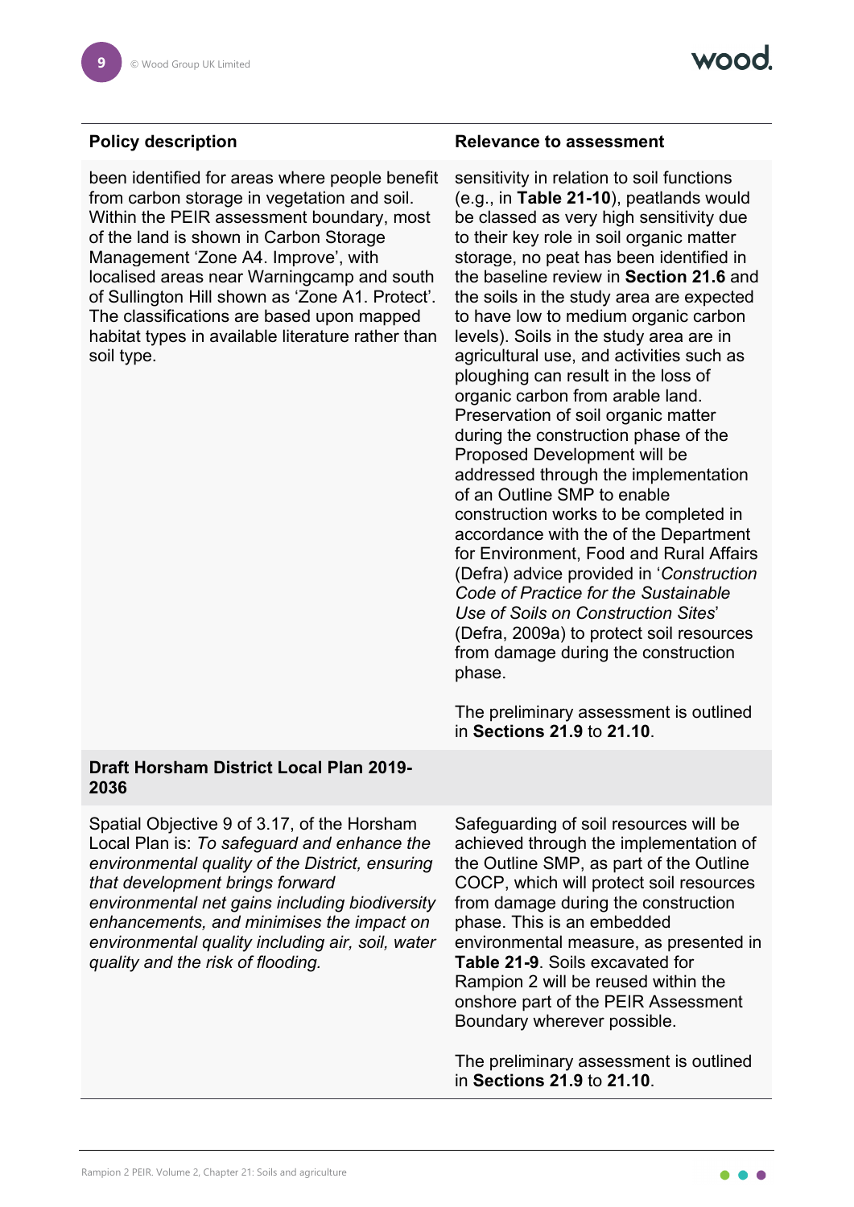| Policy description | Relevance to assessment |
| --- | --- |
| been identified for areas where people benefit from carbon storage in vegetation and soil. Within the PEIR assessment boundary, most of the land is shown in Carbon Storage Management 'Zone A4. Improve', with localised areas near Warningcamp and south of Sullington Hill shown as 'Zone A1. Protect'. The classifications are based upon mapped habitat types in available literature rather than soil type. | sensitivity in relation to soil functions (e.g., in **Table 21-10**), peatlands would be classed as very high sensitivity due to their key role in soil organic matter storage, no peat has been identified in the baseline review in **Section 21.6** and the soils in the study area are expected to have low to medium organic carbon levels). Soils in the study area are in agricultural use, and activities such as ploughing can result in the loss of organic carbon from arable land. Preservation of soil organic matter during the construction phase of the Proposed Development will be addressed through the implementation of an Outline SMP to enable construction works to be completed in accordance with the of the Department for Environment, Food and Rural Affairs (Defra) advice provided in '*Construction Code of Practice for the Sustainable Use of Soils on Construction Sites*' (Defra, 2009a) to protect soil resources from damage during the construction phase.<br><br>The preliminary assessment is outlined in **Sections 21.9** to **21.10**. |
| **Draft Horsham District Local Plan 2019-2036** | |
| Spatial Objective 9 of 3.17, of the Horsham Local Plan is: *To safeguard and enhance the environmental quality of the District, ensuring that development brings forward environmental net gains including biodiversity enhancements, and minimises the impact on environmental quality including air, soil, water quality and the risk of flooding.* | Safeguarding of soil resources will be achieved through the implementation of the Outline SMP, as part of the Outline COCP, which will protect soil resources from damage during the construction phase. This is an embedded environmental measure, as presented in **Table 21-9**. Soils excavated for Rampion 2 will be reused within the onshore part of the PEIR Assessment Boundary wherever possible.<br><br>The preliminary assessment is outlined in **Sections 21.9** to **21.10**. |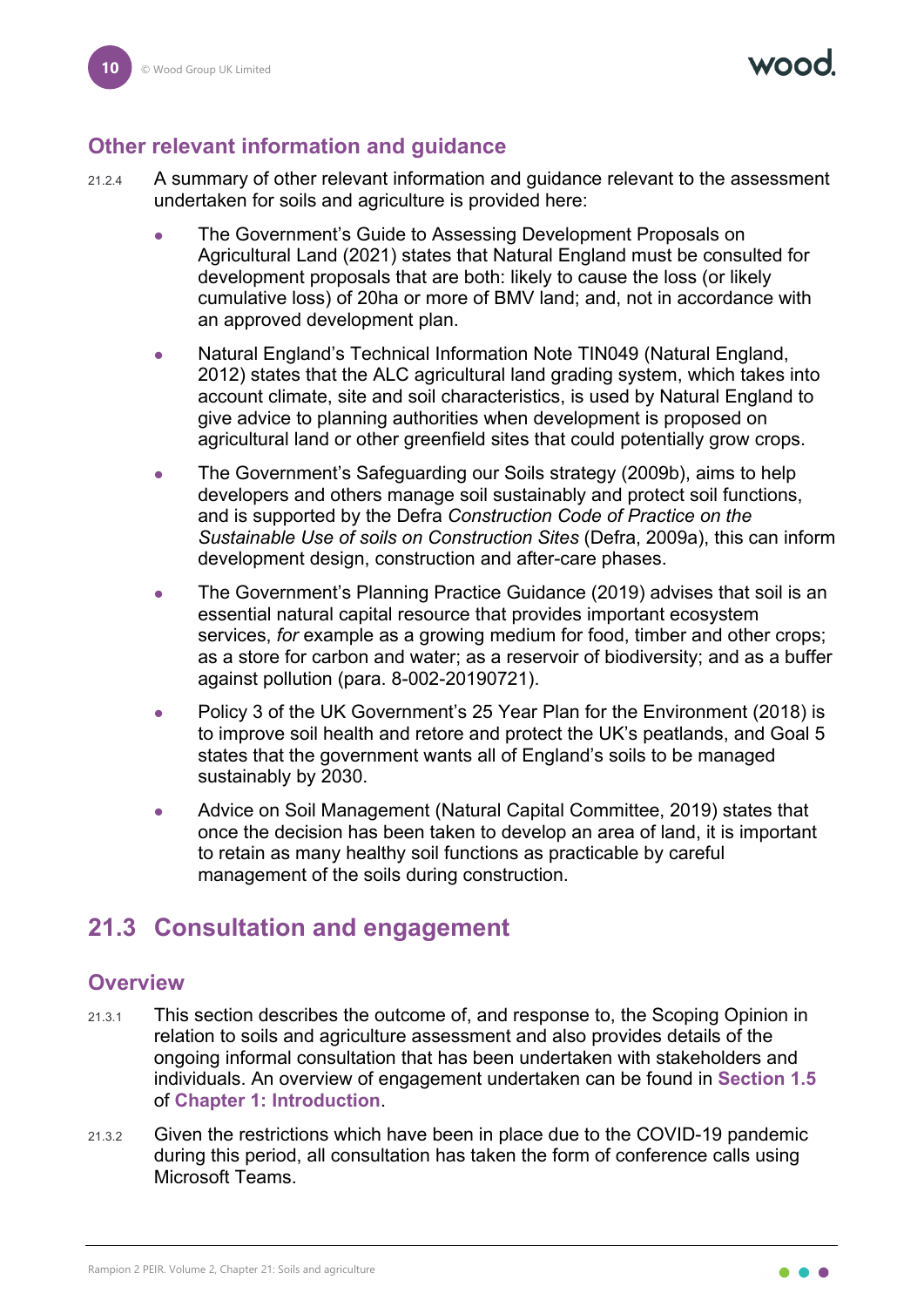### Other relevant information and guidance

21.2.4 A summary of other relevant information and guidance relevant to the assessment undertaken for soils and agriculture is provided here:

- The Government's Guide to Assessing Development Proposals on Agricultural Land (2021) states that Natural England must be consulted for development proposals that are both: likely to cause the loss (or likely cumulative loss) of 20ha or more of BMV land; and, not in accordance with an approved development plan.
- Natural England's Technical Information Note TIN049 (Natural England, 2012) states that the ALC agricultural land grading system, which takes into account climate, site and soil characteristics, is used by Natural England to give advice to planning authorities when development is proposed on agricultural land or other greenfield sites that could potentially grow crops.
- The Government's Safeguarding our Soils strategy (2009b), aims to help developers and others manage soil sustainably and protect soil functions, and is supported by the Defra *Construction Code of Practice on the Sustainable Use of soils on Construction Sites* (Defra, 2009a), this can inform development design, construction and after-care phases.
- The Government's Planning Practice Guidance (2019) advises that soil is an essential natural capital resource that provides important ecosystem services, *for* example as a growing medium for food, timber and other crops; as a store for carbon and water; as a reservoir of biodiversity; and as a buffer against pollution (para. 8-002-20190721).
- Policy 3 of the UK Government's 25 Year Plan for the Environment (2018) is to improve soil health and retore and protect the UK's peatlands, and Goal 5 states that the government wants all of England's soils to be managed sustainably by 2030.
- Advice on Soil Management (Natural Capital Committee, 2019) states that once the decision has been taken to develop an area of land, it is important to retain as many healthy soil functions as practicable by careful management of the soils during construction.

## 21.3 Consultation and engagement

### Overview

21.3.1 This section describes the outcome of, and response to, the Scoping Opinion in relation to soils and agriculture assessment and also provides details of the ongoing informal consultation that has been undertaken with stakeholders and individuals. An overview of engagement undertaken can be found in **Section 1.5** of **Chapter 1: Introduction**.

21.3.2 Given the restrictions which have been in place due to the COVID-19 pandemic during this period, all consultation has taken the form of conference calls using Microsoft Teams.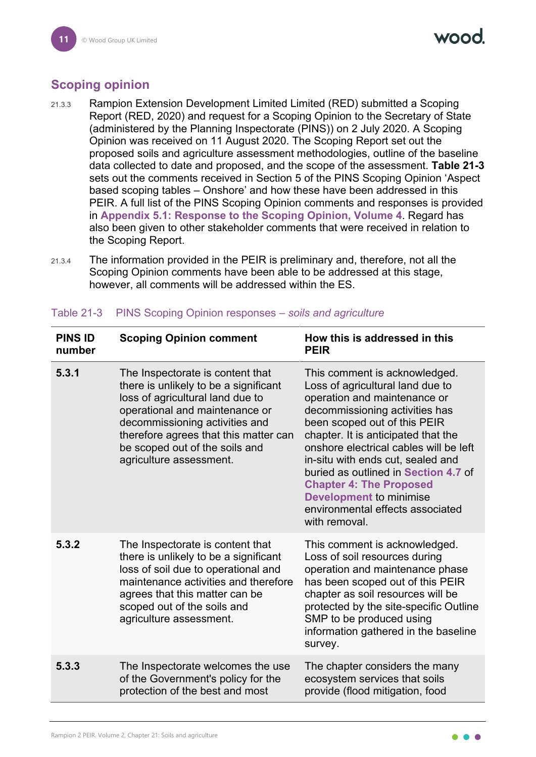## Scoping opinion

21.3.3 Rampion Extension Development Limited Limited (RED) submitted a Scoping Report (RED, 2020) and request for a Scoping Opinion to the Secretary of State (administered by the Planning Inspectorate (PINS)) on 2 July 2020. A Scoping Opinion was received on 11 August 2020. The Scoping Report set out the proposed soils and agriculture assessment methodologies, outline of the baseline data collected to date and proposed, and the scope of the assessment. **Table 21-3** sets out the comments received in Section 5 of the PINS Scoping Opinion 'Aspect based scoping tables – Onshore' and how these have been addressed in this PEIR. A full list of the PINS Scoping Opinion comments and responses is provided in **Appendix 5.1: Response to the Scoping Opinion, Volume 4**. Regard has also been given to other stakeholder comments that were received in relation to the Scoping Report.

21.3.4 The information provided in the PEIR is preliminary and, therefore, not all the Scoping Opinion comments have been able to be addressed at this stage, however, all comments will be addressed within the ES.

Table 21-3 PINS Scoping Opinion responses – *soils and agriculture*

| PINS ID number | Scoping Opinion comment | How this is addressed in this PEIR |
|---|---|---|
| **5.3.1** | The Inspectorate is content that there is unlikely to be a significant loss of agricultural land due to operational and maintenance or decommissioning activities and therefore agrees that this matter can be scoped out of the soils and agriculture assessment. | This comment is acknowledged. Loss of agricultural land due to operation and maintenance or decommissioning activities has been scoped out of this PEIR chapter. It is anticipated that the onshore electrical cables will be left in-situ with ends cut, sealed and buried as outlined in **Section 4.7** of **Chapter 4: The Proposed Development** to minimise environmental effects associated with removal. |
| **5.3.2** | The Inspectorate is content that there is unlikely to be a significant loss of soil due to operational and maintenance activities and therefore agrees that this matter can be scoped out of the soils and agriculture assessment. | This comment is acknowledged. Loss of soil resources during operation and maintenance phase has been scoped out of this PEIR chapter as soil resources will be protected by the site-specific Outline SMP to be produced using information gathered in the baseline survey. |
| **5.3.3** | The Inspectorate welcomes the use of the Government's policy for the protection of the best and most | The chapter considers the many ecosystem services that soils provide (flood mitigation, food |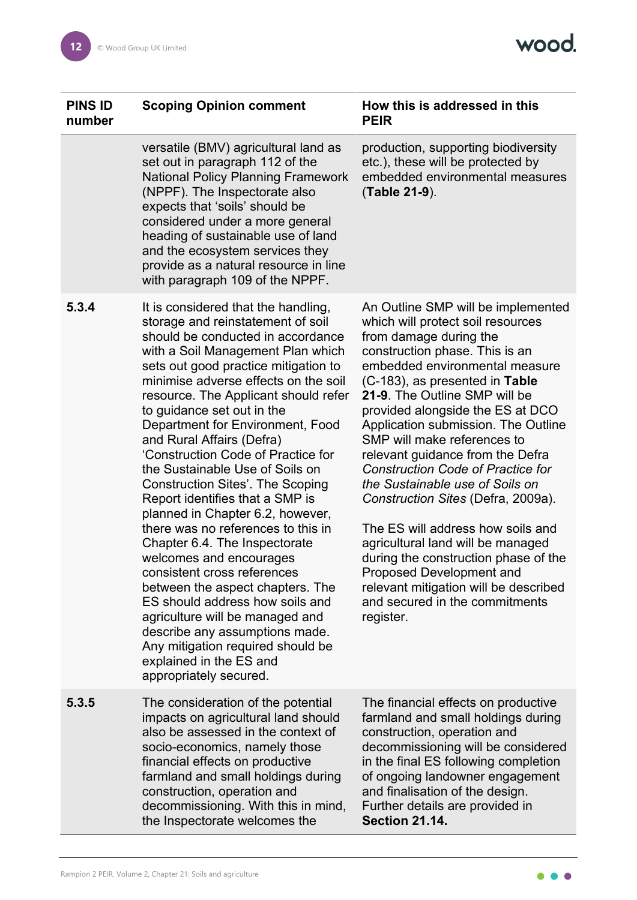| PINS ID number | Scoping Opinion comment | How this is addressed in this PEIR |
|---|---|---|
| | versatile (BMV) agricultural land as set out in paragraph 112 of the National Policy Planning Framework (NPPF). The Inspectorate also expects that 'soils' should be considered under a more general heading of sustainable use of land and the ecosystem services they provide as a natural resource in line with paragraph 109 of the NPPF. | production, supporting biodiversity etc.), these will be protected by embedded environmental measures (**Table 21-9**). |
| **5.3.4** | It is considered that the handling, storage and reinstatement of soil should be conducted in accordance with a Soil Management Plan which sets out good practice mitigation to minimise adverse effects on the soil resource. The Applicant should refer to guidance set out in the Department for Environment, Food and Rural Affairs (Defra) 'Construction Code of Practice for the Sustainable Use of Soils on Construction Sites'. The Scoping Report identifies that a SMP is planned in Chapter 6.2, however, there was no references to this in Chapter 6.4. The Inspectorate welcomes and encourages consistent cross references between the aspect chapters. The ES should address how soils and agriculture will be managed and describe any assumptions made. Any mitigation required should be explained in the ES and appropriately secured. | An Outline SMP will be implemented which will protect soil resources from damage during the construction phase. This is an embedded environmental measure (C-183), as presented in **Table 21-9**. The Outline SMP will be provided alongside the ES at DCO Application submission. The Outline SMP will make references to relevant guidance from the Defra *Construction Code of Practice for the Sustainable use of Soils on Construction Sites* (Defra, 2009a).<br><br>The ES will address how soils and agricultural land will be managed during the construction phase of the Proposed Development and relevant mitigation will be described and secured in the commitments register. |
| **5.3.5** | The consideration of the potential impacts on agricultural land should also be assessed in the context of socio-economics, namely those financial effects on productive farmland and small holdings during construction, operation and decommissioning. With this in mind, the Inspectorate welcomes the | The financial effects on productive farmland and small holdings during construction, operation and decommissioning will be considered in the final ES following completion of ongoing landowner engagement and finalisation of the design. Further details are provided in **Section 21.14.** |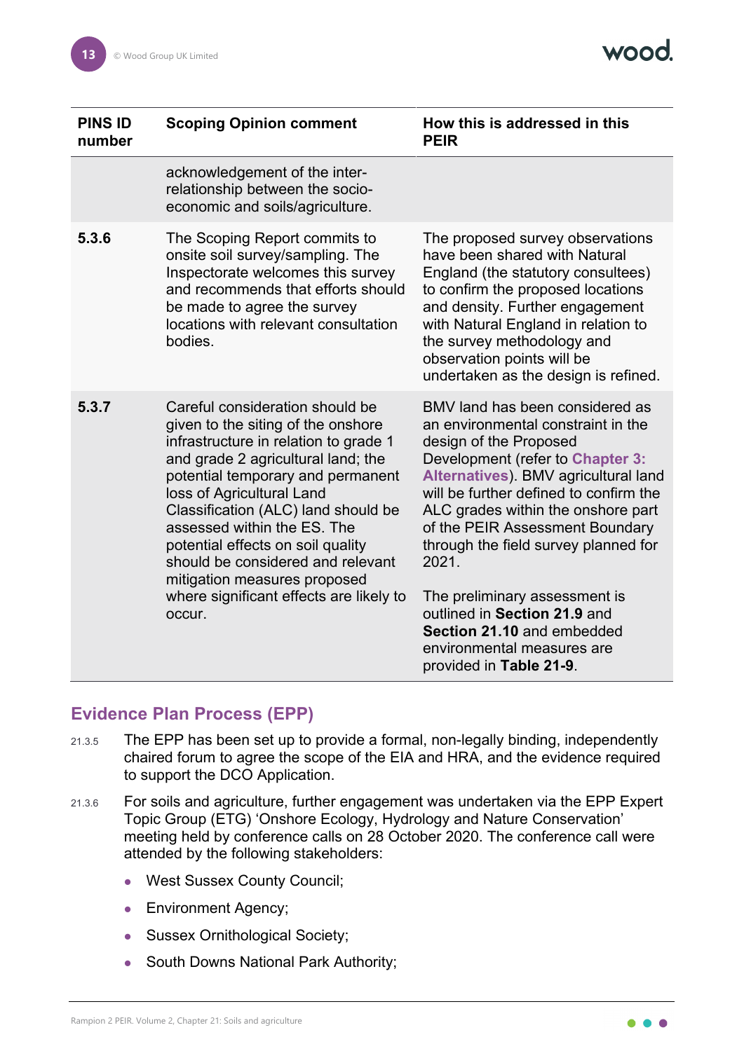| PINS ID number | Scoping Opinion comment | How this is addressed in this PEIR |
|---|---|---|
| | acknowledgement of the inter-relationship between the socio-economic and soils/agriculture. | |
| **5.3.6** | The Scoping Report commits to onsite soil survey/sampling. The Inspectorate welcomes this survey and recommends that efforts should be made to agree the survey locations with relevant consultation bodies. | The proposed survey observations have been shared with Natural England (the statutory consultees) to confirm the proposed locations and density. Further engagement with Natural England in relation to the survey methodology and observation points will be undertaken as the design is refined. |
| **5.3.7** | Careful consideration should be given to the siting of the onshore infrastructure in relation to grade 1 and grade 2 agricultural land; the potential temporary and permanent loss of Agricultural Land Classification (ALC) land should be assessed within the ES. The potential effects on soil quality should be considered and relevant mitigation measures proposed where significant effects are likely to occur. | BMV land has been considered as an environmental constraint in the design of the Proposed Development (refer to **Chapter 3: Alternatives**). BMV agricultural land will be further defined to confirm the ALC grades within the onshore part of the PEIR Assessment Boundary through the field survey planned for 2021.<br><br>The preliminary assessment is outlined in **Section 21.9** and **Section 21.10** and embedded environmental measures are provided in **Table 21-9**. |

## Evidence Plan Process (EPP)

21.3.5 The EPP has been set up to provide a formal, non-legally binding, independently chaired forum to agree the scope of the EIA and HRA, and the evidence required to support the DCO Application.

21.3.6 For soils and agriculture, further engagement was undertaken via the EPP Expert Topic Group (ETG) 'Onshore Ecology, Hydrology and Nature Conservation' meeting held by conference calls on 28 October 2020. The conference call were attended by the following stakeholders:

- West Sussex County Council;
- Environment Agency;
- Sussex Ornithological Society;
- South Downs National Park Authority;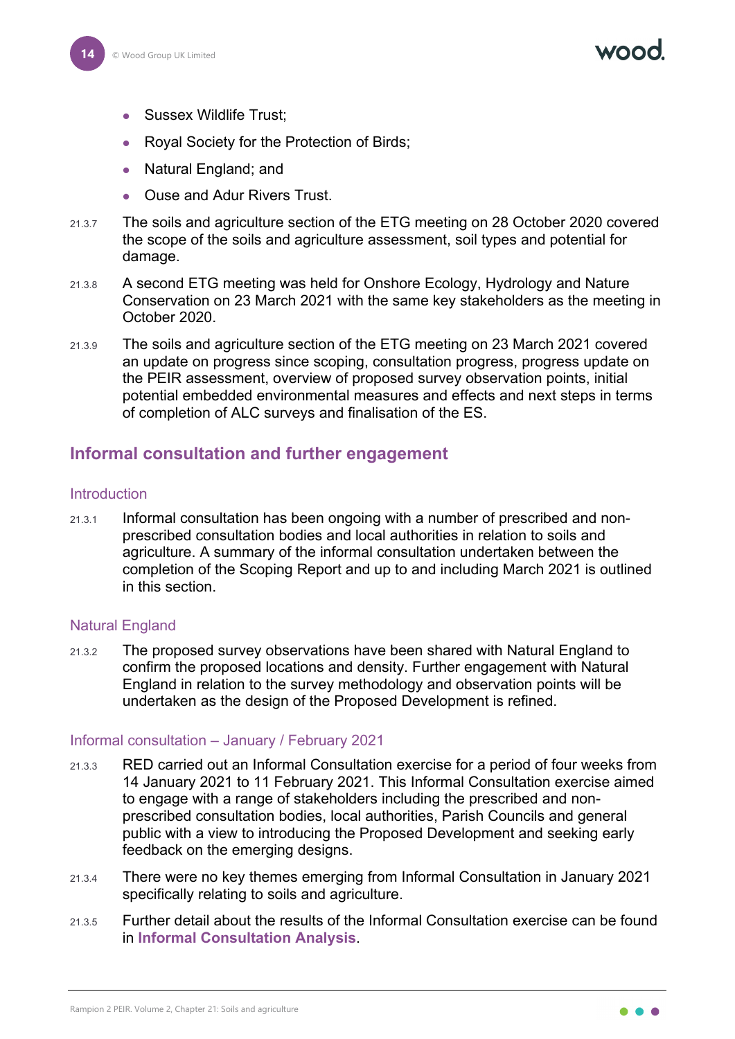- Sussex Wildlife Trust;
- Royal Society for the Protection of Birds;
- Natural England; and
- Ouse and Adur Rivers Trust.

21.3.7 The soils and agriculture section of the ETG meeting on 28 October 2020 covered the scope of the soils and agriculture assessment, soil types and potential for damage.

21.3.8 A second ETG meeting was held for Onshore Ecology, Hydrology and Nature Conservation on 23 March 2021 with the same key stakeholders as the meeting in October 2020.

21.3.9 The soils and agriculture section of the ETG meeting on 23 March 2021 covered an update on progress since scoping, consultation progress, progress update on the PEIR assessment, overview of proposed survey observation points, initial potential embedded environmental measures and effects and next steps in terms of completion of ALC surveys and finalisation of the ES.

## Informal consultation and further engagement

### Introduction

21.3.1 Informal consultation has been ongoing with a number of prescribed and non-prescribed consultation bodies and local authorities in relation to soils and agriculture. A summary of the informal consultation undertaken between the completion of the Scoping Report and up to and including March 2021 is outlined in this section.

### Natural England

21.3.2 The proposed survey observations have been shared with Natural England to confirm the proposed locations and density. Further engagement with Natural England in relation to the survey methodology and observation points will be undertaken as the design of the Proposed Development is refined.

### Informal consultation – January / February 2021

21.3.3 RED carried out an Informal Consultation exercise for a period of four weeks from 14 January 2021 to 11 February 2021. This Informal Consultation exercise aimed to engage with a range of stakeholders including the prescribed and non-prescribed consultation bodies, local authorities, Parish Councils and general public with a view to introducing the Proposed Development and seeking early feedback on the emerging designs.

21.3.4 There were no key themes emerging from Informal Consultation in January 2021 specifically relating to soils and agriculture.

21.3.5 Further detail about the results of the Informal Consultation exercise can be found in **Informal Consultation Analysis**.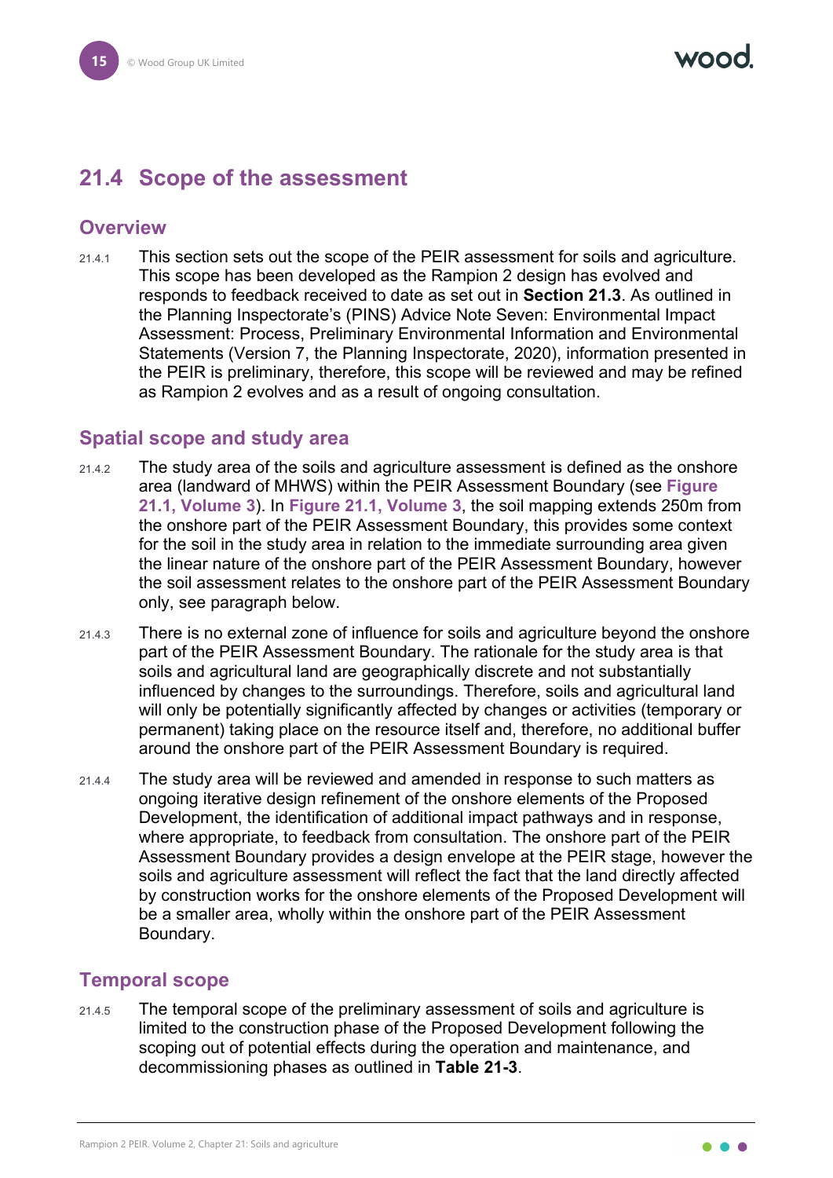## 21.4 Scope of the assessment

### Overview

21.4.1 This section sets out the scope of the PEIR assessment for soils and agriculture. This scope has been developed as the Rampion 2 design has evolved and responds to feedback received to date as set out in **Section 21.3**. As outlined in the Planning Inspectorate's (PINS) Advice Note Seven: Environmental Impact Assessment: Process, Preliminary Environmental Information and Environmental Statements (Version 7, the Planning Inspectorate, 2020), information presented in the PEIR is preliminary, therefore, this scope will be reviewed and may be refined as Rampion 2 evolves and as a result of ongoing consultation.

### Spatial scope and study area

21.4.2 The study area of the soils and agriculture assessment is defined as the onshore area (landward of MHWS) within the PEIR Assessment Boundary (see **Figure 21.1, Volume 3**). In **Figure 21.1, Volume 3**, the soil mapping extends 250m from the onshore part of the PEIR Assessment Boundary, this provides some context for the soil in the study area in relation to the immediate surrounding area given the linear nature of the onshore part of the PEIR Assessment Boundary, however the soil assessment relates to the onshore part of the PEIR Assessment Boundary only, see paragraph below.

21.4.3 There is no external zone of influence for soils and agriculture beyond the onshore part of the PEIR Assessment Boundary. The rationale for the study area is that soils and agricultural land are geographically discrete and not substantially influenced by changes to the surroundings. Therefore, soils and agricultural land will only be potentially significantly affected by changes or activities (temporary or permanent) taking place on the resource itself and, therefore, no additional buffer around the onshore part of the PEIR Assessment Boundary is required.

21.4.4 The study area will be reviewed and amended in response to such matters as ongoing iterative design refinement of the onshore elements of the Proposed Development, the identification of additional impact pathways and in response, where appropriate, to feedback from consultation. The onshore part of the PEIR Assessment Boundary provides a design envelope at the PEIR stage, however the soils and agriculture assessment will reflect the fact that the land directly affected by construction works for the onshore elements of the Proposed Development will be a smaller area, wholly within the onshore part of the PEIR Assessment Boundary.

### Temporal scope

21.4.5 The temporal scope of the preliminary assessment of soils and agriculture is limited to the construction phase of the Proposed Development following the scoping out of potential effects during the operation and maintenance, and decommissioning phases as outlined in **Table 21-3**.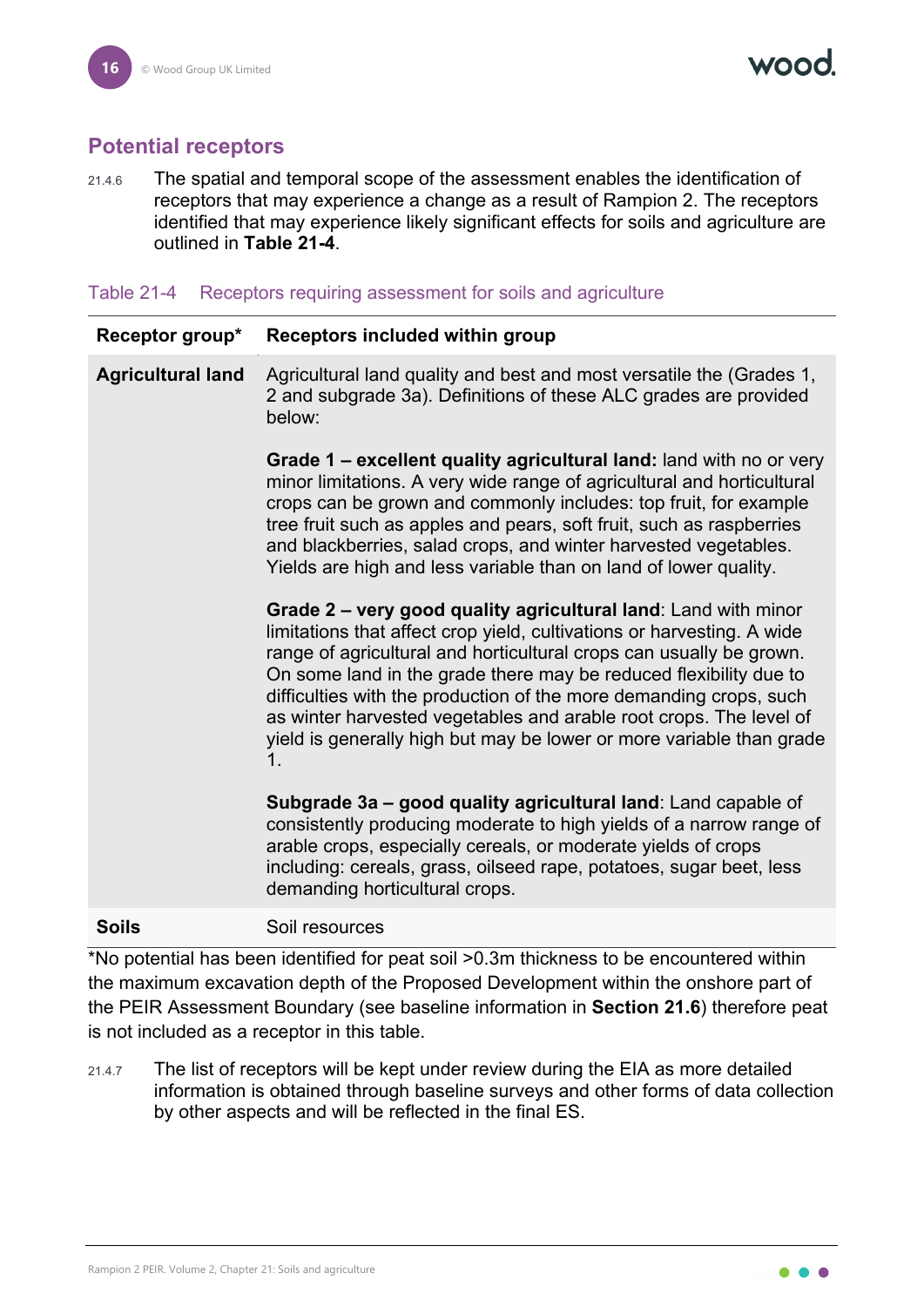## Potential receptors

21.4.6 The spatial and temporal scope of the assessment enables the identification of receptors that may experience a change as a result of Rampion 2. The receptors identified that may experience likely significant effects for soils and agriculture are outlined in **Table 21-4**.

Table 21-4 Receptors requiring assessment for soils and agriculture

| Receptor group* | Receptors included within group |
|---|---|
| **Agricultural land** | Agricultural land quality and best and most versatile the (Grades 1, 2 and subgrade 3a). Definitions of these ALC grades are provided below:<br><br>**Grade 1 – excellent quality agricultural land:** land with no or very minor limitations. A very wide range of agricultural and horticultural crops can be grown and commonly includes: top fruit, for example tree fruit such as apples and pears, soft fruit, such as raspberries and blackberries, salad crops, and winter harvested vegetables. Yields are high and less variable than on land of lower quality.<br><br>**Grade 2 – very good quality agricultural land**: Land with minor limitations that affect crop yield, cultivations or harvesting. A wide range of agricultural and horticultural crops can usually be grown. On some land in the grade there may be reduced flexibility due to difficulties with the production of the more demanding crops, such as winter harvested vegetables and arable root crops. The level of yield is generally high but may be lower or more variable than grade 1.<br><br>**Subgrade 3a – good quality agricultural land**: Land capable of consistently producing moderate to high yields of a narrow range of arable crops, especially cereals, or moderate yields of crops including: cereals, grass, oilseed rape, potatoes, sugar beet, less demanding horticultural crops. |
| **Soils** | Soil resources |

*No potential has been identified for peat soil >0.3m thickness to be encountered within the maximum excavation depth of the Proposed Development within the onshore part of the PEIR Assessment Boundary (see baseline information in **Section 21.6**) therefore peat is not included as a receptor in this table.

21.4.7 The list of receptors will be kept under review during the EIA as more detailed information is obtained through baseline surveys and other forms of data collection by other aspects and will be reflected in the final ES.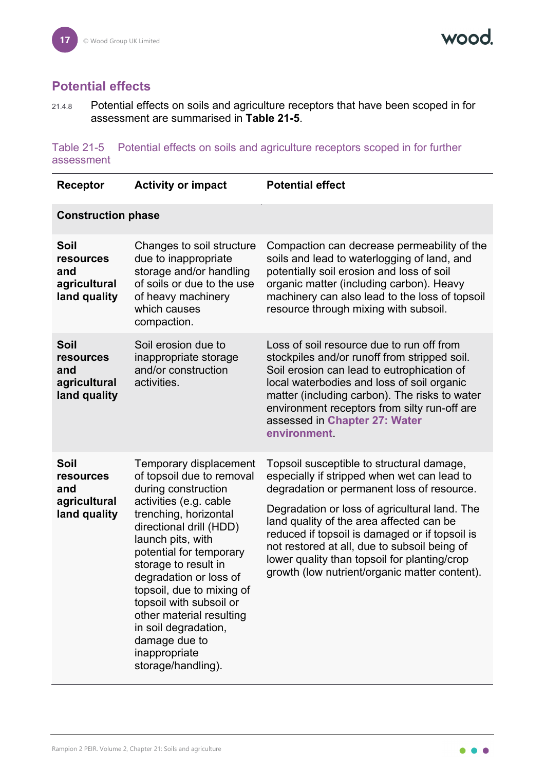## Potential effects

21.4.8 Potential effects on soils and agriculture receptors that have been scoped in for assessment are summarised in **Table 21-5**.

Table 21-5 Potential effects on soils and agriculture receptors scoped in for further assessment

| Receptor | Activity or impact | Potential effect |
|---|---|---|
| **Construction phase** | | |
| **Soil resources and agricultural land quality** | Changes to soil structure due to inappropriate storage and/or handling of soils or due to the use of heavy machinery which causes compaction. | Compaction can decrease permeability of the soils and lead to waterlogging of land, and potentially soil erosion and loss of soil organic matter (including carbon). Heavy machinery can also lead to the loss of topsoil resource through mixing with subsoil. |
| **Soil resources and agricultural land quality** | Soil erosion due to inappropriate storage and/or construction activities. | Loss of soil resource due to run off from stockpiles and/or runoff from stripped soil. Soil erosion can lead to eutrophication of local waterbodies and loss of soil organic matter (including carbon). The risks to water environment receptors from silty run-off are assessed in **Chapter 27: Water environment**. |
| **Soil resources and agricultural land quality** | Temporary displacement of topsoil due to removal during construction activities (e.g. cable trenching, horizontal directional drill (HDD) launch pits, with potential for temporary storage to result in degradation or loss of topsoil, due to mixing of topsoil with subsoil or other material resulting in soil degradation, damage due to inappropriate storage/handling). | Topsoil susceptible to structural damage, especially if stripped when wet can lead to degradation or permanent loss of resource.<br><br>Degradation or loss of agricultural land. The land quality of the area affected can be reduced if topsoil is damaged or if topsoil is not restored at all, due to subsoil being of lower quality than topsoil for planting/crop growth (low nutrient/organic matter content). |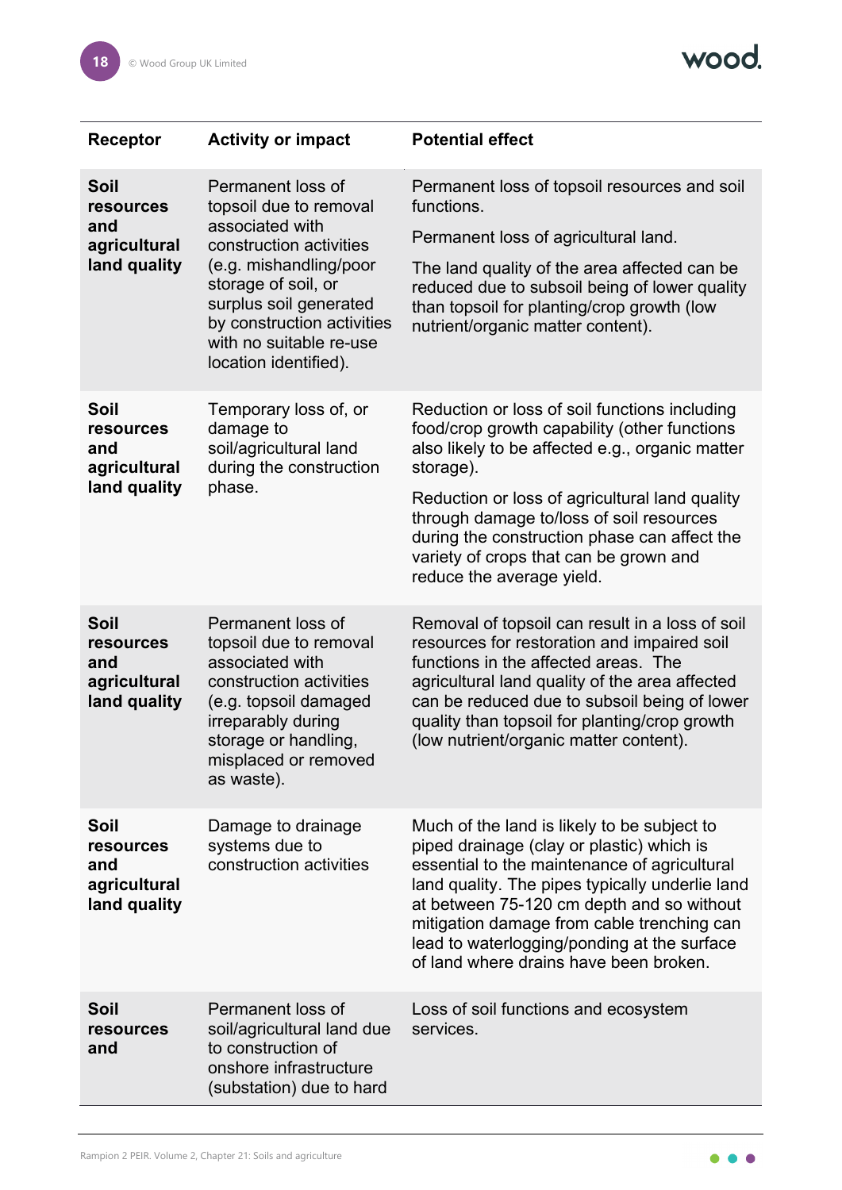| Receptor | Activity or impact | Potential effect |
|---|---|---|
| **Soil resources and agricultural land quality** | Permanent loss of topsoil due to removal associated with construction activities (e.g. mishandling/poor storage of soil, or surplus soil generated by construction activities with no suitable re-use location identified). | Permanent loss of topsoil resources and soil functions.<br><br>Permanent loss of agricultural land.<br><br>The land quality of the area affected can be reduced due to subsoil being of lower quality than topsoil for planting/crop growth (low nutrient/organic matter content). |
| **Soil resources and agricultural land quality** | Temporary loss of, or damage to soil/agricultural land during the construction phase. | Reduction or loss of soil functions including food/crop growth capability (other functions also likely to be affected e.g., organic matter storage).<br><br>Reduction or loss of agricultural land quality through damage to/loss of soil resources during the construction phase can affect the variety of crops that can be grown and reduce the average yield. |
| **Soil resources and agricultural land quality** | Permanent loss of topsoil due to removal associated with construction activities (e.g. topsoil damaged irreparably during storage or handling, misplaced or removed as waste). | Removal of topsoil can result in a loss of soil resources for restoration and impaired soil functions in the affected areas. The agricultural land quality of the area affected can be reduced due to subsoil being of lower quality than topsoil for planting/crop growth (low nutrient/organic matter content). |
| **Soil resources and agricultural land quality** | Damage to drainage systems due to construction activities | Much of the land is likely to be subject to piped drainage (clay or plastic) which is essential to the maintenance of agricultural land quality. The pipes typically underlie land at between 75-120 cm depth and so without mitigation damage from cable trenching can lead to waterlogging/ponding at the surface of land where drains have been broken. |
| **Soil resources and** | Permanent loss of soil/agricultural land due to construction of onshore infrastructure (substation) due to hard | Loss of soil functions and ecosystem services. |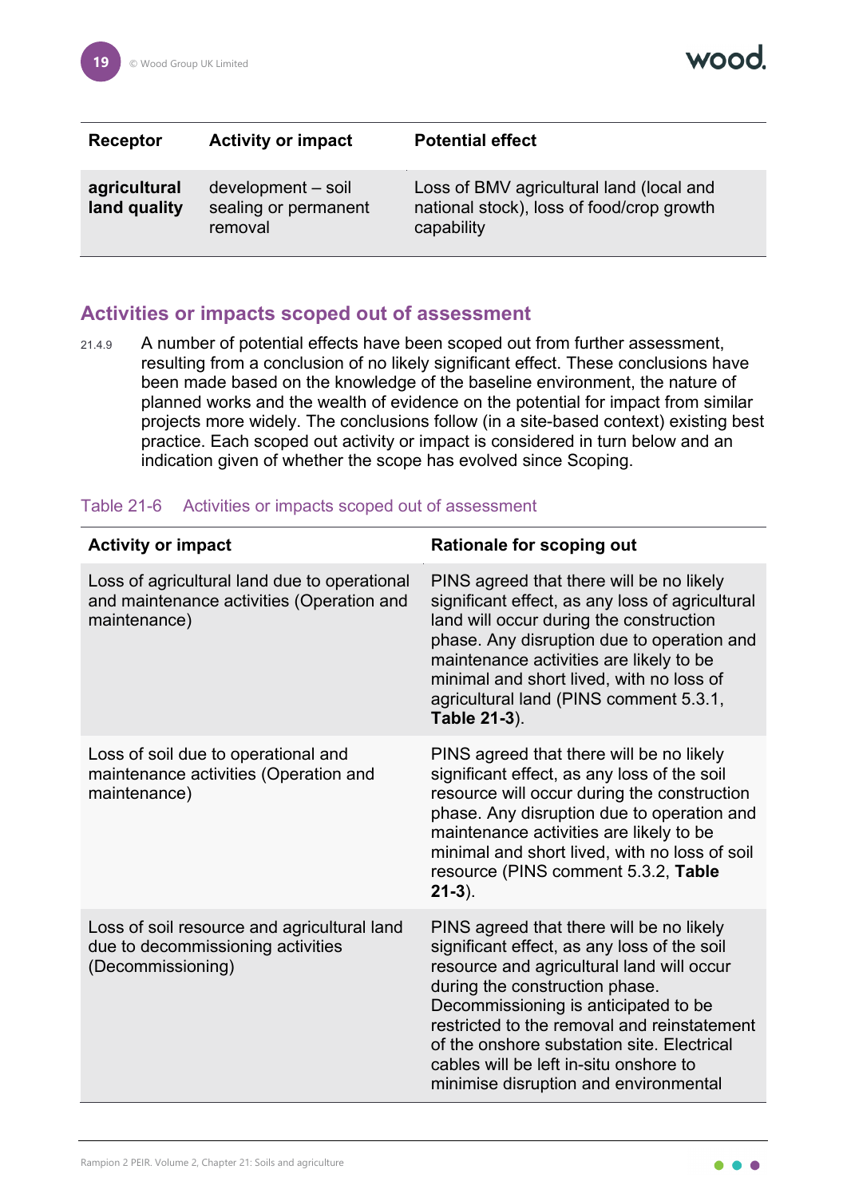| Receptor | Activity or impact | Potential effect |
|---|---|---|
| **agricultural land quality** | development – soil sealing or permanent removal | Loss of BMV agricultural land (local and national stock), loss of food/crop growth capability |

## Activities or impacts scoped out of assessment

21.4.9 A number of potential effects have been scoped out from further assessment, resulting from a conclusion of no likely significant effect. These conclusions have been made based on the knowledge of the baseline environment, the nature of planned works and the wealth of evidence on the potential for impact from similar projects more widely. The conclusions follow (in a site-based context) existing best practice. Each scoped out activity or impact is considered in turn below and an indication given of whether the scope has evolved since Scoping.

Table 21-6 Activities or impacts scoped out of assessment

| Activity or impact | Rationale for scoping out |
|---|---|
| Loss of agricultural land due to operational and maintenance activities (Operation and maintenance) | PINS agreed that there will be no likely significant effect, as any loss of agricultural land will occur during the construction phase. Any disruption due to operation and maintenance activities are likely to be minimal and short lived, with no loss of agricultural land (PINS comment 5.3.1, **Table 21-3**). |
| Loss of soil due to operational and maintenance activities (Operation and maintenance) | PINS agreed that there will be no likely significant effect, as any loss of the soil resource will occur during the construction phase. Any disruption due to operation and maintenance activities are likely to be minimal and short lived, with no loss of soil resource (PINS comment 5.3.2, **Table 21-3**). |
| Loss of soil resource and agricultural land due to decommissioning activities (Decommissioning) | PINS agreed that there will be no likely significant effect, as any loss of the soil resource and agricultural land will occur during the construction phase. Decommissioning is anticipated to be restricted to the removal and reinstatement of the onshore substation site. Electrical cables will be left in-situ onshore to minimise disruption and environmental |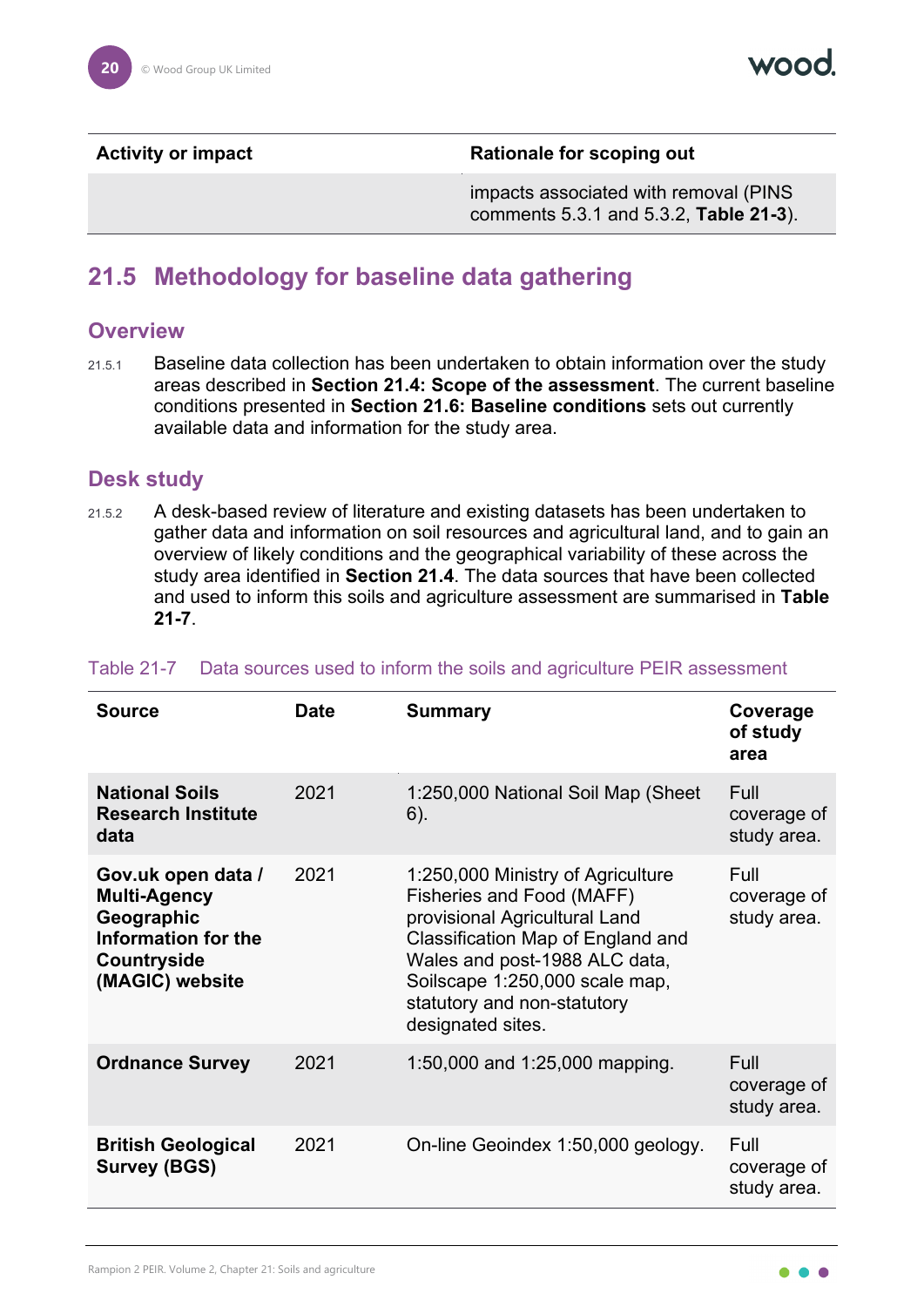| Activity or impact | Rationale for scoping out |
|---|---|
| | impacts associated with removal (PINS comments 5.3.1 and 5.3.2, **Table 21-3**). |

## 21.5 Methodology for baseline data gathering

### Overview

21.5.1 Baseline data collection has been undertaken to obtain information over the study areas described in **Section 21.4: Scope of the assessment**. The current baseline conditions presented in **Section 21.6: Baseline conditions** sets out currently available data and information for the study area.

### Desk study

21.5.2 A desk-based review of literature and existing datasets has been undertaken to gather data and information on soil resources and agricultural land, and to gain an overview of likely conditions and the geographical variability of these across the study area identified in **Section 21.4**. The data sources that have been collected and used to inform this soils and agriculture assessment are summarised in **Table 21-7**.

Table 21-7 Data sources used to inform the soils and agriculture PEIR assessment

| Source | Date | Summary | Coverage of study area |
|---|---|---|---|
| **National Soils Research Institute data** | 2021 | 1:250,000 National Soil Map (Sheet 6). | Full coverage of study area. |
| **Gov.uk open data / Multi-Agency Geographic Information for the Countryside (MAGIC) website** | 2021 | 1:250,000 Ministry of Agriculture Fisheries and Food (MAFF) provisional Agricultural Land Classification Map of England and Wales and post-1988 ALC data, Soilscape 1:250,000 scale map, statutory and non-statutory designated sites. | Full coverage of study area. |
| **Ordnance Survey** | 2021 | 1:50,000 and 1:25,000 mapping. | Full coverage of study area. |
| **British Geological Survey (BGS)** | 2021 | On-line Geoindex 1:50,000 geology. | Full coverage of study area. |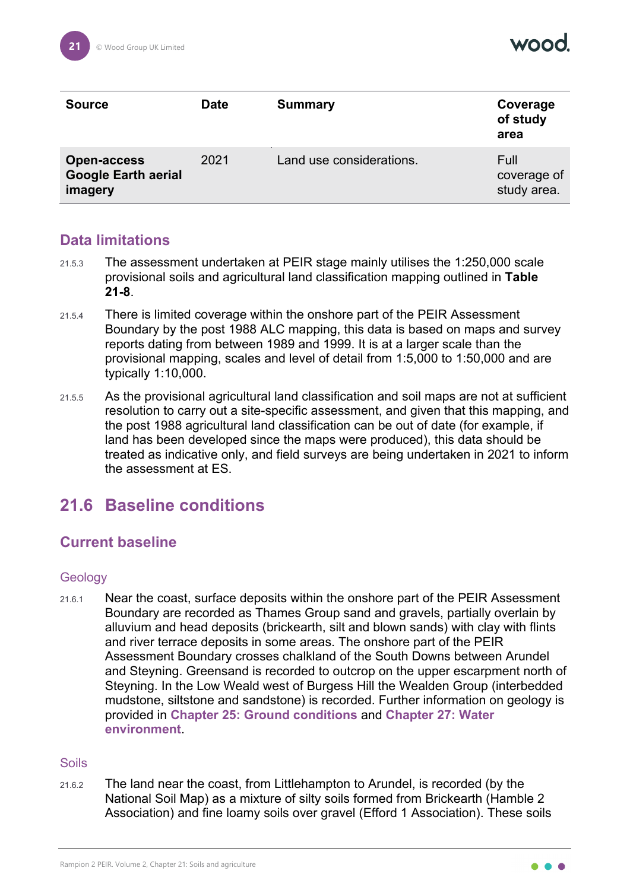| Source | Date | Summary | Coverage of study area |
|---|---|---|---|
| **Open-access Google Earth aerial imagery** | 2021 | Land use considerations. | Full coverage of study area. |

### Data limitations

21.5.3 The assessment undertaken at PEIR stage mainly utilises the 1:250,000 scale provisional soils and agricultural land classification mapping outlined in **Table 21-8**.

21.5.4 There is limited coverage within the onshore part of the PEIR Assessment Boundary by the post 1988 ALC mapping, this data is based on maps and survey reports dating from between 1989 and 1999. It is at a larger scale than the provisional mapping, scales and level of detail from 1:5,000 to 1:50,000 and are typically 1:10,000.

21.5.5 As the provisional agricultural land classification and soil maps are not at sufficient resolution to carry out a site-specific assessment, and given that this mapping, and the post 1988 agricultural land classification can be out of date (for example, if land has been developed since the maps were produced), this data should be treated as indicative only, and field surveys are being undertaken in 2021 to inform the assessment at ES.

## 21.6 Baseline conditions

### Current baseline

#### Geology

21.6.1 Near the coast, surface deposits within the onshore part of the PEIR Assessment Boundary are recorded as Thames Group sand and gravels, partially overlain by alluvium and head deposits (brickearth, silt and blown sands) with clay with flints and river terrace deposits in some areas. The onshore part of the PEIR Assessment Boundary crosses chalkland of the South Downs between Arundel and Steyning. Greensand is recorded to outcrop on the upper escarpment north of Steyning. In the Low Weald west of Burgess Hill the Wealden Group (interbedded mudstone, siltstone and sandstone) is recorded. Further information on geology is provided in **Chapter 25: Ground conditions** and **Chapter 27: Water environment**.

#### Soils

21.6.2 The land near the coast, from Littlehampton to Arundel, is recorded (by the National Soil Map) as a mixture of silty soils formed from Brickearth (Hamble 2 Association) and fine loamy soils over gravel (Efford 1 Association). These soils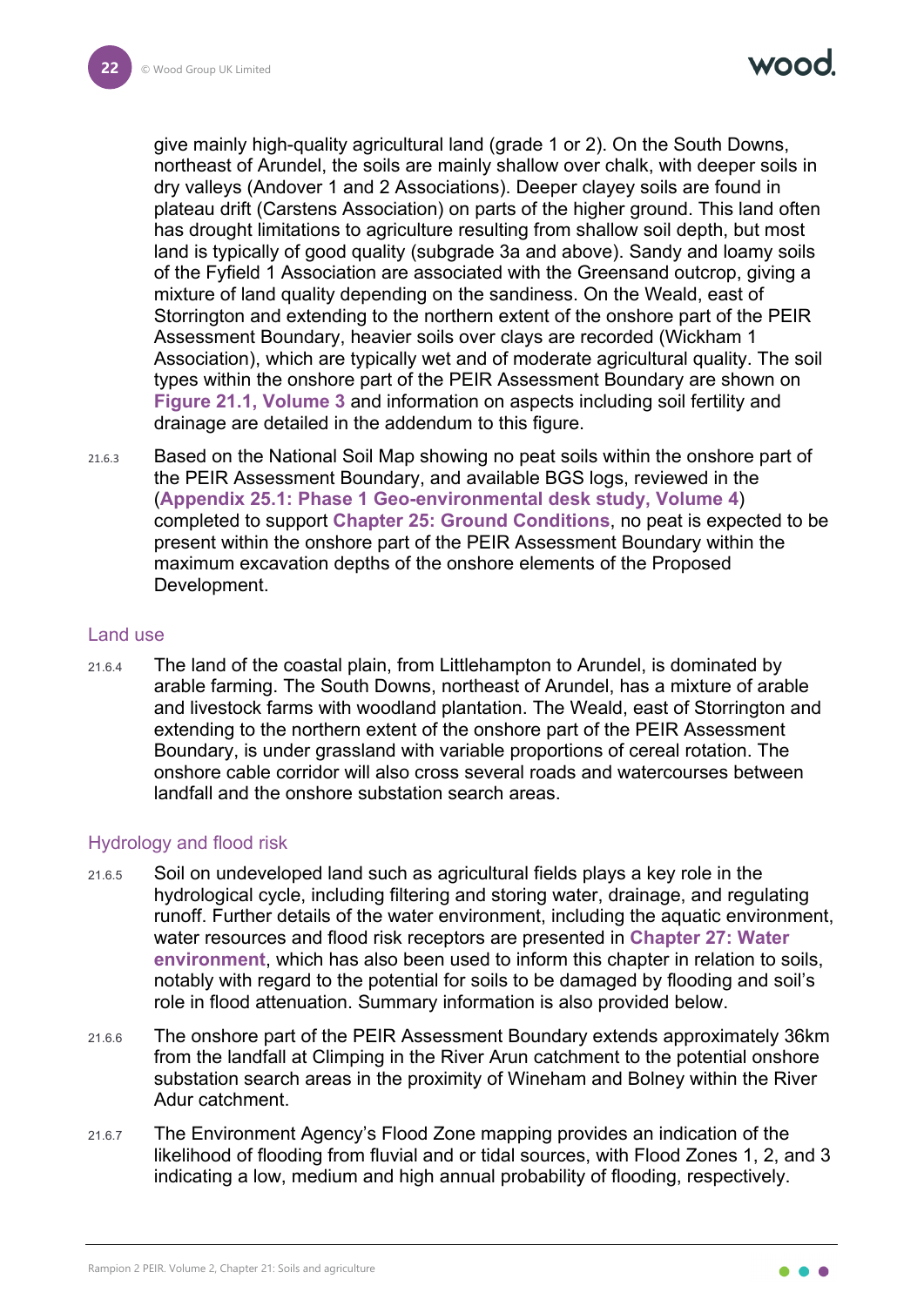give mainly high-quality agricultural land (grade 1 or 2). On the South Downs, northeast of Arundel, the soils are mainly shallow over chalk, with deeper soils in dry valleys (Andover 1 and 2 Associations). Deeper clayey soils are found in plateau drift (Carstens Association) on parts of the higher ground. This land often has drought limitations to agriculture resulting from shallow soil depth, but most land is typically of good quality (subgrade 3a and above). Sandy and loamy soils of the Fyfield 1 Association are associated with the Greensand outcrop, giving a mixture of land quality depending on the sandiness. On the Weald, east of Storrington and extending to the northern extent of the onshore part of the PEIR Assessment Boundary, heavier soils over clays are recorded (Wickham 1 Association), which are typically wet and of moderate agricultural quality. The soil types within the onshore part of the PEIR Assessment Boundary are shown on **Figure 21.1, Volume 3** and information on aspects including soil fertility and drainage are detailed in the addendum to this figure.

21.6.3 Based on the National Soil Map showing no peat soils within the onshore part of the PEIR Assessment Boundary, and available BGS logs, reviewed in the (**Appendix 25.1: Phase 1 Geo-environmental desk study, Volume 4**) completed to support **Chapter 25: Ground Conditions**, no peat is expected to be present within the onshore part of the PEIR Assessment Boundary within the maximum excavation depths of the onshore elements of the Proposed Development.

## Land use

21.6.4 The land of the coastal plain, from Littlehampton to Arundel, is dominated by arable farming. The South Downs, northeast of Arundel, has a mixture of arable and livestock farms with woodland plantation. The Weald, east of Storrington and extending to the northern extent of the onshore part of the PEIR Assessment Boundary, is under grassland with variable proportions of cereal rotation. The onshore cable corridor will also cross several roads and watercourses between landfall and the onshore substation search areas.

## Hydrology and flood risk

21.6.5 Soil on undeveloped land such as agricultural fields plays a key role in the hydrological cycle, including filtering and storing water, drainage, and regulating runoff. Further details of the water environment, including the aquatic environment, water resources and flood risk receptors are presented in **Chapter 27: Water environment**, which has also been used to inform this chapter in relation to soils, notably with regard to the potential for soils to be damaged by flooding and soil's role in flood attenuation. Summary information is also provided below.

21.6.6 The onshore part of the PEIR Assessment Boundary extends approximately 36km from the landfall at Climping in the River Arun catchment to the potential onshore substation search areas in the proximity of Wineham and Bolney within the River Adur catchment.

21.6.7 The Environment Agency's Flood Zone mapping provides an indication of the likelihood of flooding from fluvial and or tidal sources, with Flood Zones 1, 2, and 3 indicating a low, medium and high annual probability of flooding, respectively.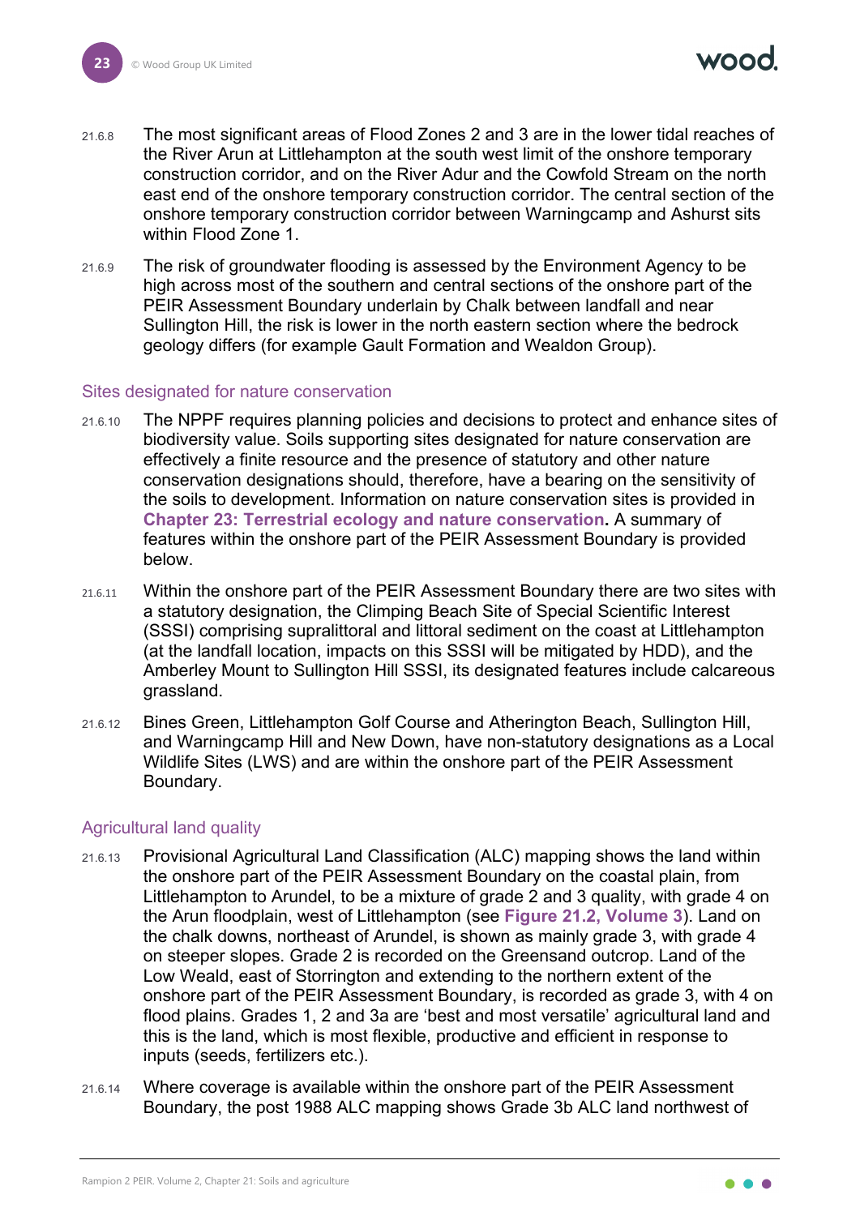21.6.8 The most significant areas of Flood Zones 2 and 3 are in the lower tidal reaches of the River Arun at Littlehampton at the south west limit of the onshore temporary construction corridor, and on the River Adur and the Cowfold Stream on the north east end of the onshore temporary construction corridor. The central section of the onshore temporary construction corridor between Warningcamp and Ashurst sits within Flood Zone 1.

21.6.9 The risk of groundwater flooding is assessed by the Environment Agency to be high across most of the southern and central sections of the onshore part of the PEIR Assessment Boundary underlain by Chalk between landfall and near Sullington Hill, the risk is lower in the north eastern section where the bedrock geology differs (for example Gault Formation and Wealdon Group).

### Sites designated for nature conservation

21.6.10 The NPPF requires planning policies and decisions to protect and enhance sites of biodiversity value. Soils supporting sites designated for nature conservation are effectively a finite resource and the presence of statutory and other nature conservation designations should, therefore, have a bearing on the sensitivity of the soils to development. Information on nature conservation sites is provided in **Chapter 23: Terrestrial ecology and nature conservation.** A summary of features within the onshore part of the PEIR Assessment Boundary is provided below.

21.6.11 Within the onshore part of the PEIR Assessment Boundary there are two sites with a statutory designation, the Climping Beach Site of Special Scientific Interest (SSSI) comprising supralittoral and littoral sediment on the coast at Littlehampton (at the landfall location, impacts on this SSSI will be mitigated by HDD), and the Amberley Mount to Sullington Hill SSSI, its designated features include calcareous grassland.

21.6.12 Bines Green, Littlehampton Golf Course and Atherington Beach, Sullington Hill, and Warningcamp Hill and New Down, have non-statutory designations as a Local Wildlife Sites (LWS) and are within the onshore part of the PEIR Assessment Boundary.

### Agricultural land quality

21.6.13 Provisional Agricultural Land Classification (ALC) mapping shows the land within the onshore part of the PEIR Assessment Boundary on the coastal plain, from Littlehampton to Arundel, to be a mixture of grade 2 and 3 quality, with grade 4 on the Arun floodplain, west of Littlehampton (see **Figure 21.2, Volume 3**). Land on the chalk downs, northeast of Arundel, is shown as mainly grade 3, with grade 4 on steeper slopes. Grade 2 is recorded on the Greensand outcrop. Land of the Low Weald, east of Storrington and extending to the northern extent of the onshore part of the PEIR Assessment Boundary, is recorded as grade 3, with 4 on flood plains. Grades 1, 2 and 3a are 'best and most versatile' agricultural land and this is the land, which is most flexible, productive and efficient in response to inputs (seeds, fertilizers etc.).

21.6.14 Where coverage is available within the onshore part of the PEIR Assessment Boundary, the post 1988 ALC mapping shows Grade 3b ALC land northwest of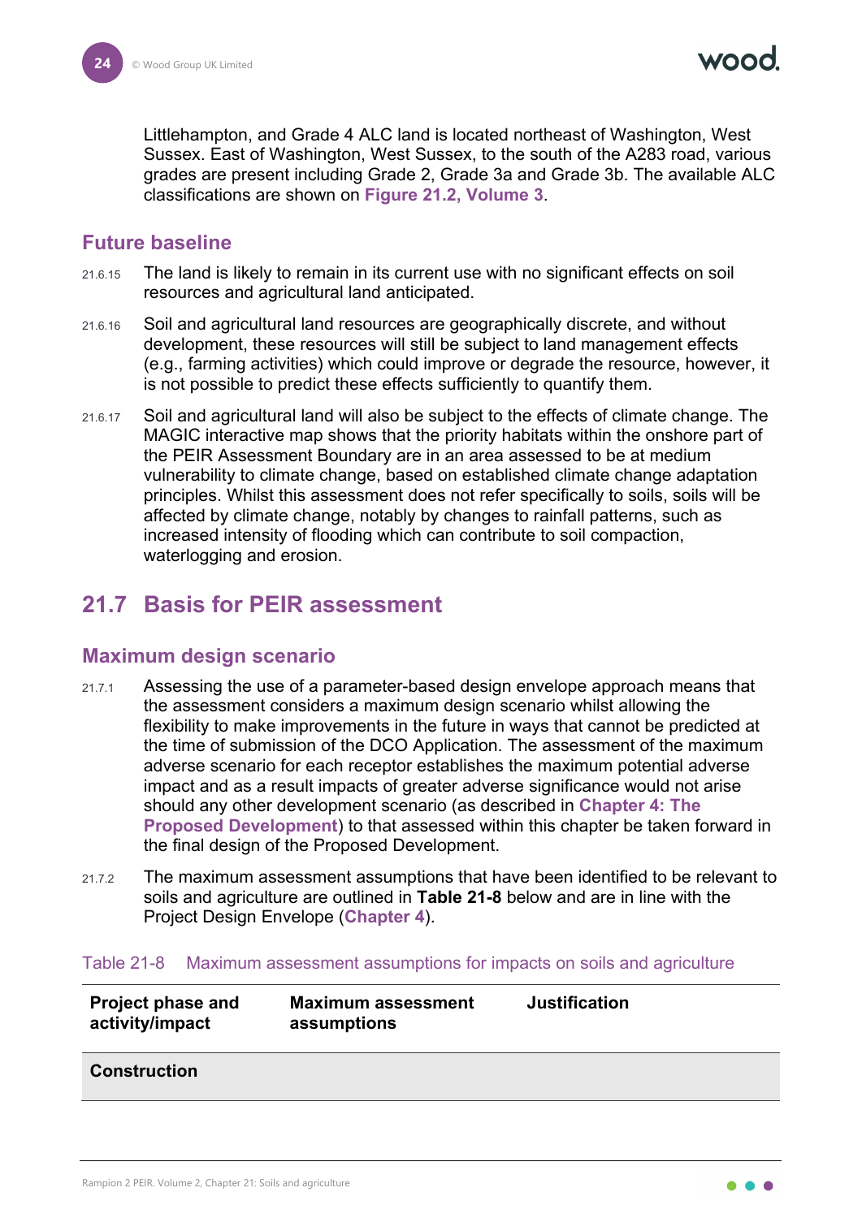Littlehampton, and Grade 4 ALC land is located northeast of Washington, West Sussex. East of Washington, West Sussex, to the south of the A283 road, various grades are present including Grade 2, Grade 3a and Grade 3b. The available ALC classifications are shown on **Figure 21.2, Volume 3**.

### Future baseline

21.6.15 The land is likely to remain in its current use with no significant effects on soil resources and agricultural land anticipated.

21.6.16 Soil and agricultural land resources are geographically discrete, and without development, these resources will still be subject to land management effects (e.g., farming activities) which could improve or degrade the resource, however, it is not possible to predict these effects sufficiently to quantify them.

21.6.17 Soil and agricultural land will also be subject to the effects of climate change. The MAGIC interactive map shows that the priority habitats within the onshore part of the PEIR Assessment Boundary are in an area assessed to be at medium vulnerability to climate change, based on established climate change adaptation principles. Whilst this assessment does not refer specifically to soils, soils will be affected by climate change, notably by changes to rainfall patterns, such as increased intensity of flooding which can contribute to soil compaction, waterlogging and erosion.

## 21.7 Basis for PEIR assessment

### Maximum design scenario

21.7.1 Assessing the use of a parameter-based design envelope approach means that the assessment considers a maximum design scenario whilst allowing the flexibility to make improvements in the future in ways that cannot be predicted at the time of submission of the DCO Application. The assessment of the maximum adverse scenario for each receptor establishes the maximum potential adverse impact and as a result impacts of greater adverse significance would not arise should any other development scenario (as described in **Chapter 4: The Proposed Development**) to that assessed within this chapter be taken forward in the final design of the Proposed Development.

21.7.2 The maximum assessment assumptions that have been identified to be relevant to soils and agriculture are outlined in **Table 21-8** below and are in line with the Project Design Envelope (**Chapter 4**).

Table 21-8 Maximum assessment assumptions for impacts on soils and agriculture

| Project phase and activity/impact | Maximum assessment assumptions | Justification |
|---|---|---|
| **Construction** | | |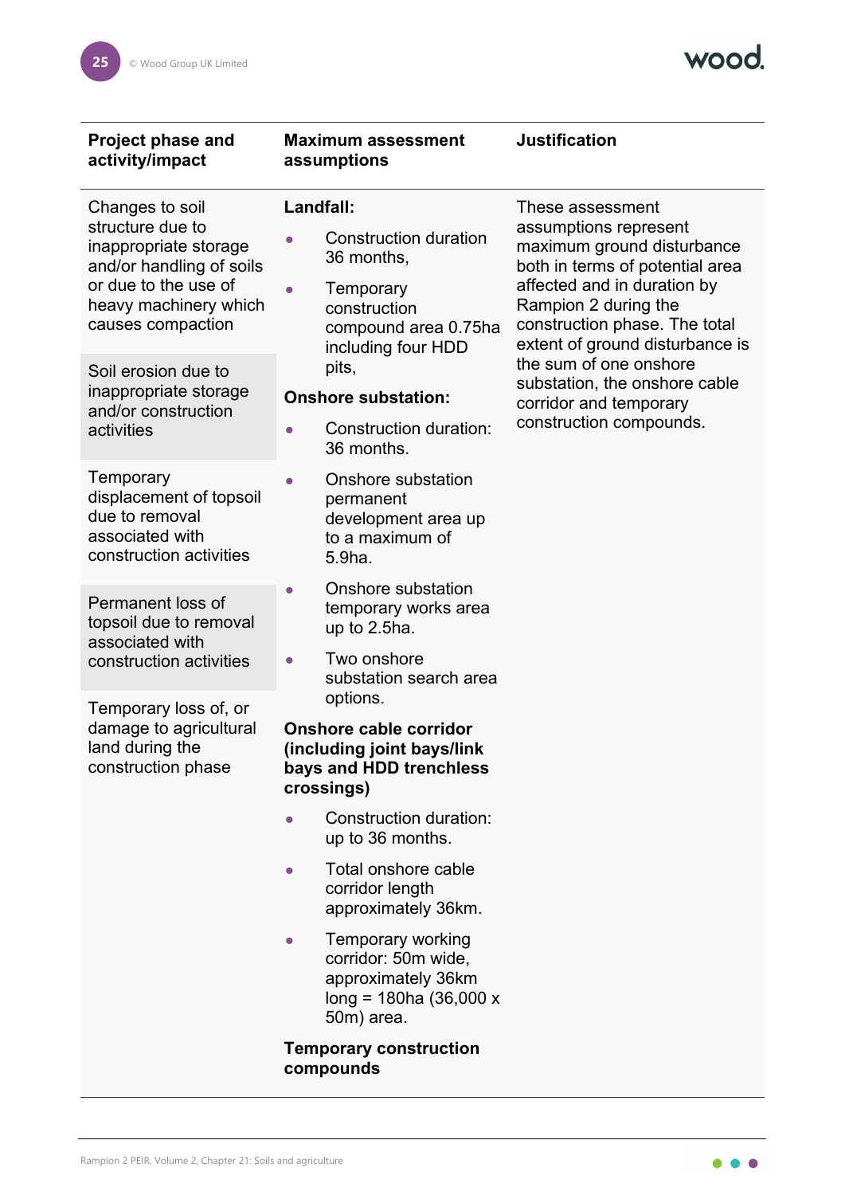| Project phase and activity/impact | Maximum assessment assumptions | Justification |
| --- | --- | --- |
| Changes to soil structure due to inappropriate storage and/or handling of soils or due to the use of heavy machinery which causes compaction<br><br>Soil erosion due to inappropriate storage and/or construction activities<br><br>Temporary displacement of topsoil due to removal associated with construction activities<br><br>Permanent loss of topsoil due to removal associated with construction activities<br><br>Temporary loss of, or damage to agricultural land during the construction phase | **Landfall:**<br>• Construction duration 36 months,<br>• Temporary construction compound area 0.75ha including four HDD pits,<br>**Onshore substation:**<br>• Construction duration: 36 months.<br>• Onshore substation permanent development area up to a maximum of 5.9ha.<br>• Onshore substation temporary works area up to 2.5ha.<br>• Two onshore substation search area options.<br>**Onshore cable corridor (including joint bays/link bays and HDD trenchless crossings)**<br>• Construction duration: up to 36 months.<br>• Total onshore cable corridor length approximately 36km.<br>• Temporary working corridor: 50m wide, approximately 36km long = 180ha (36,000 x 50m) area.<br>**Temporary construction compounds** | These assessment assumptions represent maximum ground disturbance both in terms of potential area affected and in duration by Rampion 2 during the construction phase. The total extent of ground disturbance is the sum of one onshore substation, the onshore cable corridor and temporary construction compounds. |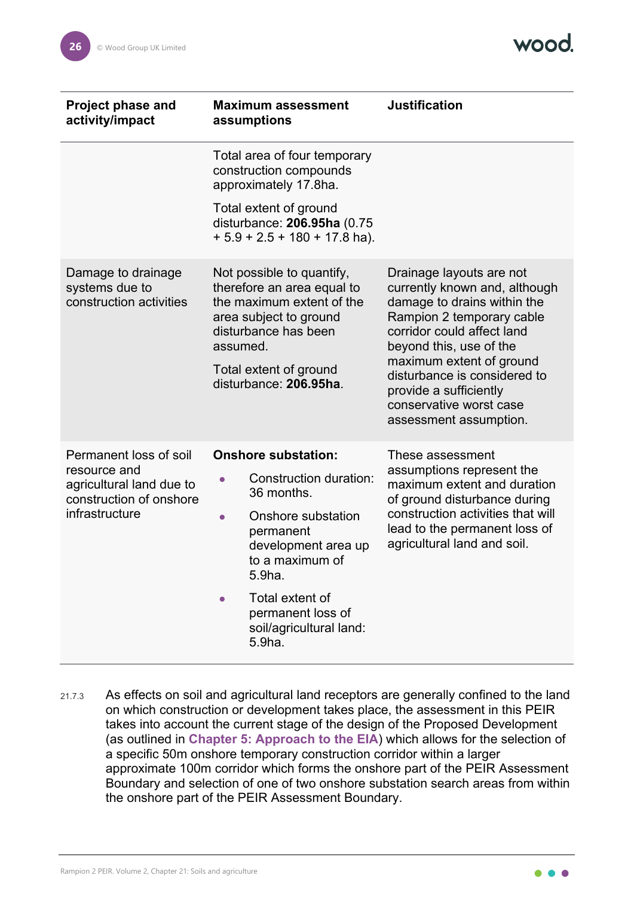| Project phase and activity/impact | Maximum assessment assumptions | Justification |
|---|---|---|
| | Total area of four temporary construction compounds approximately 17.8ha.<br><br>Total extent of ground disturbance: **206.95ha** (0.75 + 5.9 + 2.5 + 180 + 17.8 ha). | |
| Damage to drainage systems due to construction activities | Not possible to quantify, therefore an area equal to the maximum extent of the area subject to ground disturbance has been assumed.<br><br>Total extent of ground disturbance: **206.95ha**. | Drainage layouts are not currently known and, although damage to drains within the Rampion 2 temporary cable corridor could affect land beyond this, use of the maximum extent of ground disturbance is considered to provide a sufficiently conservative worst case assessment assumption. |
| Permanent loss of soil resource and agricultural land due to construction of onshore infrastructure | **Onshore substation:**<br>• Construction duration: 36 months.<br>• Onshore substation permanent development area up to a maximum of 5.9ha.<br>• Total extent of permanent loss of soil/agricultural land: 5.9ha. | These assessment assumptions represent the maximum extent and duration of ground disturbance during construction activities that will lead to the permanent loss of agricultural land and soil. |

21.7.3 As effects on soil and agricultural land receptors are generally confined to the land on which construction or development takes place, the assessment in this PEIR takes into account the current stage of the design of the Proposed Development (as outlined in **Chapter 5: Approach to the EIA**) which allows for the selection of a specific 50m onshore temporary construction corridor within a larger approximate 100m corridor which forms the onshore part of the PEIR Assessment Boundary and selection of one of two onshore substation search areas from within the onshore part of the PEIR Assessment Boundary.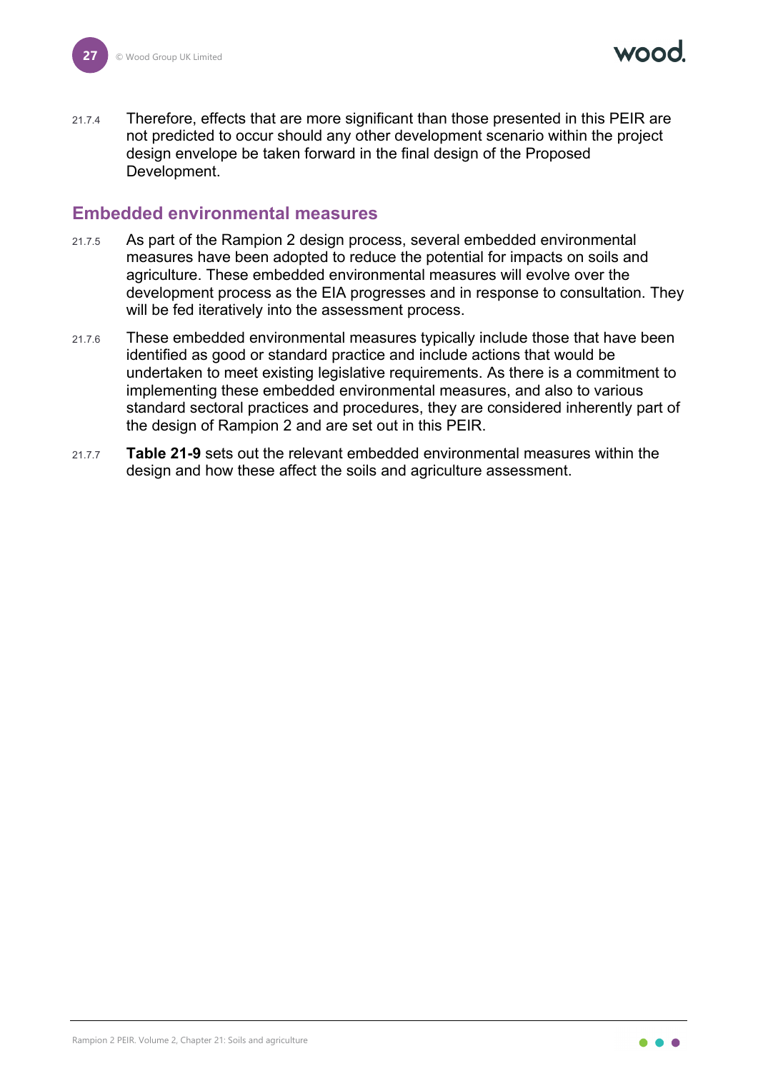21.7.4 Therefore, effects that are more significant than those presented in this PEIR are not predicted to occur should any other development scenario within the project design envelope be taken forward in the final design of the Proposed Development.

## Embedded environmental measures

21.7.5 As part of the Rampion 2 design process, several embedded environmental measures have been adopted to reduce the potential for impacts on soils and agriculture. These embedded environmental measures will evolve over the development process as the EIA progresses and in response to consultation. They will be fed iteratively into the assessment process.

21.7.6 These embedded environmental measures typically include those that have been identified as good or standard practice and include actions that would be undertaken to meet existing legislative requirements. As there is a commitment to implementing these embedded environmental measures, and also to various standard sectoral practices and procedures, they are considered inherently part of the design of Rampion 2 and are set out in this PEIR.

21.7.7 **Table 21-9** sets out the relevant embedded environmental measures within the design and how these affect the soils and agriculture assessment.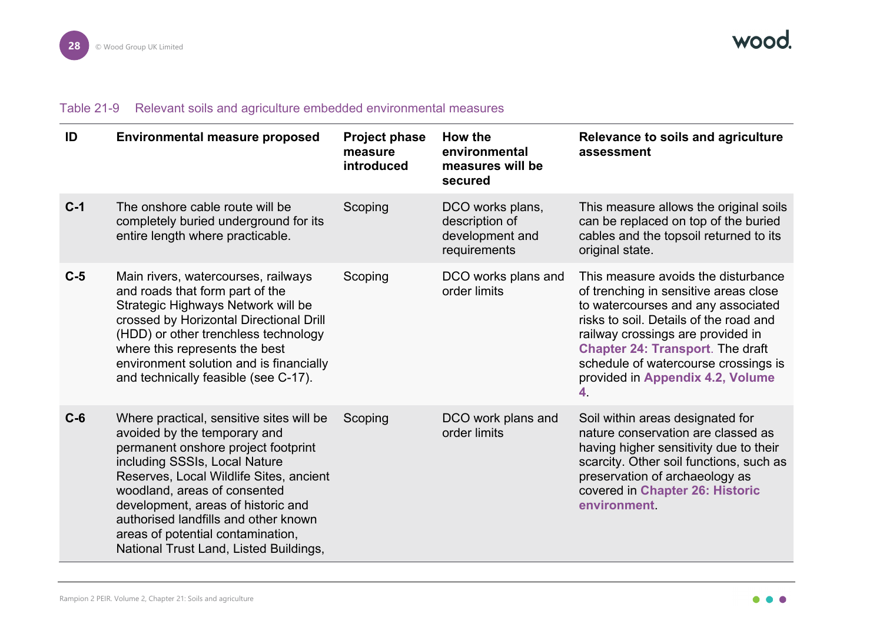Table 21-9 Relevant soils and agriculture embedded environmental measures

| ID | Environmental measure proposed | Project phase measure introduced | How the environmental measures will be secured | Relevance to soils and agriculture assessment |
|---|---|---|---|---|
| **C-1** | The onshore cable route will be completely buried underground for its entire length where practicable. | Scoping | DCO works plans, description of development and requirements | This measure allows the original soils can be replaced on top of the buried cables and the topsoil returned to its original state. |
| **C-5** | Main rivers, watercourses, railways and roads that form part of the Strategic Highways Network will be crossed by Horizontal Directional Drill (HDD) or other trenchless technology where this represents the best environment solution and is financially and technically feasible (see C-17). | Scoping | DCO works plans and order limits | This measure avoids the disturbance of trenching in sensitive areas close to watercourses and any associated risks to soil. Details of the road and railway crossings are provided in **Chapter 24: Transport**. The draft schedule of watercourse crossings is provided in **Appendix 4.2, Volume 4**. |
| **C-6** | Where practical, sensitive sites will be avoided by the temporary and permanent onshore project footprint including SSSIs, Local Nature Reserves, Local Wildlife Sites, ancient woodland, areas of consented development, areas of historic and authorised landfills and other known areas of potential contamination, National Trust Land, Listed Buildings, | Scoping | DCO work plans and order limits | Soil within areas designated for nature conservation are classed as having higher sensitivity due to their scarcity. Other soil functions, such as preservation of archaeology as covered in **Chapter 26: Historic environment**. |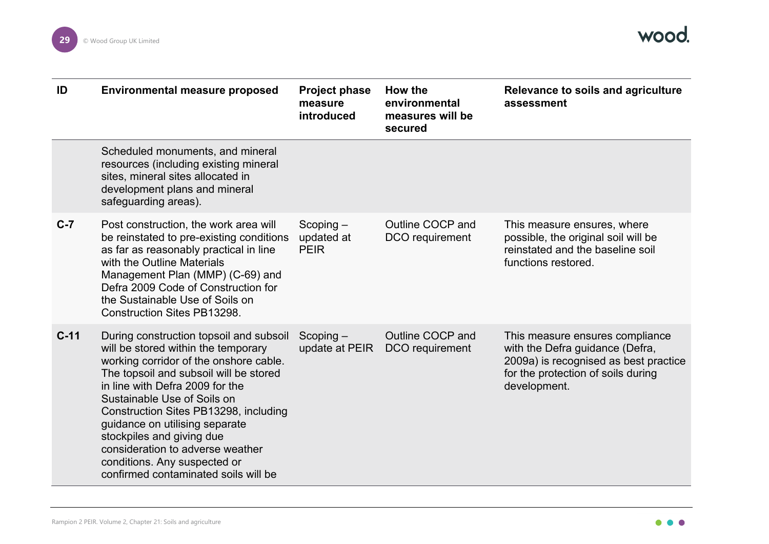| ID | Environmental measure proposed | Project phase measure introduced | How the environmental measures will be secured | Relevance to soils and agriculture assessment |
|---|---|---|---|---|
| | Scheduled monuments, and mineral resources (including existing mineral sites, mineral sites allocated in development plans and mineral safeguarding areas). | | | |
| C-7 | Post construction, the work area will be reinstated to pre-existing conditions as far as reasonably practical in line with the Outline Materials Management Plan (MMP) (C-69) and Defra 2009 Code of Construction for the Sustainable Use of Soils on Construction Sites PB13298. | Scoping – updated at PEIR | Outline COCP and DCO requirement | This measure ensures, where possible, the original soil will be reinstated and the baseline soil functions restored. |
| C-11 | During construction topsoil and subsoil will be stored within the temporary working corridor of the onshore cable. The topsoil and subsoil will be stored in line with Defra 2009 for the Sustainable Use of Soils on Construction Sites PB13298, including guidance on utilising separate stockpiles and giving due consideration to adverse weather conditions. Any suspected or confirmed contaminated soils will be | Scoping – update at PEIR | Outline COCP and DCO requirement | This measure ensures compliance with the Defra guidance (Defra, 2009a) is recognised as best practice for the protection of soils during development. |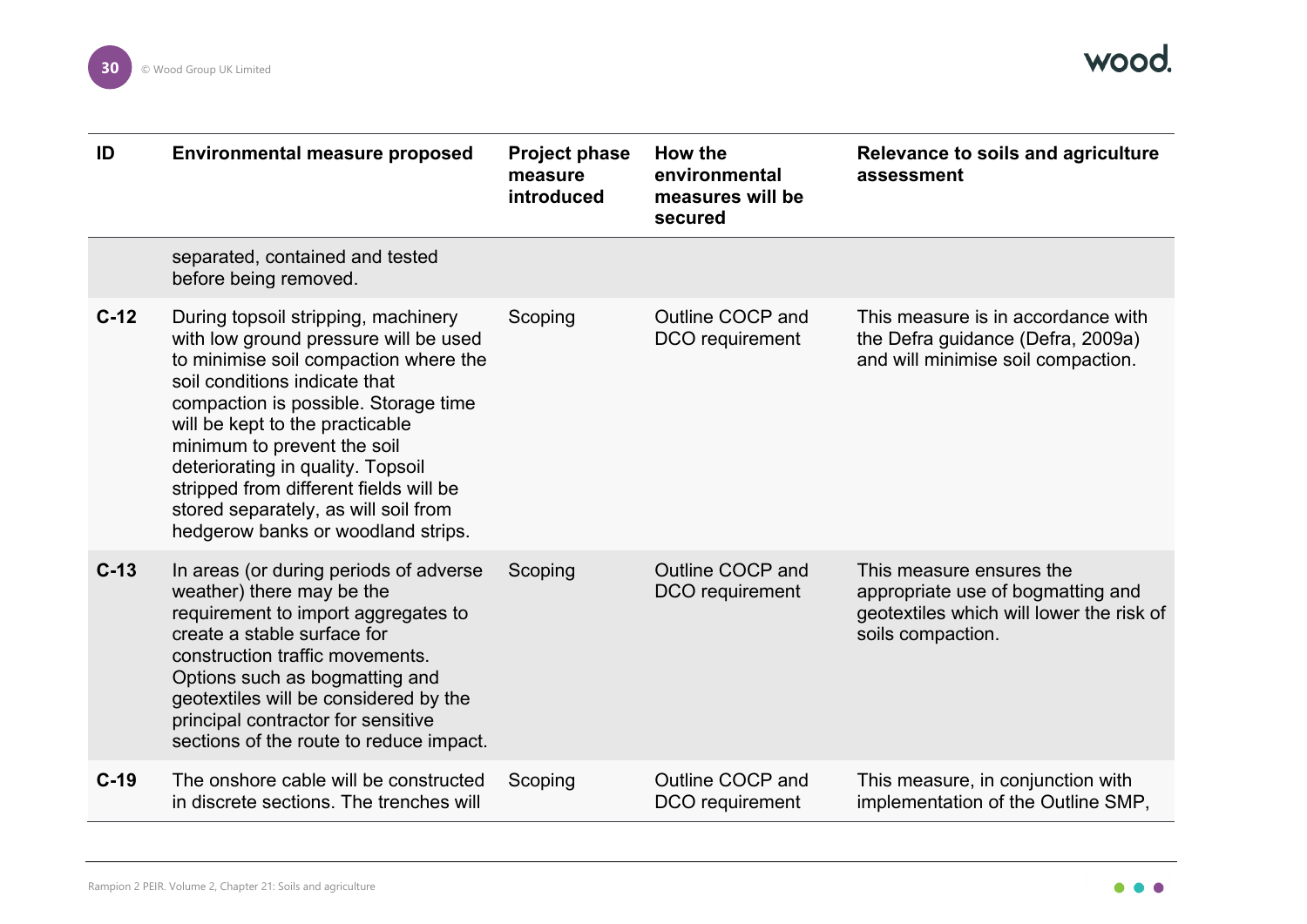| ID | Environmental measure proposed | Project phase measure introduced | How the environmental measures will be secured | Relevance to soils and agriculture assessment |
|---|---|---|---|---|
| | separated, contained and tested before being removed. | | | |
| C-12 | During topsoil stripping, machinery with low ground pressure will be used to minimise soil compaction where the soil conditions indicate that compaction is possible. Storage time will be kept to the practicable minimum to prevent the soil deteriorating in quality. Topsoil stripped from different fields will be stored separately, as will soil from hedgerow banks or woodland strips. | Scoping | Outline COCP and DCO requirement | This measure is in accordance with the Defra guidance (Defra, 2009a) and will minimise soil compaction. |
| C-13 | In areas (or during periods of adverse weather) there may be the requirement to import aggregates to create a stable surface for construction traffic movements. Options such as bogmatting and geotextiles will be considered by the principal contractor for sensitive sections of the route to reduce impact. | Scoping | Outline COCP and DCO requirement | This measure ensures the appropriate use of bogmatting and geotextiles which will lower the risk of soils compaction. |
| C-19 | The onshore cable will be constructed in discrete sections. The trenches will | Scoping | Outline COCP and DCO requirement | This measure, in conjunction with implementation of the Outline SMP, |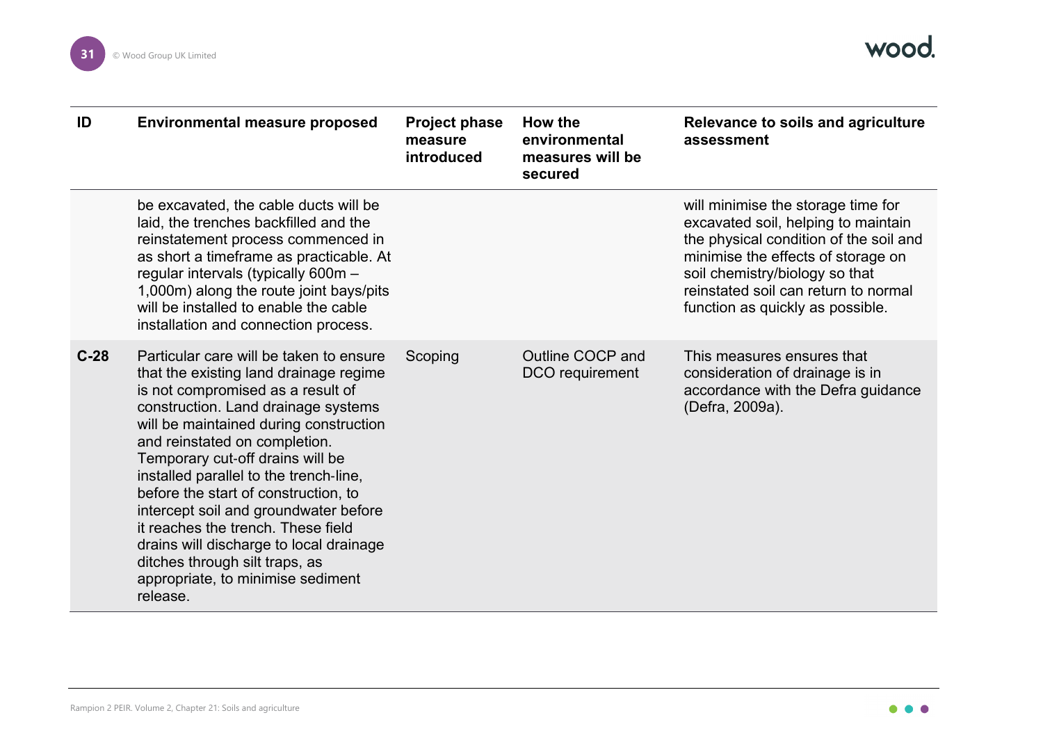| ID | Environmental measure proposed | Project phase measure introduced | How the environmental measures will be secured | Relevance to soils and agriculture assessment |
|---|---|---|---|---|
| | be excavated, the cable ducts will be laid, the trenches backfilled and the reinstatement process commenced in as short a timeframe as practicable. At regular intervals (typically 600m – 1,000m) along the route joint bays/pits will be installed to enable the cable installation and connection process. | | | will minimise the storage time for excavated soil, helping to maintain the physical condition of the soil and minimise the effects of storage on soil chemistry/biology so that reinstated soil can return to normal function as quickly as possible. |
| C-28 | Particular care will be taken to ensure that the existing land drainage regime is not compromised as a result of construction. Land drainage systems will be maintained during construction and reinstated on completion. Temporary cut-off drains will be installed parallel to the trench-line, before the start of construction, to intercept soil and groundwater before it reaches the trench. These field drains will discharge to local drainage ditches through silt traps, as appropriate, to minimise sediment release. | Scoping | Outline COCP and DCO requirement | This measures ensures that consideration of drainage is in accordance with the Defra guidance (Defra, 2009a). |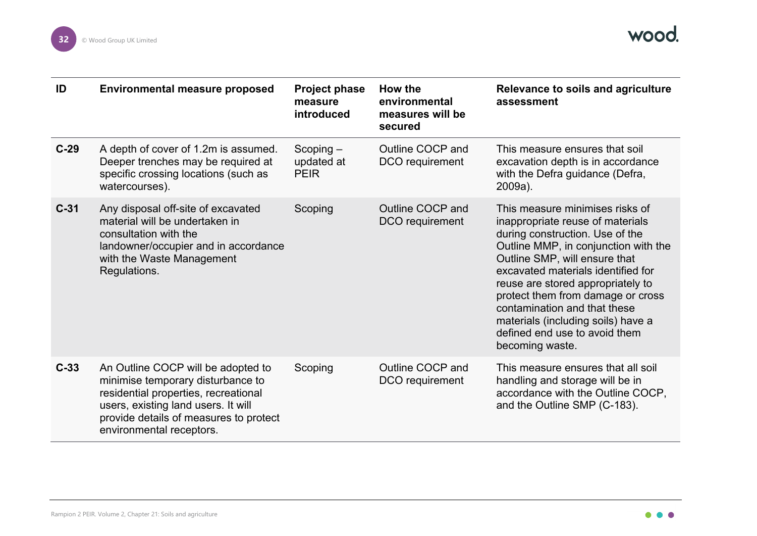| ID | Environmental measure proposed | Project phase measure introduced | How the environmental measures will be secured | Relevance to soils and agriculture assessment |
|---|---|---|---|---|
| **C-29** | A depth of cover of 1.2m is assumed. Deeper trenches may be required at specific crossing locations (such as watercourses). | Scoping – updated at PEIR | Outline COCP and DCO requirement | This measure ensures that soil excavation depth is in accordance with the Defra guidance (Defra, 2009a). |
| **C-31** | Any disposal off-site of excavated material will be undertaken in consultation with the landowner/occupier and in accordance with the Waste Management Regulations. | Scoping | Outline COCP and DCO requirement | This measure minimises risks of inappropriate reuse of materials during construction. Use of the Outline MMP, in conjunction with the Outline SMP, will ensure that excavated materials identified for reuse are stored appropriately to protect them from damage or cross contamination and that these materials (including soils) have a defined end use to avoid them becoming waste. |
| **C-33** | An Outline COCP will be adopted to minimise temporary disturbance to residential properties, recreational users, existing land users. It will provide details of measures to protect environmental receptors. | Scoping | Outline COCP and DCO requirement | This measure ensures that all soil handling and storage will be in accordance with the Outline COCP, and the Outline SMP (C-183). |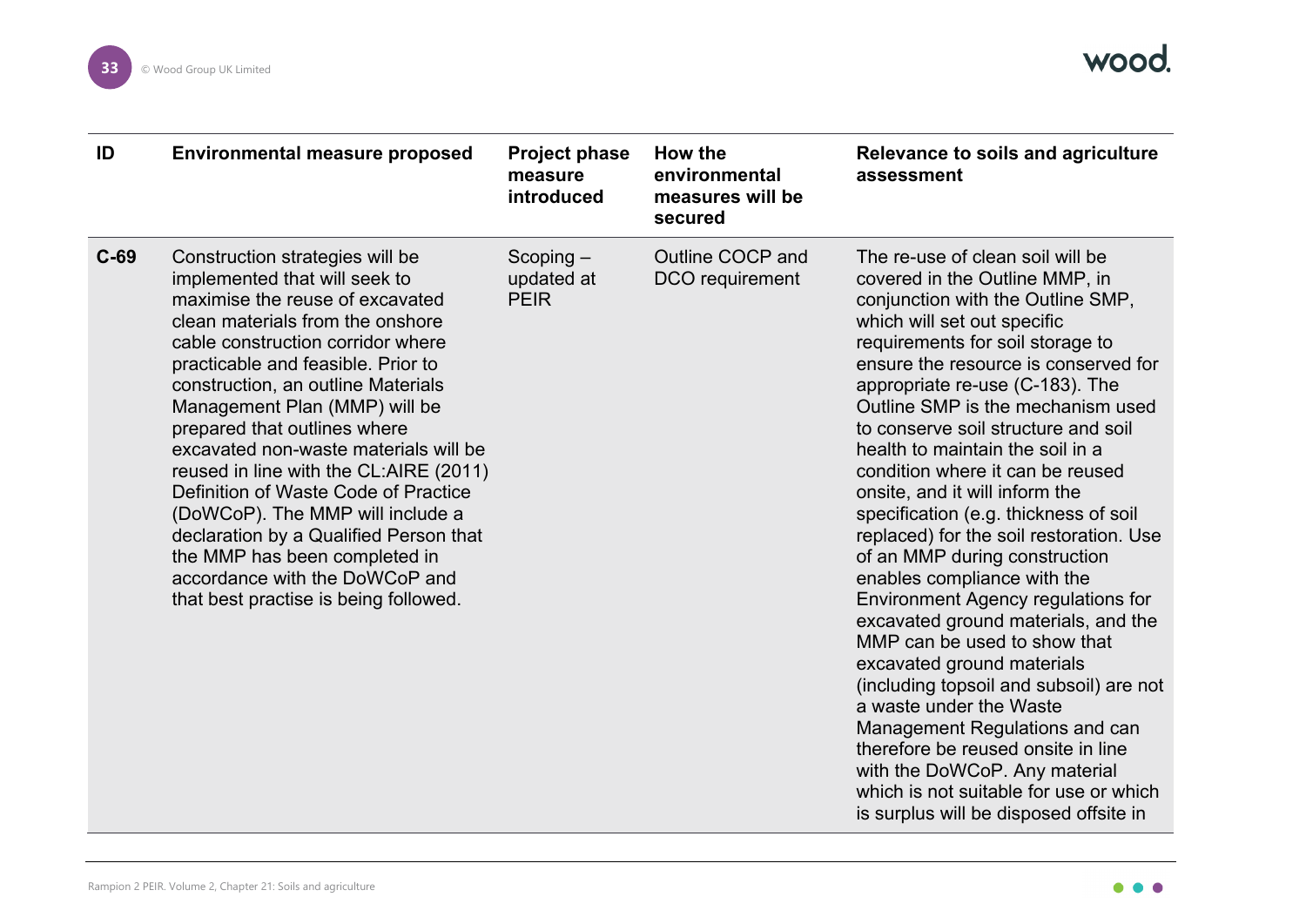| ID | Environmental measure proposed | Project phase measure introduced | How the environmental measures will be secured | Relevance to soils and agriculture assessment |
|---|---|---|---|---|
| C-69 | Construction strategies will be implemented that will seek to maximise the reuse of excavated clean materials from the onshore cable construction corridor where practicable and feasible. Prior to construction, an outline Materials Management Plan (MMP) will be prepared that outlines where excavated non-waste materials will be reused in line with the CL:AIRE (2011) Definition of Waste Code of Practice (DoWCoP). The MMP will include a declaration by a Qualified Person that the MMP has been completed in accordance with the DoWCoP and that best practise is being followed. | Scoping – updated at PEIR | Outline COCP and DCO requirement | The re-use of clean soil will be covered in the Outline MMP, in conjunction with the Outline SMP, which will set out specific requirements for soil storage to ensure the resource is conserved for appropriate re-use (C-183). The Outline SMP is the mechanism used to conserve soil structure and soil health to maintain the soil in a condition where it can be reused onsite, and it will inform the specification (e.g. thickness of soil replaced) for the soil restoration. Use of an MMP during construction enables compliance with the Environment Agency regulations for excavated ground materials, and the MMP can be used to show that excavated ground materials (including topsoil and subsoil) are not a waste under the Waste Management Regulations and can therefore be reused onsite in line with the DoWCoP. Any material which is not suitable for use or which is surplus will be disposed offsite in |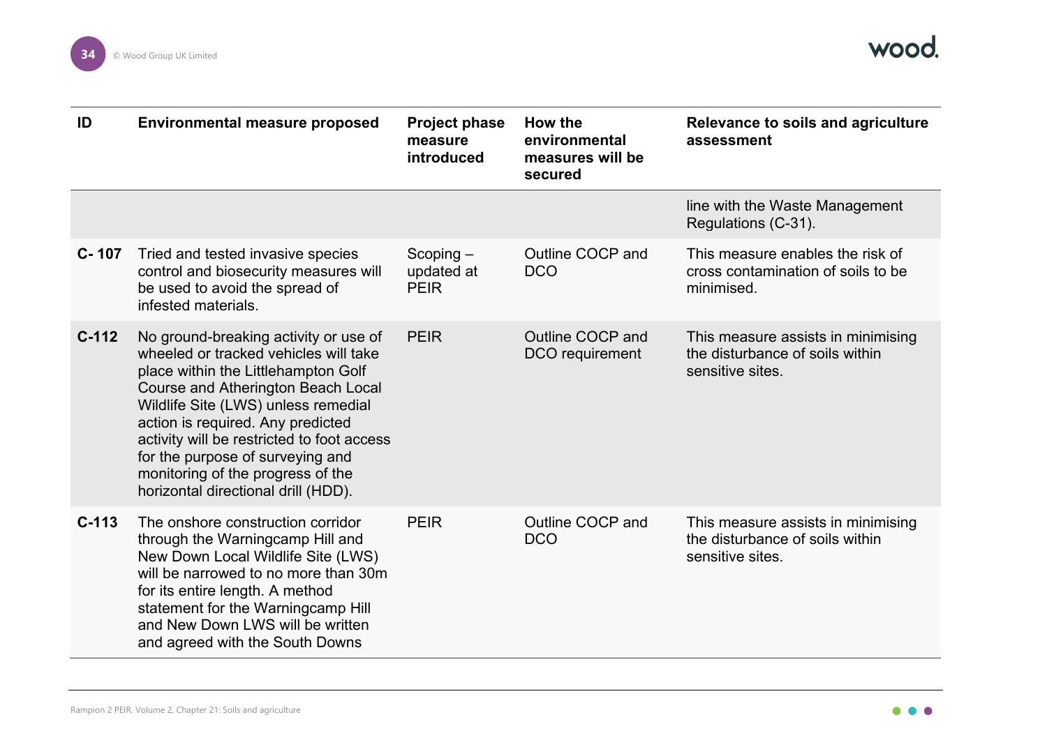| ID | Environmental measure proposed | Project phase measure introduced | How the environmental measures will be secured | Relevance to soils and agriculture assessment |
|---|---|---|---|---|
| | | | | line with the Waste Management Regulations (C-31). |
| C- 107 | Tried and tested invasive species control and biosecurity measures will be used to avoid the spread of infested materials. | Scoping – updated at PEIR | Outline COCP and DCO | This measure enables the risk of cross contamination of soils to be minimised. |
| C-112 | No ground-breaking activity or use of wheeled or tracked vehicles will take place within the Littlehampton Golf Course and Atherington Beach Local Wildlife Site (LWS) unless remedial action is required. Any predicted activity will be restricted to foot access for the purpose of surveying and monitoring of the progress of the horizontal directional drill (HDD). | PEIR | Outline COCP and DCO requirement | This measure assists in minimising the disturbance of soils within sensitive sites. |
| C-113 | The onshore construction corridor through the Warningcamp Hill and New Down Local Wildlife Site (LWS) will be narrowed to no more than 30m for its entire length. A method statement for the Warningcamp Hill and New Down LWS will be written and agreed with the South Downs | PEIR | Outline COCP and DCO | This measure assists in minimising the disturbance of soils within sensitive sites. |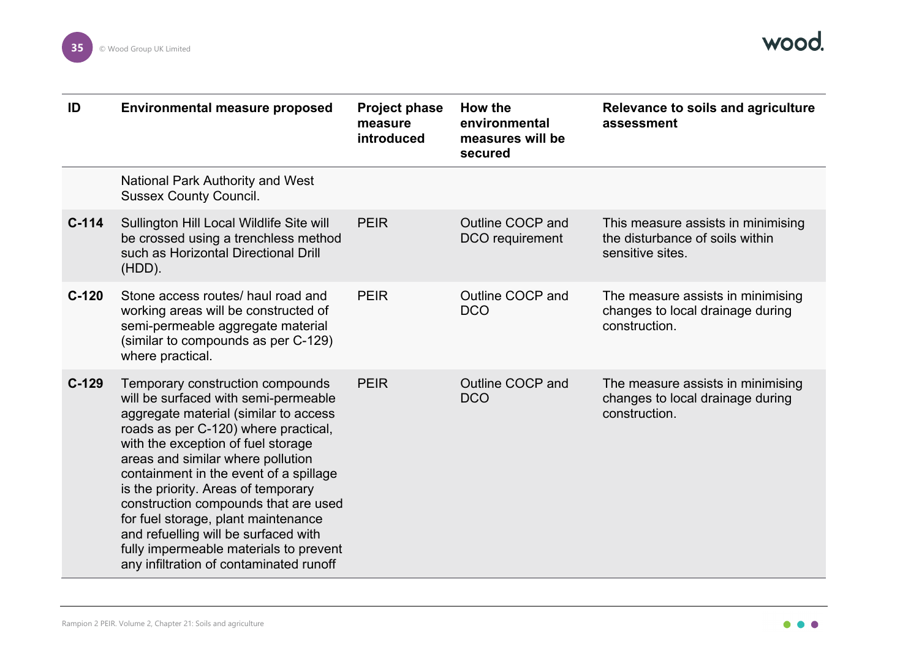| ID | Environmental measure proposed | Project phase measure introduced | How the environmental measures will be secured | Relevance to soils and agriculture assessment |
|---|---|---|---|---|
| | National Park Authority and West Sussex County Council. | | | |
| **C-114** | Sullington Hill Local Wildlife Site will be crossed using a trenchless method such as Horizontal Directional Drill (HDD). | PEIR | Outline COCP and DCO requirement | This measure assists in minimising the disturbance of soils within sensitive sites. |
| **C-120** | Stone access routes/ haul road and working areas will be constructed of semi-permeable aggregate material (similar to compounds as per C-129) where practical. | PEIR | Outline COCP and DCO | The measure assists in minimising changes to local drainage during construction. |
| **C-129** | Temporary construction compounds will be surfaced with semi-permeable aggregate material (similar to access roads as per C-120) where practical, with the exception of fuel storage areas and similar where pollution containment in the event of a spillage is the priority. Areas of temporary construction compounds that are used for fuel storage, plant maintenance and refuelling will be surfaced with fully impermeable materials to prevent any infiltration of contaminated runoff | PEIR | Outline COCP and DCO | The measure assists in minimising changes to local drainage during construction. |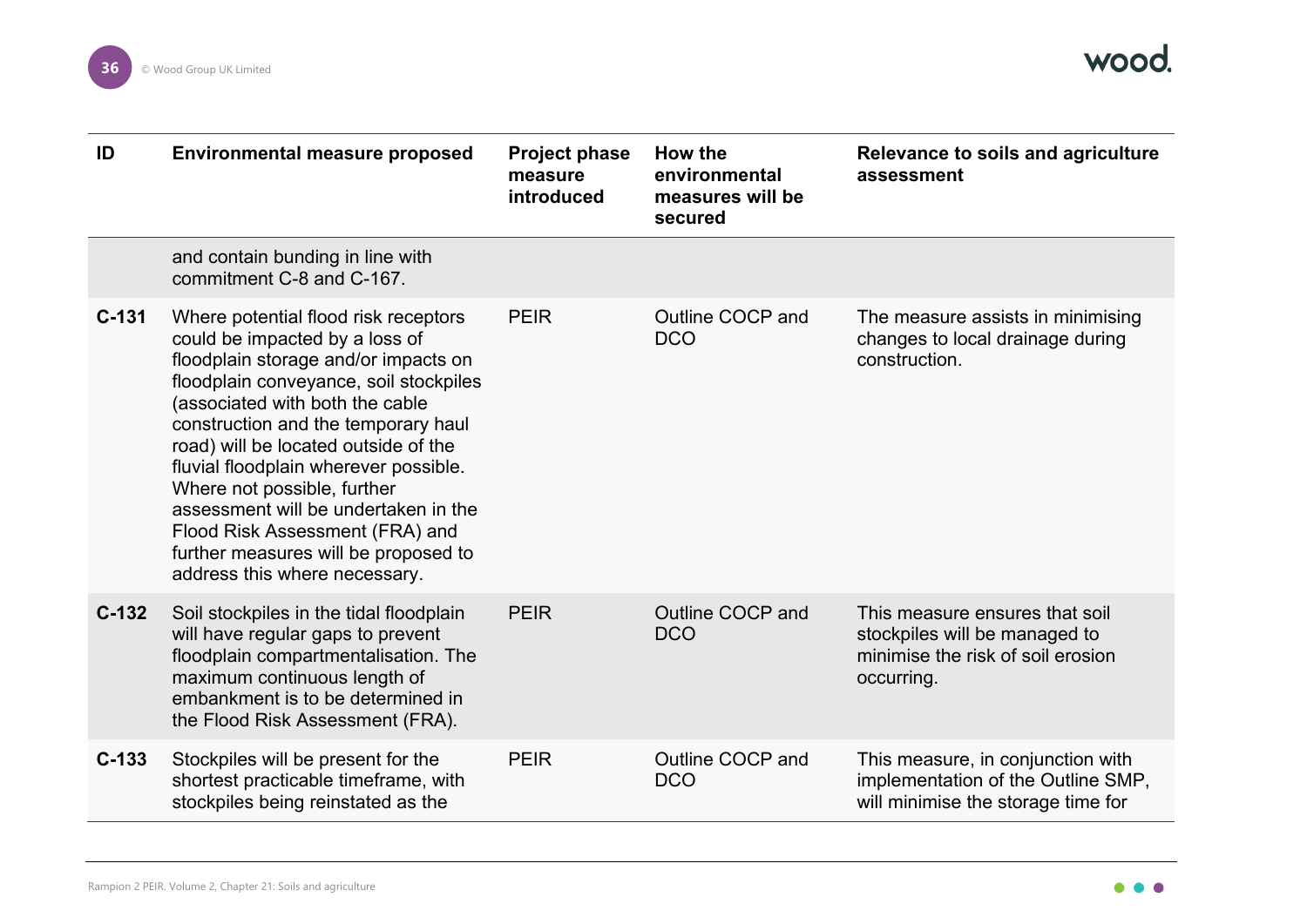| ID | Environmental measure proposed | Project phase measure introduced | How the environmental measures will be secured | Relevance to soils and agriculture assessment |
|---|---|---|---|---|
| | and contain bunding in line with commitment C-8 and C-167. | | | |
| C-131 | Where potential flood risk receptors could be impacted by a loss of floodplain storage and/or impacts on floodplain conveyance, soil stockpiles (associated with both the cable construction and the temporary haul road) will be located outside of the fluvial floodplain wherever possible. Where not possible, further assessment will be undertaken in the Flood Risk Assessment (FRA) and further measures will be proposed to address this where necessary. | PEIR | Outline COCP and DCO | The measure assists in minimising changes to local drainage during construction. |
| C-132 | Soil stockpiles in the tidal floodplain will have regular gaps to prevent floodplain compartmentalisation. The maximum continuous length of embankment is to be determined in the Flood Risk Assessment (FRA). | PEIR | Outline COCP and DCO | This measure ensures that soil stockpiles will be managed to minimise the risk of soil erosion occurring. |
| C-133 | Stockpiles will be present for the shortest practicable timeframe, with stockpiles being reinstated as the | PEIR | Outline COCP and DCO | This measure, in conjunction with implementation of the Outline SMP, will minimise the storage time for |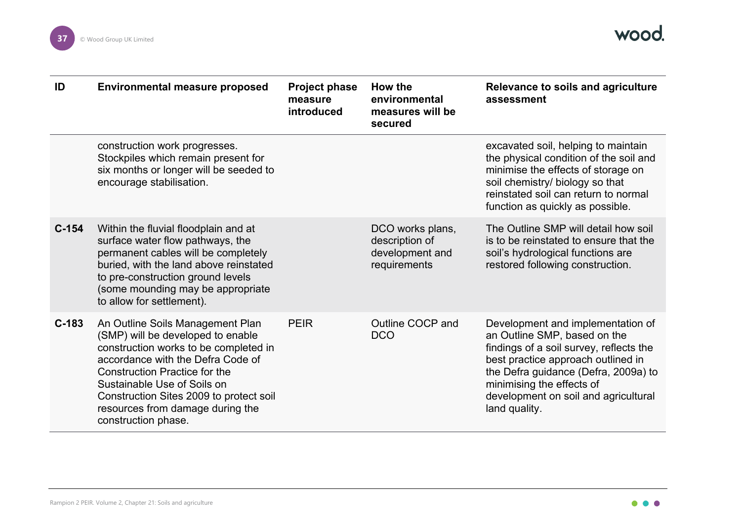| ID | Environmental measure proposed | Project phase measure introduced | How the environmental measures will be secured | Relevance to soils and agriculture assessment |
|---|---|---|---|---|
| | construction work progresses. Stockpiles which remain present for six months or longer will be seeded to encourage stabilisation. | | | excavated soil, helping to maintain the physical condition of the soil and minimise the effects of storage on soil chemistry/ biology so that reinstated soil can return to normal function as quickly as possible. |
| C-154 | Within the fluvial floodplain and at surface water flow pathways, the permanent cables will be completely buried, with the land above reinstated to pre-construction ground levels (some mounding may be appropriate to allow for settlement). | | DCO works plans, description of development and requirements | The Outline SMP will detail how soil is to be reinstated to ensure that the soil's hydrological functions are restored following construction. |
| C-183 | An Outline Soils Management Plan (SMP) will be developed to enable construction works to be completed in accordance with the Defra Code of Construction Practice for the Sustainable Use of Soils on Construction Sites 2009 to protect soil resources from damage during the construction phase. | PEIR | Outline COCP and DCO | Development and implementation of an Outline SMP, based on the findings of a soil survey, reflects the best practice approach outlined in the Defra guidance (Defra, 2009a) to minimising the effects of development on soil and agricultural land quality. |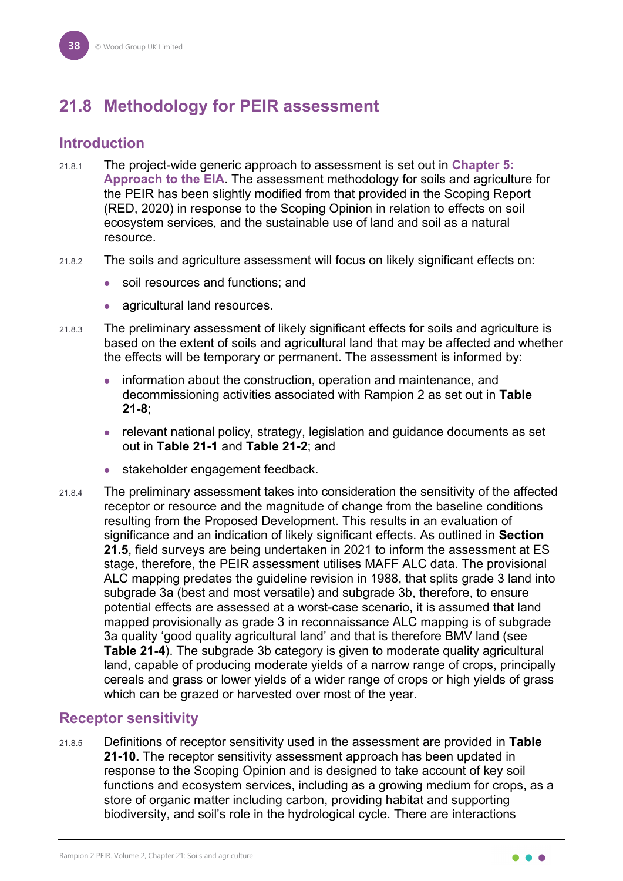## 21.8 Methodology for PEIR assessment

### Introduction

21.8.1 The project-wide generic approach to assessment is set out in **Chapter 5: Approach to the EIA**. The assessment methodology for soils and agriculture for the PEIR has been slightly modified from that provided in the Scoping Report (RED, 2020) in response to the Scoping Opinion in relation to effects on soil ecosystem services, and the sustainable use of land and soil as a natural resource.

21.8.2 The soils and agriculture assessment will focus on likely significant effects on:

- soil resources and functions; and
- agricultural land resources.

21.8.3 The preliminary assessment of likely significant effects for soils and agriculture is based on the extent of soils and agricultural land that may be affected and whether the effects will be temporary or permanent. The assessment is informed by:

- information about the construction, operation and maintenance, and decommissioning activities associated with Rampion 2 as set out in **Table 21-8**;
- relevant national policy, strategy, legislation and guidance documents as set out in **Table 21-1** and **Table 21-2**; and
- stakeholder engagement feedback.

21.8.4 The preliminary assessment takes into consideration the sensitivity of the affected receptor or resource and the magnitude of change from the baseline conditions resulting from the Proposed Development. This results in an evaluation of significance and an indication of likely significant effects. As outlined in **Section 21.5**, field surveys are being undertaken in 2021 to inform the assessment at ES stage, therefore, the PEIR assessment utilises MAFF ALC data. The provisional ALC mapping predates the guideline revision in 1988, that splits grade 3 land into subgrade 3a (best and most versatile) and subgrade 3b, therefore, to ensure potential effects are assessed at a worst-case scenario, it is assumed that land mapped provisionally as grade 3 in reconnaissance ALC mapping is of subgrade 3a quality 'good quality agricultural land' and that is therefore BMV land (see **Table 21-4**). The subgrade 3b category is given to moderate quality agricultural land, capable of producing moderate yields of a narrow range of crops, principally cereals and grass or lower yields of a wider range of crops or high yields of grass which can be grazed or harvested over most of the year.

### Receptor sensitivity

21.8.5 Definitions of receptor sensitivity used in the assessment are provided in **Table 21-10.** The receptor sensitivity assessment approach has been updated in response to the Scoping Opinion and is designed to take account of key soil functions and ecosystem services, including as a growing medium for crops, as a store of organic matter including carbon, providing habitat and supporting biodiversity, and soil's role in the hydrological cycle. There are interactions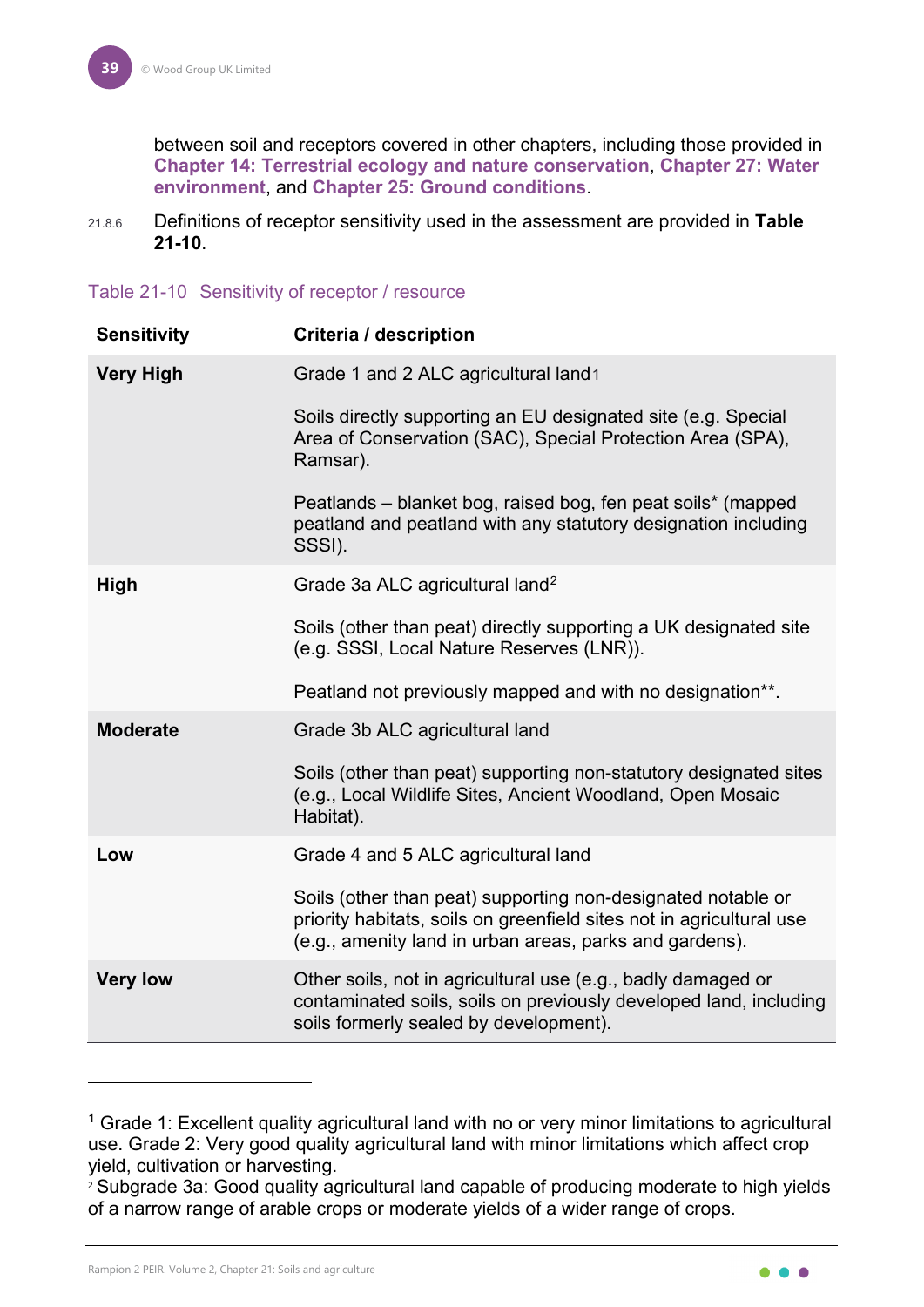between soil and receptors covered in other chapters, including those provided in **Chapter 14: Terrestrial ecology and nature conservation**, **Chapter 27: Water environment**, and **Chapter 25: Ground conditions**.

21.8.6 Definitions of receptor sensitivity used in the assessment are provided in **Table 21-10**.

Table 21-10 Sensitivity of receptor / resource

| Sensitivity | Criteria / description |
|---|---|
| **Very High** | Grade 1 and 2 ALC agricultural land[1]<br><br>Soils directly supporting an EU designated site (e.g. Special Area of Conservation (SAC), Special Protection Area (SPA), Ramsar).<br><br>Peatlands – blanket bog, raised bog, fen peat soils* (mapped peatland and peatland with any statutory designation including SSSI). |
| **High** | Grade 3a ALC agricultural land[2]<br><br>Soils (other than peat) directly supporting a UK designated site (e.g. SSSI, Local Nature Reserves (LNR)).<br><br>Peatland not previously mapped and with no designation**. |
| **Moderate** | Grade 3b ALC agricultural land<br><br>Soils (other than peat) supporting non-statutory designated sites (e.g., Local Wildlife Sites, Ancient Woodland, Open Mosaic Habitat). |
| **Low** | Grade 4 and 5 ALC agricultural land<br><br>Soils (other than peat) supporting non-designated notable or priority habitats, soils on greenfield sites not in agricultural use (e.g., amenity land in urban areas, parks and gardens). |
| **Very low** | Other soils, not in agricultural use (e.g., badly damaged or contaminated soils, soils on previously developed land, including soils formerly sealed by development). |

[1] Grade 1: Excellent quality agricultural land with no or very minor limitations to agricultural use. Grade 2: Very good quality agricultural land with minor limitations which affect crop yield, cultivation or harvesting.

[2] Subgrade 3a: Good quality agricultural land capable of producing moderate to high yields of a narrow range of arable crops or moderate yields of a wider range of crops.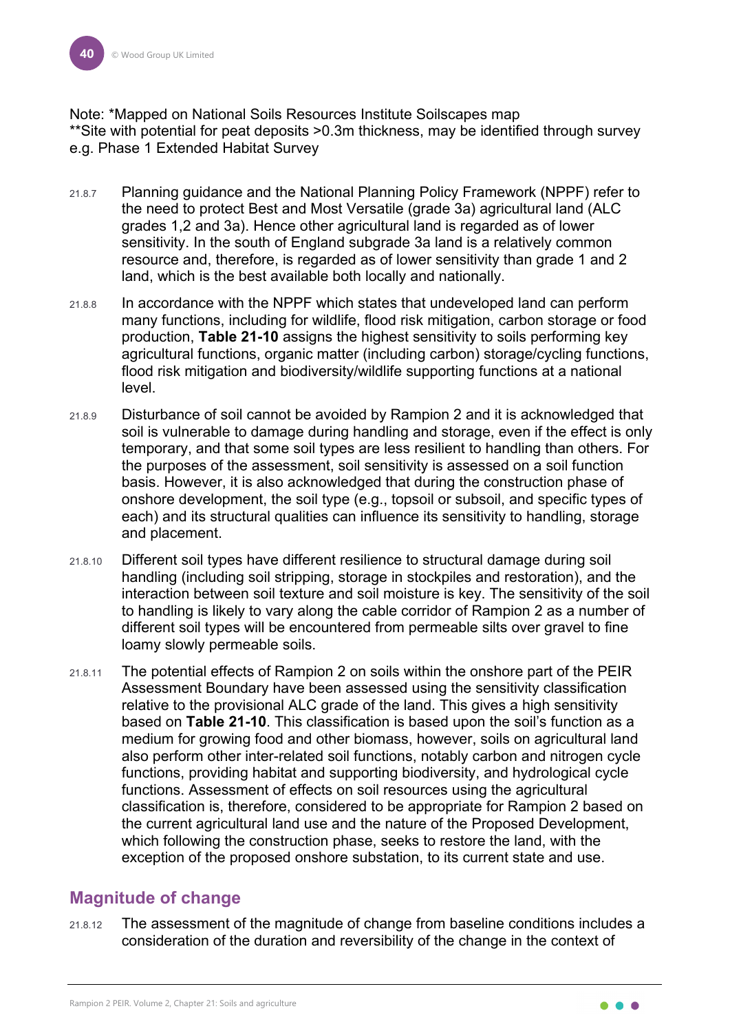Note: *Mapped on National Soils Resources Institute Soilscapes map
**Site with potential for peat deposits >0.3m thickness, may be identified through survey e.g. Phase 1 Extended Habitat Survey

21.8.7 Planning guidance and the National Planning Policy Framework (NPPF) refer to the need to protect Best and Most Versatile (grade 3a) agricultural land (ALC grades 1,2 and 3a). Hence other agricultural land is regarded as of lower sensitivity. In the south of England subgrade 3a land is a relatively common resource and, therefore, is regarded as of lower sensitivity than grade 1 and 2 land, which is the best available both locally and nationally.

21.8.8 In accordance with the NPPF which states that undeveloped land can perform many functions, including for wildlife, flood risk mitigation, carbon storage or food production, **Table 21-10** assigns the highest sensitivity to soils performing key agricultural functions, organic matter (including carbon) storage/cycling functions, flood risk mitigation and biodiversity/wildlife supporting functions at a national level.

21.8.9 Disturbance of soil cannot be avoided by Rampion 2 and it is acknowledged that soil is vulnerable to damage during handling and storage, even if the effect is only temporary, and that some soil types are less resilient to handling than others. For the purposes of the assessment, soil sensitivity is assessed on a soil function basis. However, it is also acknowledged that during the construction phase of onshore development, the soil type (e.g., topsoil or subsoil, and specific types of each) and its structural qualities can influence its sensitivity to handling, storage and placement.

21.8.10 Different soil types have different resilience to structural damage during soil handling (including soil stripping, storage in stockpiles and restoration), and the interaction between soil texture and soil moisture is key. The sensitivity of the soil to handling is likely to vary along the cable corridor of Rampion 2 as a number of different soil types will be encountered from permeable silts over gravel to fine loamy slowly permeable soils.

21.8.11 The potential effects of Rampion 2 on soils within the onshore part of the PEIR Assessment Boundary have been assessed using the sensitivity classification relative to the provisional ALC grade of the land. This gives a high sensitivity based on **Table 21-10**. This classification is based upon the soil's function as a medium for growing food and other biomass, however, soils on agricultural land also perform other inter-related soil functions, notably carbon and nitrogen cycle functions, providing habitat and supporting biodiversity, and hydrological cycle functions. Assessment of effects on soil resources using the agricultural classification is, therefore, considered to be appropriate for Rampion 2 based on the current agricultural land use and the nature of the Proposed Development, which following the construction phase, seeks to restore the land, with the exception of the proposed onshore substation, to its current state and use.

## Magnitude of change

21.8.12 The assessment of the magnitude of change from baseline conditions includes a consideration of the duration and reversibility of the change in the context of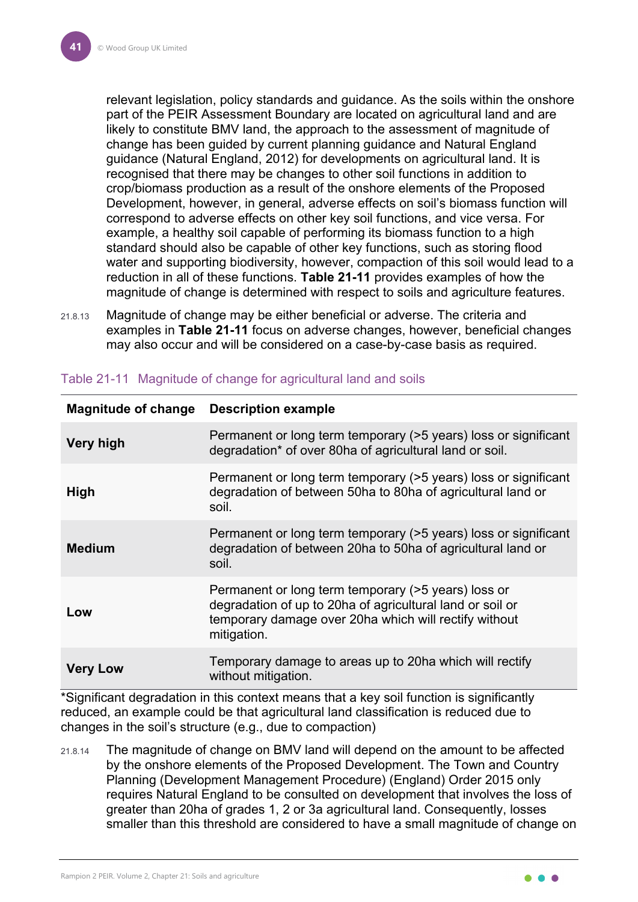relevant legislation, policy standards and guidance. As the soils within the onshore part of the PEIR Assessment Boundary are located on agricultural land and are likely to constitute BMV land, the approach to the assessment of magnitude of change has been guided by current planning guidance and Natural England guidance (Natural England, 2012) for developments on agricultural land. It is recognised that there may be changes to other soil functions in addition to crop/biomass production as a result of the onshore elements of the Proposed Development, however, in general, adverse effects on soil's biomass function will correspond to adverse effects on other key soil functions, and vice versa. For example, a healthy soil capable of performing its biomass function to a high standard should also be capable of other key functions, such as storing flood water and supporting biodiversity, however, compaction of this soil would lead to a reduction in all of these functions. **Table 21-11** provides examples of how the magnitude of change is determined with respect to soils and agriculture features.

21.8.13 Magnitude of change may be either beneficial or adverse. The criteria and examples in **Table 21-11** focus on adverse changes, however, beneficial changes may also occur and will be considered on a case-by-case basis as required.

Table 21-11 Magnitude of change for agricultural land and soils

| Magnitude of change | Description example |
|---|---|
| **Very high** | Permanent or long term temporary (>5 years) loss or significant degradation* of over 80ha of agricultural land or soil. |
| **High** | Permanent or long term temporary (>5 years) loss or significant degradation of between 50ha to 80ha of agricultural land or soil. |
| **Medium** | Permanent or long term temporary (>5 years) loss or significant degradation of between 20ha to 50ha of agricultural land or soil. |
| **Low** | Permanent or long term temporary (>5 years) loss or degradation of up to 20ha of agricultural land or soil or temporary damage over 20ha which will rectify without mitigation. |
| **Very Low** | Temporary damage to areas up to 20ha which will rectify without mitigation. |

*Significant degradation in this context means that a key soil function is significantly reduced, an example could be that agricultural land classification is reduced due to changes in the soil's structure (e.g., due to compaction)

21.8.14 The magnitude of change on BMV land will depend on the amount to be affected by the onshore elements of the Proposed Development. The Town and Country Planning (Development Management Procedure) (England) Order 2015 only requires Natural England to be consulted on development that involves the loss of greater than 20ha of grades 1, 2 or 3a agricultural land. Consequently, losses smaller than this threshold are considered to have a small magnitude of change on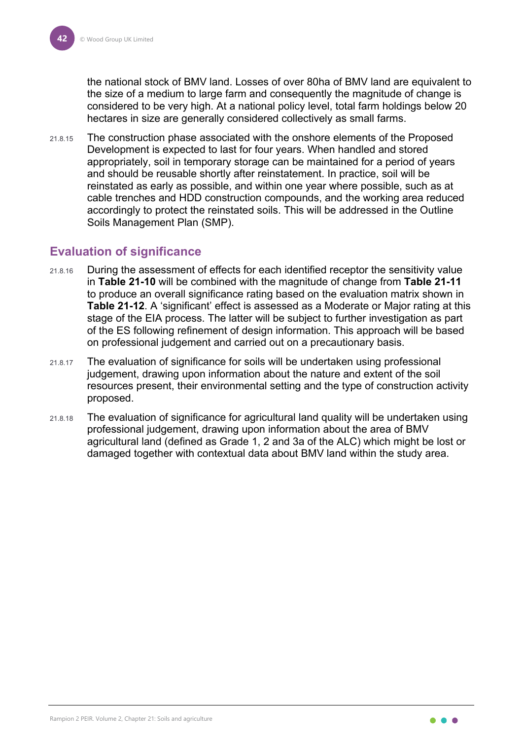the national stock of BMV land. Losses of over 80ha of BMV land are equivalent to the size of a medium to large farm and consequently the magnitude of change is considered to be very high. At a national policy level, total farm holdings below 20 hectares in size are generally considered collectively as small farms.

21.8.15 The construction phase associated with the onshore elements of the Proposed Development is expected to last for four years. When handled and stored appropriately, soil in temporary storage can be maintained for a period of years and should be reusable shortly after reinstatement. In practice, soil will be reinstated as early as possible, and within one year where possible, such as at cable trenches and HDD construction compounds, and the working area reduced accordingly to protect the reinstated soils. This will be addressed in the Outline Soils Management Plan (SMP).

## Evaluation of significance

21.8.16 During the assessment of effects for each identified receptor the sensitivity value in **Table 21-10** will be combined with the magnitude of change from **Table 21-11** to produce an overall significance rating based on the evaluation matrix shown in **Table 21-12**. A 'significant' effect is assessed as a Moderate or Major rating at this stage of the EIA process. The latter will be subject to further investigation as part of the ES following refinement of design information. This approach will be based on professional judgement and carried out on a precautionary basis.

21.8.17 The evaluation of significance for soils will be undertaken using professional judgement, drawing upon information about the nature and extent of the soil resources present, their environmental setting and the type of construction activity proposed.

21.8.18 The evaluation of significance for agricultural land quality will be undertaken using professional judgement, drawing upon information about the area of BMV agricultural land (defined as Grade 1, 2 and 3a of the ALC) which might be lost or damaged together with contextual data about BMV land within the study area.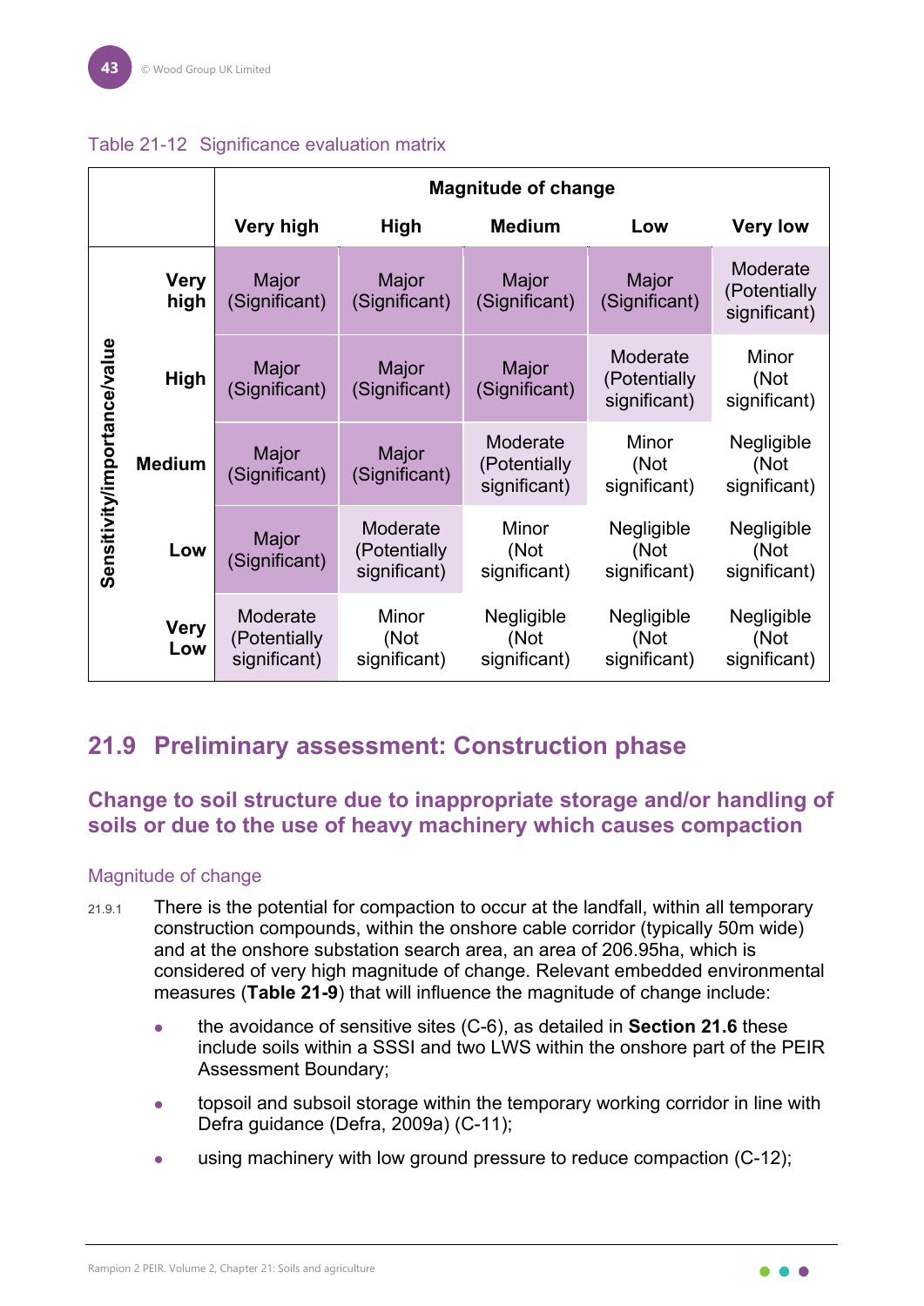Table 21-12 Significance evaluation matrix

| Sensitivity/importance/value | | Magnitude of change | | | | |
|---|---|---|---|---|---|---|
| | | **Very high** | **High** | **Medium** | **Low** | **Very low** |
| | **Very high** | Major (Significant) | Major (Significant) | Major (Significant) | Major (Significant) | Moderate (Potentially significant) |
| | **High** | Major (Significant) | Major (Significant) | Major (Significant) | Moderate (Potentially significant) | Minor (Not significant) |
| | **Medium** | Major (Significant) | Major (Significant) | Moderate (Potentially significant) | Minor (Not significant) | Negligible (Not significant) |
| | **Low** | Major (Significant) | Moderate (Potentially significant) | Minor (Not significant) | Negligible (Not significant) | Negligible (Not significant) |
| | **Very Low** | Moderate (Potentially significant) | Minor (Not significant) | Negligible (Not significant) | Negligible (Not significant) | Negligible (Not significant) |

## 21.9 Preliminary assessment: Construction phase

### Change to soil structure due to inappropriate storage and/or handling of soils or due to the use of heavy machinery which causes compaction

#### Magnitude of change

21.9.1 There is the potential for compaction to occur at the landfall, within all temporary construction compounds, within the onshore cable corridor (typically 50m wide) and at the onshore substation search area, an area of 206.95ha, which is considered of very high magnitude of change. Relevant embedded environmental measures (**Table 21-9**) that will influence the magnitude of change include:

- the avoidance of sensitive sites (C-6), as detailed in **Section 21.6** these include soils within a SSSI and two LWS within the onshore part of the PEIR Assessment Boundary;
- topsoil and subsoil storage within the temporary working corridor in line with Defra guidance (Defra, 2009a) (C-11);
- using machinery with low ground pressure to reduce compaction (C-12);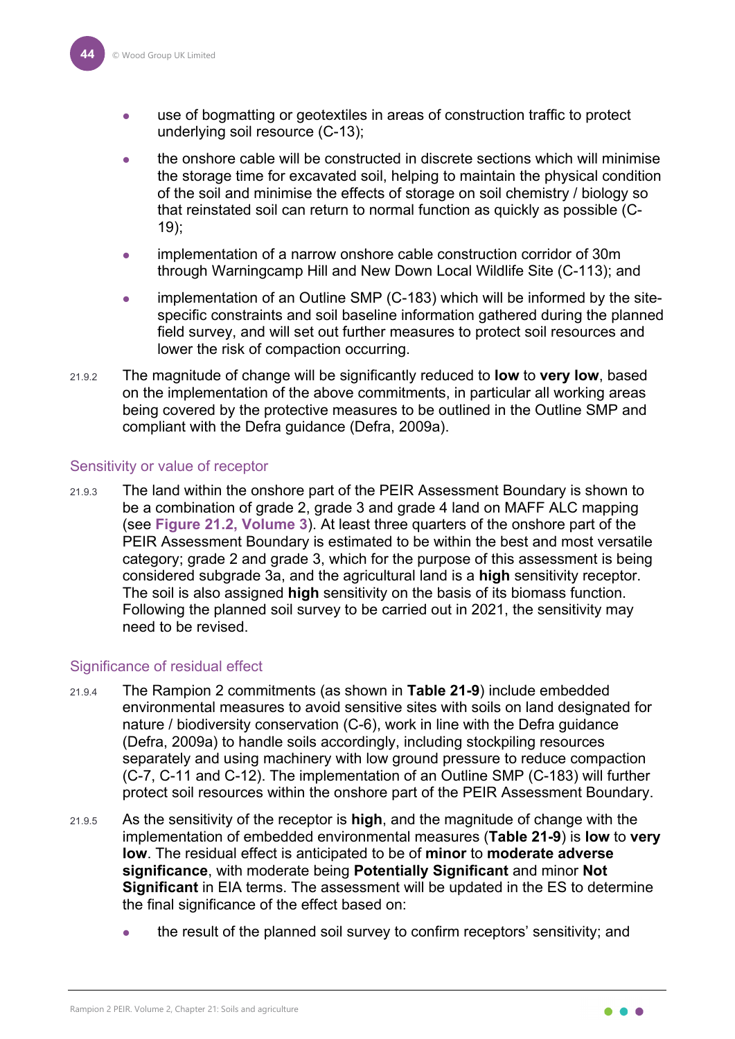- use of bogmatting or geotextiles in areas of construction traffic to protect underlying soil resource (C-13);
- the onshore cable will be constructed in discrete sections which will minimise the storage time for excavated soil, helping to maintain the physical condition of the soil and minimise the effects of storage on soil chemistry / biology so that reinstated soil can return to normal function as quickly as possible (C-19);
- implementation of a narrow onshore cable construction corridor of 30m through Warningcamp Hill and New Down Local Wildlife Site (C-113); and
- implementation of an Outline SMP (C-183) which will be informed by the site-specific constraints and soil baseline information gathered during the planned field survey, and will set out further measures to protect soil resources and lower the risk of compaction occurring.

21.9.2 The magnitude of change will be significantly reduced to **low** to **very low**, based on the implementation of the above commitments, in particular all working areas being covered by the protective measures to be outlined in the Outline SMP and compliant with the Defra guidance (Defra, 2009a).

### Sensitivity or value of receptor

21.9.3 The land within the onshore part of the PEIR Assessment Boundary is shown to be a combination of grade 2, grade 3 and grade 4 land on MAFF ALC mapping (see **Figure 21.2, Volume 3**). At least three quarters of the onshore part of the PEIR Assessment Boundary is estimated to be within the best and most versatile category; grade 2 and grade 3, which for the purpose of this assessment is being considered subgrade 3a, and the agricultural land is a **high** sensitivity receptor. The soil is also assigned **high** sensitivity on the basis of its biomass function. Following the planned soil survey to be carried out in 2021, the sensitivity may need to be revised.

### Significance of residual effect

21.9.4 The Rampion 2 commitments (as shown in **Table 21-9**) include embedded environmental measures to avoid sensitive sites with soils on land designated for nature / biodiversity conservation (C-6), work in line with the Defra guidance (Defra, 2009a) to handle soils accordingly, including stockpiling resources separately and using machinery with low ground pressure to reduce compaction (C-7, C-11 and C-12). The implementation of an Outline SMP (C-183) will further protect soil resources within the onshore part of the PEIR Assessment Boundary.

21.9.5 As the sensitivity of the receptor is **high**, and the magnitude of change with the implementation of embedded environmental measures (**Table 21-9**) is **low** to **very low**. The residual effect is anticipated to be of **minor** to **moderate adverse significance**, with moderate being **Potentially Significant** and minor **Not Significant** in EIA terms. The assessment will be updated in the ES to determine the final significance of the effect based on:

- the result of the planned soil survey to confirm receptors' sensitivity; and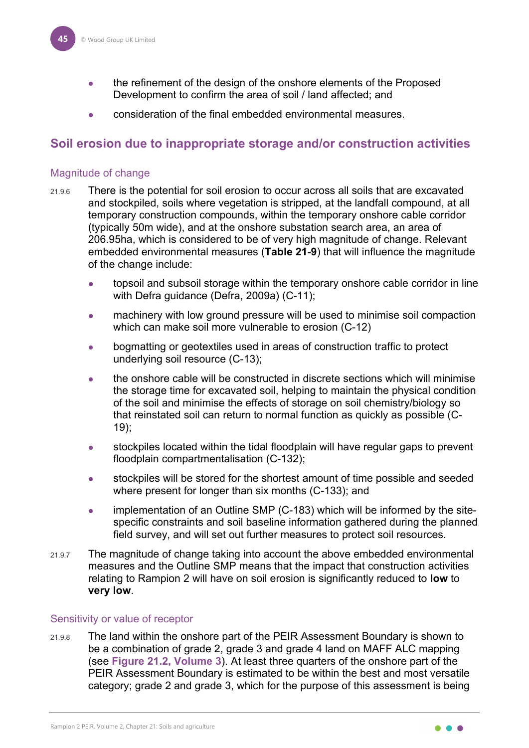- the refinement of the design of the onshore elements of the Proposed Development to confirm the area of soil / land affected; and
- consideration of the final embedded environmental measures.

## Soil erosion due to inappropriate storage and/or construction activities

### Magnitude of change

21.9.6 There is the potential for soil erosion to occur across all soils that are excavated and stockpiled, soils where vegetation is stripped, at the landfall compound, at all temporary construction compounds, within the temporary onshore cable corridor (typically 50m wide), and at the onshore substation search area, an area of 206.95ha, which is considered to be of very high magnitude of change. Relevant embedded environmental measures (**Table 21-9**) that will influence the magnitude of the change include:

- topsoil and subsoil storage within the temporary onshore cable corridor in line with Defra guidance (Defra, 2009a) (C-11);
- machinery with low ground pressure will be used to minimise soil compaction which can make soil more vulnerable to erosion (C-12)
- bogmatting or geotextiles used in areas of construction traffic to protect underlying soil resource (C-13);
- the onshore cable will be constructed in discrete sections which will minimise the storage time for excavated soil, helping to maintain the physical condition of the soil and minimise the effects of storage on soil chemistry/biology so that reinstated soil can return to normal function as quickly as possible (C-19);
- stockpiles located within the tidal floodplain will have regular gaps to prevent floodplain compartmentalisation (C-132);
- stockpiles will be stored for the shortest amount of time possible and seeded where present for longer than six months (C-133); and
- implementation of an Outline SMP (C-183) which will be informed by the site-specific constraints and soil baseline information gathered during the planned field survey, and will set out further measures to protect soil resources.

21.9.7 The magnitude of change taking into account the above embedded environmental measures and the Outline SMP means that the impact that construction activities relating to Rampion 2 will have on soil erosion is significantly reduced to **low** to **very low**.

### Sensitivity or value of receptor

21.9.8 The land within the onshore part of the PEIR Assessment Boundary is shown to be a combination of grade 2, grade 3 and grade 4 land on MAFF ALC mapping (see **Figure 21.2, Volume 3**). At least three quarters of the onshore part of the PEIR Assessment Boundary is estimated to be within the best and most versatile category; grade 2 and grade 3, which for the purpose of this assessment is being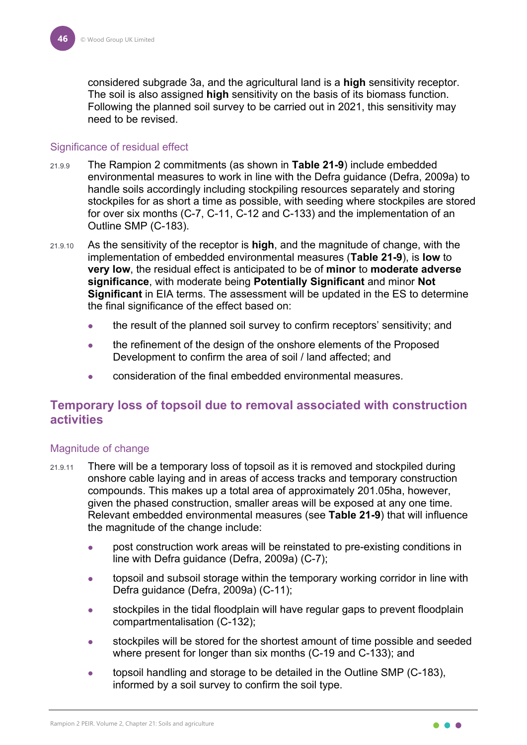considered subgrade 3a, and the agricultural land is a **high** sensitivity receptor. The soil is also assigned **high** sensitivity on the basis of its biomass function. Following the planned soil survey to be carried out in 2021, this sensitivity may need to be revised.

### Significance of residual effect

21.9.9 The Rampion 2 commitments (as shown in **Table 21-9**) include embedded environmental measures to work in line with the Defra guidance (Defra, 2009a) to handle soils accordingly including stockpiling resources separately and storing stockpiles for as short a time as possible, with seeding where stockpiles are stored for over six months (C-7, C-11, C-12 and C-133) and the implementation of an Outline SMP (C-183).

21.9.10 As the sensitivity of the receptor is **high**, and the magnitude of change, with the implementation of embedded environmental measures (**Table 21-9**), is **low** to **very low**, the residual effect is anticipated to be of **minor** to **moderate adverse significance**, with moderate being **Potentially Significant** and minor **Not Significant** in EIA terms. The assessment will be updated in the ES to determine the final significance of the effect based on:

- the result of the planned soil survey to confirm receptors' sensitivity; and
- the refinement of the design of the onshore elements of the Proposed Development to confirm the area of soil / land affected; and
- consideration of the final embedded environmental measures.

## Temporary loss of topsoil due to removal associated with construction activities

### Magnitude of change

21.9.11 There will be a temporary loss of topsoil as it is removed and stockpiled during onshore cable laying and in areas of access tracks and temporary construction compounds. This makes up a total area of approximately 201.05ha, however, given the phased construction, smaller areas will be exposed at any one time. Relevant embedded environmental measures (see **Table 21-9**) that will influence the magnitude of the change include:

- post construction work areas will be reinstated to pre-existing conditions in line with Defra guidance (Defra, 2009a) (C-7);
- topsoil and subsoil storage within the temporary working corridor in line with Defra guidance (Defra, 2009a) (C-11);
- stockpiles in the tidal floodplain will have regular gaps to prevent floodplain compartmentalisation (C-132);
- stockpiles will be stored for the shortest amount of time possible and seeded where present for longer than six months (C-19 and C-133); and
- topsoil handling and storage to be detailed in the Outline SMP (C-183), informed by a soil survey to confirm the soil type.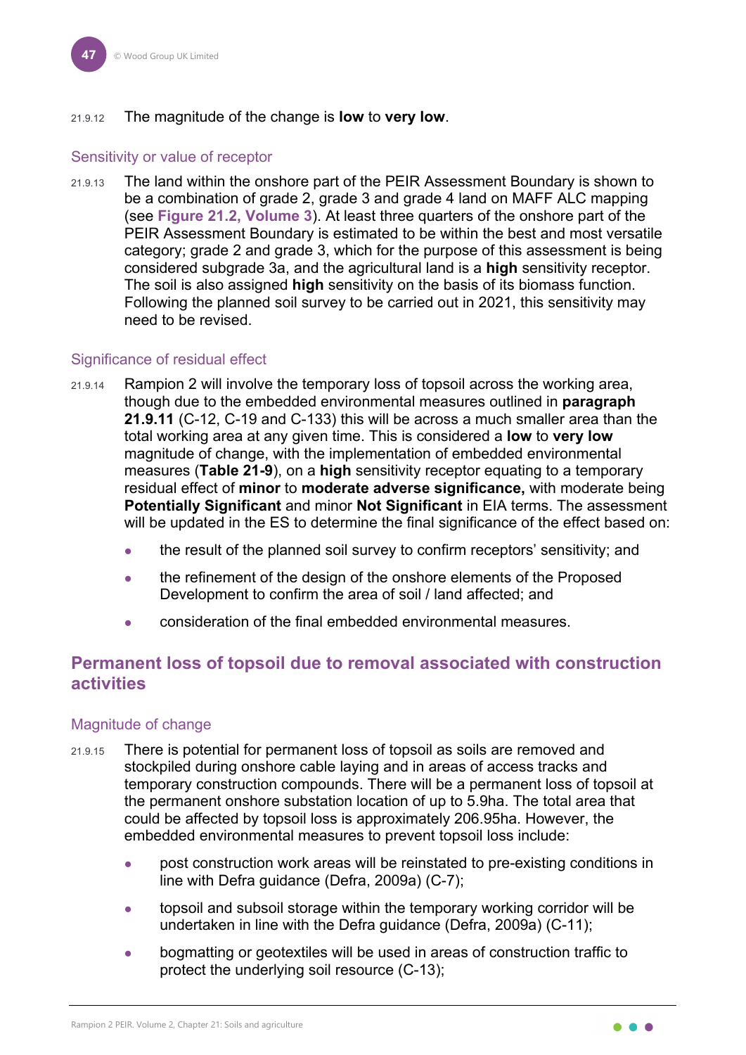21.9.12 The magnitude of the change is **low** to **very low**.

### Sensitivity or value of receptor

21.9.13 The land within the onshore part of the PEIR Assessment Boundary is shown to be a combination of grade 2, grade 3 and grade 4 land on MAFF ALC mapping (see **Figure 21.2, Volume 3**). At least three quarters of the onshore part of the PEIR Assessment Boundary is estimated to be within the best and most versatile category; grade 2 and grade 3, which for the purpose of this assessment is being considered subgrade 3a, and the agricultural land is a **high** sensitivity receptor. The soil is also assigned **high** sensitivity on the basis of its biomass function. Following the planned soil survey to be carried out in 2021, this sensitivity may need to be revised.

### Significance of residual effect

21.9.14 Rampion 2 will involve the temporary loss of topsoil across the working area, though due to the embedded environmental measures outlined in **paragraph 21.9.11** (C-12, C-19 and C-133) this will be across a much smaller area than the total working area at any given time. This is considered a **low** to **very low** magnitude of change, with the implementation of embedded environmental measures (**Table 21-9**), on a **high** sensitivity receptor equating to a temporary residual effect of **minor** to **moderate adverse significance,** with moderate being **Potentially Significant** and minor **Not Significant** in EIA terms. The assessment will be updated in the ES to determine the final significance of the effect based on:

- the result of the planned soil survey to confirm receptors' sensitivity; and
- the refinement of the design of the onshore elements of the Proposed Development to confirm the area of soil / land affected; and
- consideration of the final embedded environmental measures.

## Permanent loss of topsoil due to removal associated with construction activities

### Magnitude of change

21.9.15 There is potential for permanent loss of topsoil as soils are removed and stockpiled during onshore cable laying and in areas of access tracks and temporary construction compounds. There will be a permanent loss of topsoil at the permanent onshore substation location of up to 5.9ha. The total area that could be affected by topsoil loss is approximately 206.95ha. However, the embedded environmental measures to prevent topsoil loss include:

- post construction work areas will be reinstated to pre-existing conditions in line with Defra guidance (Defra, 2009a) (C-7);
- topsoil and subsoil storage within the temporary working corridor will be undertaken in line with the Defra guidance (Defra, 2009a) (C-11);
- bogmatting or geotextiles will be used in areas of construction traffic to protect the underlying soil resource (C-13);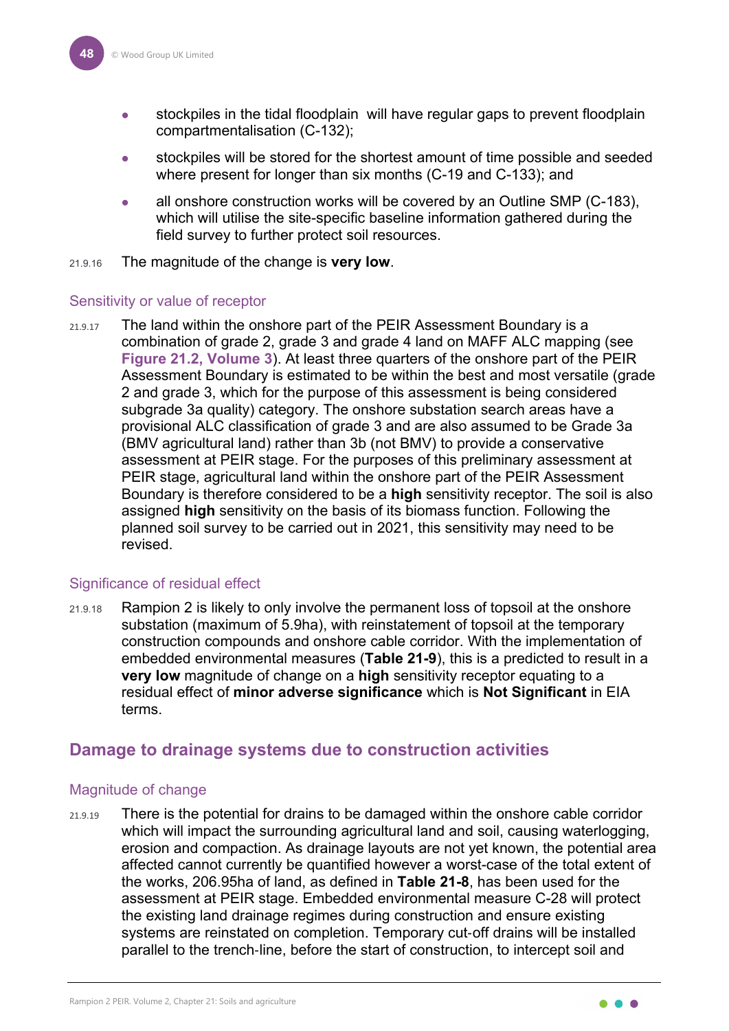- stockpiles in the tidal floodplain will have regular gaps to prevent floodplain compartmentalisation (C-132);
- stockpiles will be stored for the shortest amount of time possible and seeded where present for longer than six months (C-19 and C-133); and
- all onshore construction works will be covered by an Outline SMP (C-183), which will utilise the site-specific baseline information gathered during the field survey to further protect soil resources.

21.9.16 The magnitude of the change is **very low**.

### Sensitivity or value of receptor

21.9.17 The land within the onshore part of the PEIR Assessment Boundary is a combination of grade 2, grade 3 and grade 4 land on MAFF ALC mapping (see **Figure 21.2, Volume 3**). At least three quarters of the onshore part of the PEIR Assessment Boundary is estimated to be within the best and most versatile (grade 2 and grade 3, which for the purpose of this assessment is being considered subgrade 3a quality) category. The onshore substation search areas have a provisional ALC classification of grade 3 and are also assumed to be Grade 3a (BMV agricultural land) rather than 3b (not BMV) to provide a conservative assessment at PEIR stage. For the purposes of this preliminary assessment at PEIR stage, agricultural land within the onshore part of the PEIR Assessment Boundary is therefore considered to be a **high** sensitivity receptor. The soil is also assigned **high** sensitivity on the basis of its biomass function. Following the planned soil survey to be carried out in 2021, this sensitivity may need to be revised.

### Significance of residual effect

21.9.18 Rampion 2 is likely to only involve the permanent loss of topsoil at the onshore substation (maximum of 5.9ha), with reinstatement of topsoil at the temporary construction compounds and onshore cable corridor. With the implementation of embedded environmental measures (**Table 21-9**), this is a predicted to result in a **very low** magnitude of change on a **high** sensitivity receptor equating to a residual effect of **minor adverse significance** which is **Not Significant** in EIA terms.

## Damage to drainage systems due to construction activities

### Magnitude of change

21.9.19 There is the potential for drains to be damaged within the onshore cable corridor which will impact the surrounding agricultural land and soil, causing waterlogging, erosion and compaction. As drainage layouts are not yet known, the potential area affected cannot currently be quantified however a worst-case of the total extent of the works, 206.95ha of land, as defined in **Table 21-8**, has been used for the assessment at PEIR stage. Embedded environmental measure C-28 will protect the existing land drainage regimes during construction and ensure existing systems are reinstated on completion. Temporary cut-off drains will be installed parallel to the trench-line, before the start of construction, to intercept soil and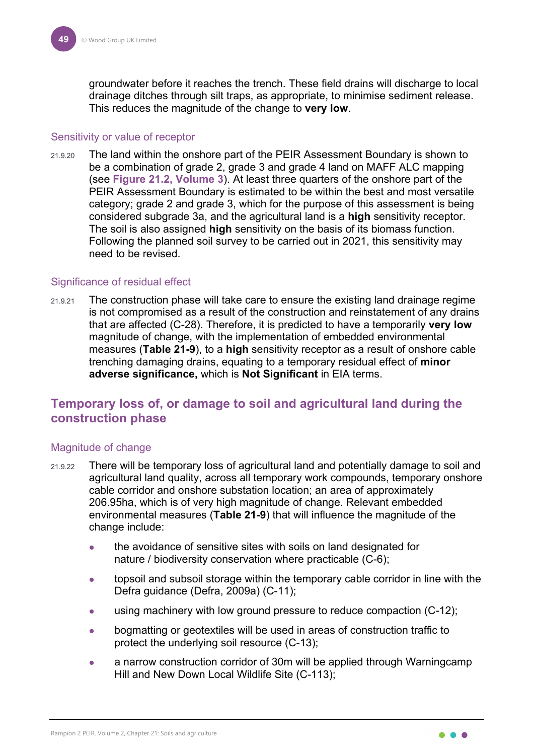groundwater before it reaches the trench. These field drains will discharge to local drainage ditches through silt traps, as appropriate, to minimise sediment release. This reduces the magnitude of the change to **very low**.

### Sensitivity or value of receptor

21.9.20 The land within the onshore part of the PEIR Assessment Boundary is shown to be a combination of grade 2, grade 3 and grade 4 land on MAFF ALC mapping (see **Figure 21.2, Volume 3**). At least three quarters of the onshore part of the PEIR Assessment Boundary is estimated to be within the best and most versatile category; grade 2 and grade 3, which for the purpose of this assessment is being considered subgrade 3a, and the agricultural land is a **high** sensitivity receptor. The soil is also assigned **high** sensitivity on the basis of its biomass function. Following the planned soil survey to be carried out in 2021, this sensitivity may need to be revised.

### Significance of residual effect

21.9.21 The construction phase will take care to ensure the existing land drainage regime is not compromised as a result of the construction and reinstatement of any drains that are affected (C-28). Therefore, it is predicted to have a temporarily **very low** magnitude of change, with the implementation of embedded environmental measures (**Table 21-9**), to a **high** sensitivity receptor as a result of onshore cable trenching damaging drains, equating to a temporary residual effect of **minor adverse significance,** which is **Not Significant** in EIA terms.

## Temporary loss of, or damage to soil and agricultural land during the construction phase

### Magnitude of change

21.9.22 There will be temporary loss of agricultural land and potentially damage to soil and agricultural land quality, across all temporary work compounds, temporary onshore cable corridor and onshore substation location; an area of approximately 206.95ha, which is of very high magnitude of change. Relevant embedded environmental measures (**Table 21-9**) that will influence the magnitude of the change include:

- the avoidance of sensitive sites with soils on land designated for nature / biodiversity conservation where practicable (C-6);
- topsoil and subsoil storage within the temporary cable corridor in line with the Defra guidance (Defra, 2009a) (C-11);
- using machinery with low ground pressure to reduce compaction (C-12);
- bogmatting or geotextiles will be used in areas of construction traffic to protect the underlying soil resource (C-13);
- a narrow construction corridor of 30m will be applied through Warningcamp Hill and New Down Local Wildlife Site (C-113);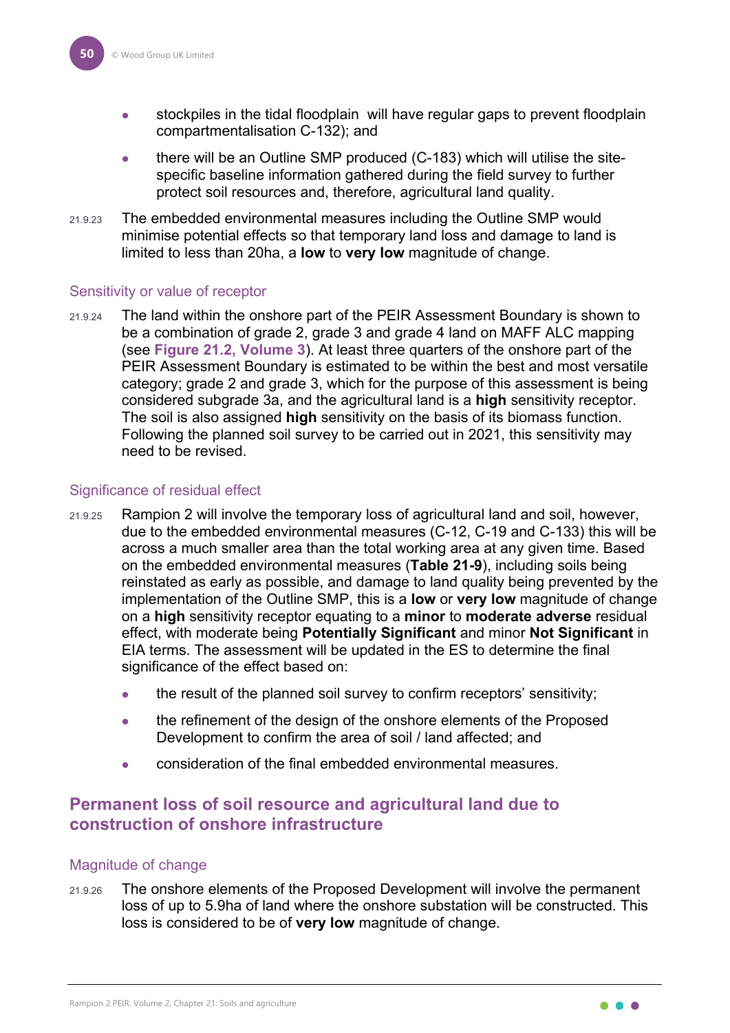- stockpiles in the tidal floodplain will have regular gaps to prevent floodplain compartmentalisation C-132); and
- there will be an Outline SMP produced (C-183) which will utilise the site-specific baseline information gathered during the field survey to further protect soil resources and, therefore, agricultural land quality.

21.9.23 The embedded environmental measures including the Outline SMP would minimise potential effects so that temporary land loss and damage to land is limited to less than 20ha, a **low** to **very low** magnitude of change.

### Sensitivity or value of receptor

21.9.24 The land within the onshore part of the PEIR Assessment Boundary is shown to be a combination of grade 2, grade 3 and grade 4 land on MAFF ALC mapping (see **Figure 21.2, Volume 3**). At least three quarters of the onshore part of the PEIR Assessment Boundary is estimated to be within the best and most versatile category; grade 2 and grade 3, which for the purpose of this assessment is being considered subgrade 3a, and the agricultural land is a **high** sensitivity receptor. The soil is also assigned **high** sensitivity on the basis of its biomass function. Following the planned soil survey to be carried out in 2021, this sensitivity may need to be revised.

### Significance of residual effect

21.9.25 Rampion 2 will involve the temporary loss of agricultural land and soil, however, due to the embedded environmental measures (C-12, C-19 and C-133) this will be across a much smaller area than the total working area at any given time. Based on the embedded environmental measures (**Table 21-9**), including soils being reinstated as early as possible, and damage to land quality being prevented by the implementation of the Outline SMP, this is a **low** or **very low** magnitude of change on a **high** sensitivity receptor equating to a **minor** to **moderate adverse** residual effect, with moderate being **Potentially Significant** and minor **Not Significant** in EIA terms. The assessment will be updated in the ES to determine the final significance of the effect based on:

- the result of the planned soil survey to confirm receptors' sensitivity;
- the refinement of the design of the onshore elements of the Proposed Development to confirm the area of soil / land affected; and
- consideration of the final embedded environmental measures.

## Permanent loss of soil resource and agricultural land due to construction of onshore infrastructure

### Magnitude of change

21.9.26 The onshore elements of the Proposed Development will involve the permanent loss of up to 5.9ha of land where the onshore substation will be constructed. This loss is considered to be of **very low** magnitude of change.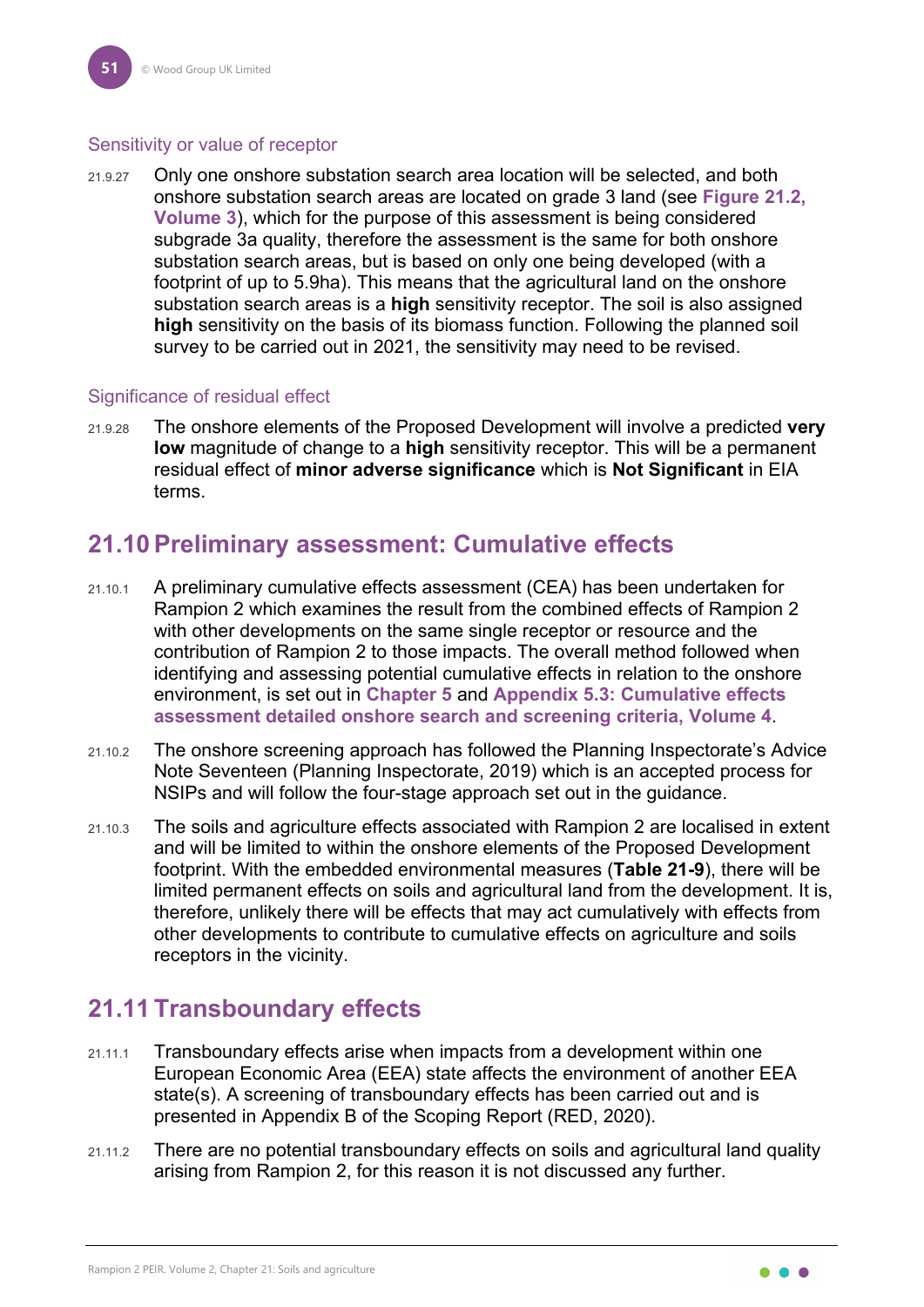### Sensitivity or value of receptor

21.9.27 Only one onshore substation search area location will be selected, and both onshore substation search areas are located on grade 3 land (see **Figure 21.2, Volume 3**), which for the purpose of this assessment is being considered subgrade 3a quality, therefore the assessment is the same for both onshore substation search areas, but is based on only one being developed (with a footprint of up to 5.9ha). This means that the agricultural land on the onshore substation search areas is a **high** sensitivity receptor. The soil is also assigned **high** sensitivity on the basis of its biomass function. Following the planned soil survey to be carried out in 2021, the sensitivity may need to be revised.

### Significance of residual effect

21.9.28 The onshore elements of the Proposed Development will involve a predicted **very low** magnitude of change to a **high** sensitivity receptor. This will be a permanent residual effect of **minor adverse significance** which is **Not Significant** in EIA terms.

## 21.10 Preliminary assessment: Cumulative effects

21.10.1 A preliminary cumulative effects assessment (CEA) has been undertaken for Rampion 2 which examines the result from the combined effects of Rampion 2 with other developments on the same single receptor or resource and the contribution of Rampion 2 to those impacts. The overall method followed when identifying and assessing potential cumulative effects in relation to the onshore environment, is set out in **Chapter 5** and **Appendix 5.3: Cumulative effects assessment detailed onshore search and screening criteria, Volume 4**.

21.10.2 The onshore screening approach has followed the Planning Inspectorate's Advice Note Seventeen (Planning Inspectorate, 2019) which is an accepted process for NSIPs and will follow the four-stage approach set out in the guidance.

21.10.3 The soils and agriculture effects associated with Rampion 2 are localised in extent and will be limited to within the onshore elements of the Proposed Development footprint. With the embedded environmental measures (**Table 21-9**), there will be limited permanent effects on soils and agricultural land from the development. It is, therefore, unlikely there will be effects that may act cumulatively with effects from other developments to contribute to cumulative effects on agriculture and soils receptors in the vicinity.

## 21.11 Transboundary effects

21.11.1 Transboundary effects arise when impacts from a development within one European Economic Area (EEA) state affects the environment of another EEA state(s). A screening of transboundary effects has been carried out and is presented in Appendix B of the Scoping Report (RED, 2020).

21.11.2 There are no potential transboundary effects on soils and agricultural land quality arising from Rampion 2, for this reason it is not discussed any further.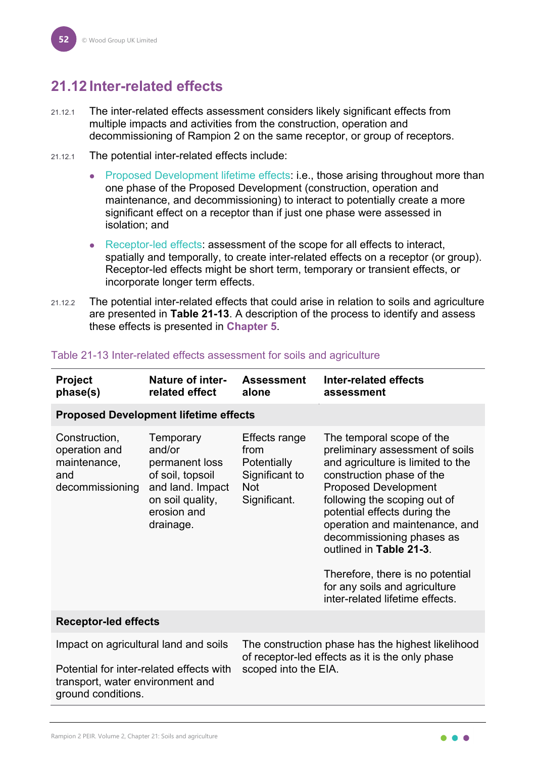## 21.12 Inter-related effects

21.12.1 The inter-related effects assessment considers likely significant effects from multiple impacts and activities from the construction, operation and decommissioning of Rampion 2 on the same receptor, or group of receptors.

21.12.1 The potential inter-related effects include:

- Proposed Development lifetime effects: i.e., those arising throughout more than one phase of the Proposed Development (construction, operation and maintenance, and decommissioning) to interact to potentially create a more significant effect on a receptor than if just one phase were assessed in isolation; and
- Receptor-led effects: assessment of the scope for all effects to interact, spatially and temporally, to create inter-related effects on a receptor (or group). Receptor-led effects might be short term, temporary or transient effects, or incorporate longer term effects.

21.12.2 The potential inter-related effects that could arise in relation to soils and agriculture are presented in **Table 21-13**. A description of the process to identify and assess these effects is presented in **Chapter 5**.

Table 21-13 Inter-related effects assessment for soils and agriculture

| Project phase(s) | Nature of inter-related effect | Assessment alone | Inter-related effects assessment |
|---|---|---|---|
| **Proposed Development lifetime effects** | | | |
| Construction, operation and maintenance, and decommissioning | Temporary and/or permanent loss of soil, topsoil and land. Impact on soil quality, erosion and drainage. | Effects range from Potentially Significant to Not Significant. | The temporal scope of the preliminary assessment of soils and agriculture is limited to the construction phase of the Proposed Development following the scoping out of potential effects during the operation and maintenance, and decommissioning phases as outlined in **Table 21-3**.<br><br>Therefore, there is no potential for any soils and agriculture inter-related lifetime effects. |
| **Receptor-led effects** | | | |
| Impact on agricultural land and soils<br><br>Potential for inter-related effects with transport, water environment and ground conditions. | | The construction phase has the highest likelihood of receptor-led effects as it is the only phase scoped into the EIA. | |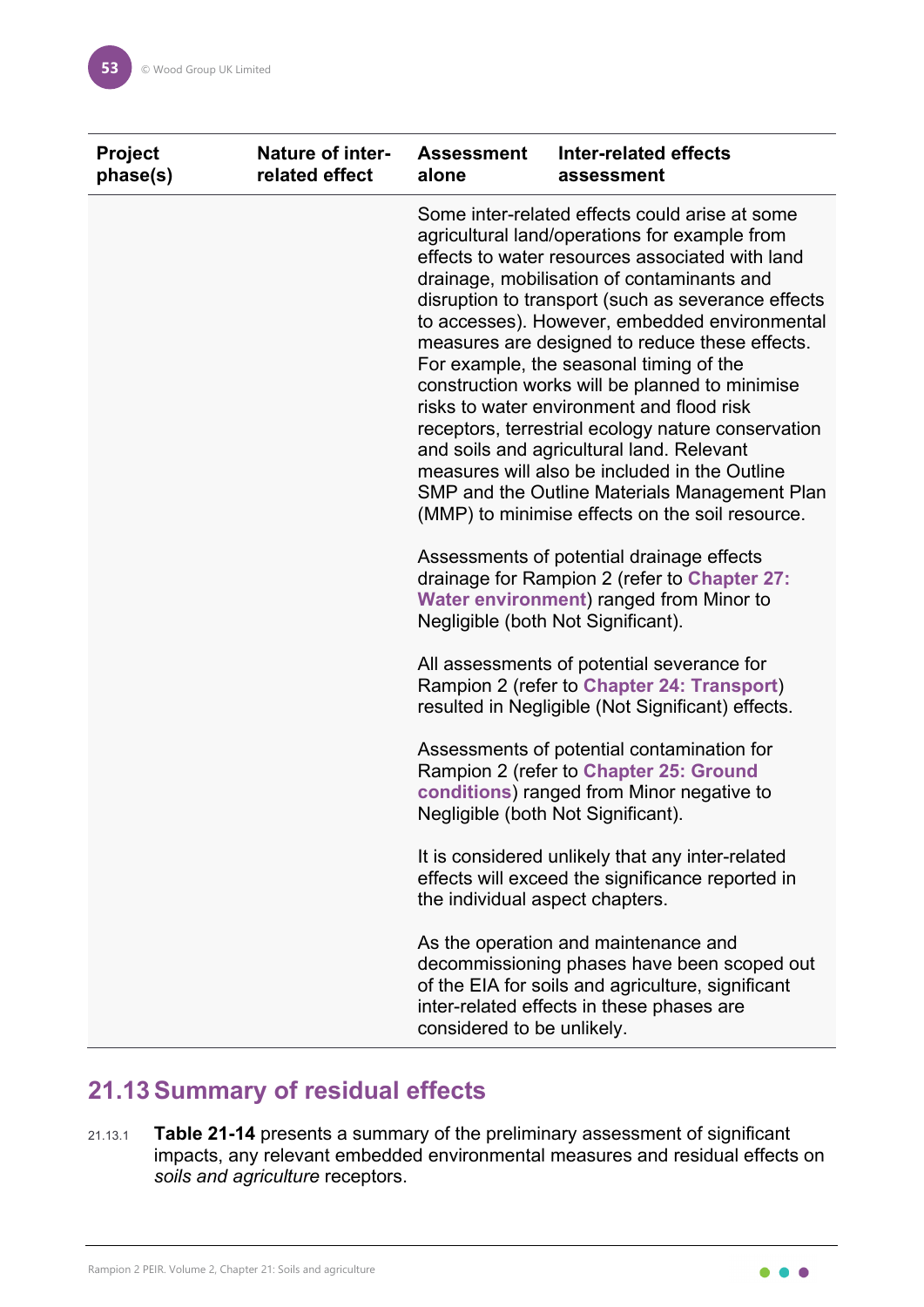| Project phase(s) | Nature of inter-related effect | Assessment alone | Inter-related effects assessment |
|---|---|---|---|
| | | Some inter-related effects could arise at some agricultural land/operations for example from effects to water resources associated with land drainage, mobilisation of contaminants and disruption to transport (such as severance effects to accesses). However, embedded environmental measures are designed to reduce these effects. For example, the seasonal timing of the construction works will be planned to minimise risks to water environment and flood risk receptors, terrestrial ecology nature conservation and soils and agricultural land. Relevant measures will also be included in the Outline SMP and the Outline Materials Management Plan (MMP) to minimise effects on the soil resource.<br><br>Assessments of potential drainage effects drainage for Rampion 2 (refer to **Chapter 27: Water environment**) ranged from Minor to Negligible (both Not Significant).<br><br>All assessments of potential severance for Rampion 2 (refer to **Chapter 24: Transport**) resulted in Negligible (Not Significant) effects.<br><br>Assessments of potential contamination for Rampion 2 (refer to **Chapter 25: Ground conditions**) ranged from Minor negative to Negligible (both Not Significant).<br><br>It is considered unlikely that any inter-related effects will exceed the significance reported in the individual aspect chapters.<br><br>As the operation and maintenance and decommissioning phases have been scoped out of the EIA for soils and agriculture, significant inter-related effects in these phases are considered to be unlikely. | |

## 21.13 Summary of residual effects

21.13.1 **Table 21-14** presents a summary of the preliminary assessment of significant impacts, any relevant embedded environmental measures and residual effects on *soils and agriculture* receptors.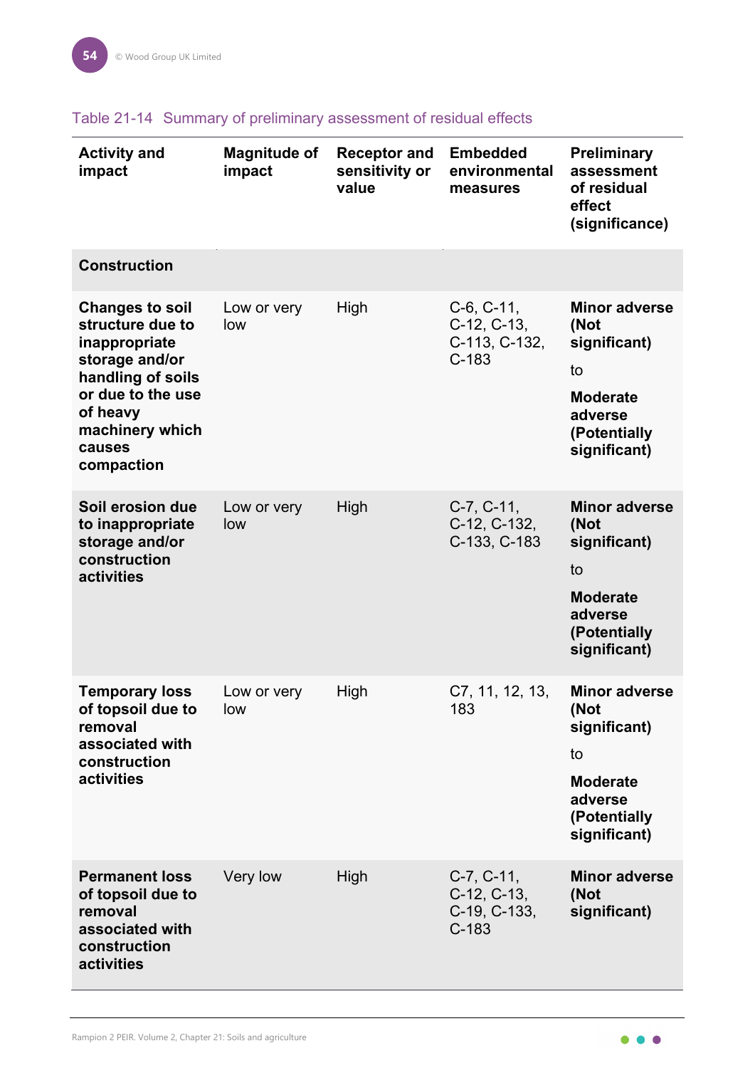Table 21-14 Summary of preliminary assessment of residual effects

| Activity and impact | Magnitude of impact | Receptor and sensitivity or value | Embedded environmental measures | Preliminary assessment of residual effect (significance) |
|---|---|---|---|---|
| **Construction** | | | | |
| **Changes to soil structure due to inappropriate storage and/or handling of soils or due to the use of heavy machinery which causes compaction** | Low or very low | High | C-6, C-11, C-12, C-13, C-113, C-132, C-183 | **Minor adverse (Not significant)** to **Moderate adverse (Potentially significant)** |
| **Soil erosion due to inappropriate storage and/or construction activities** | Low or very low | High | C-7, C-11, C-12, C-132, C-133, C-183 | **Minor adverse (Not significant)** to **Moderate adverse (Potentially significant)** |
| **Temporary loss of topsoil due to removal associated with construction activities** | Low or very low | High | C7, 11, 12, 13, 183 | **Minor adverse (Not significant)** to **Moderate adverse (Potentially significant)** |
| **Permanent loss of topsoil due to removal associated with construction activities** | Very low | High | C-7, C-11, C-12, C-13, C-19, C-133, C-183 | **Minor adverse (Not significant)** |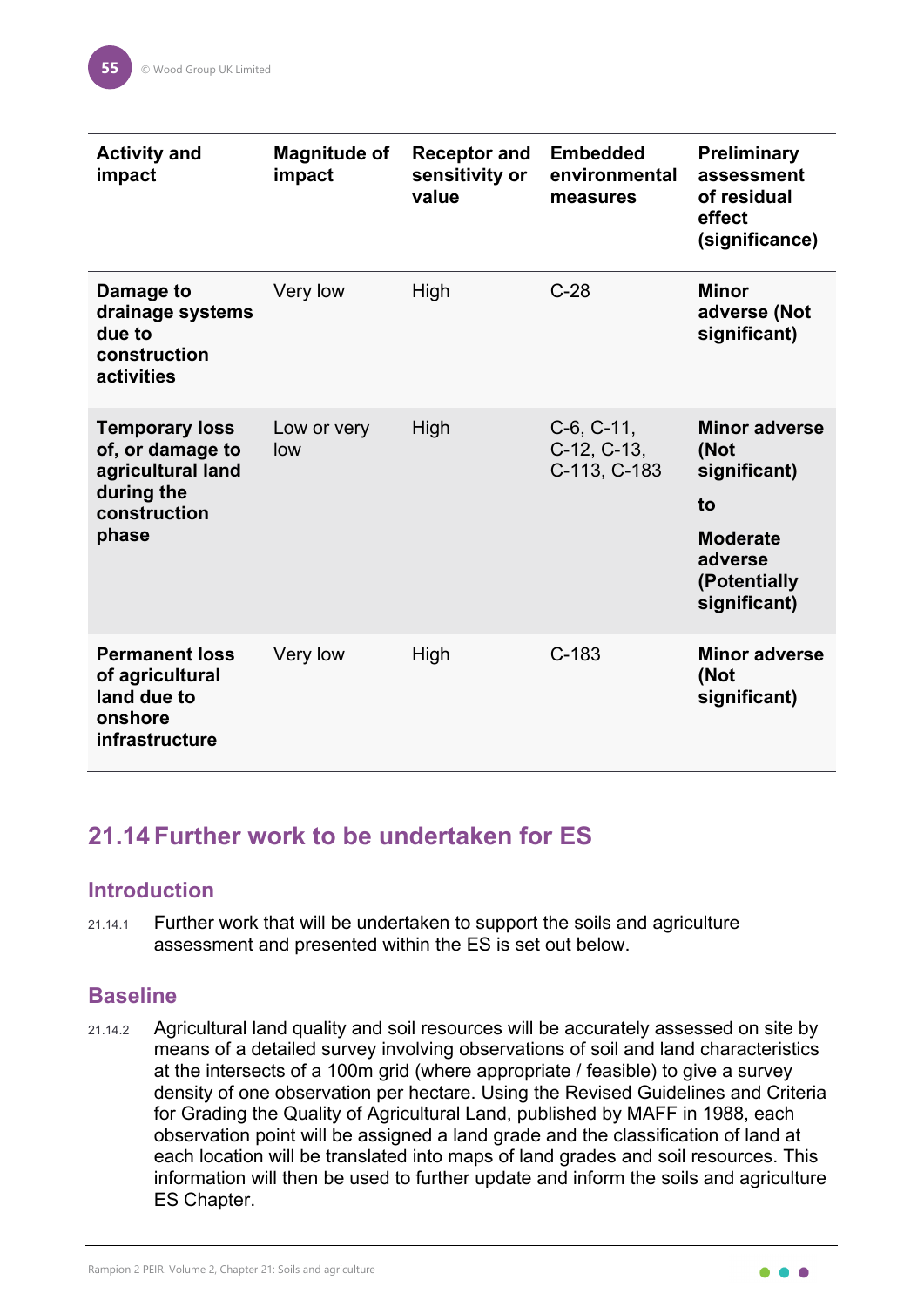| Activity and impact | Magnitude of impact | Receptor and sensitivity or value | Embedded environmental measures | Preliminary assessment of residual effect (significance) |
|---|---|---|---|---|
| **Damage to drainage systems due to construction activities** | Very low | High | C-28 | **Minor adverse (Not significant)** |
| **Temporary loss of, or damage to agricultural land during the construction phase** | Low or very low | High | C-6, C-11, C-12, C-13, C-113, C-183 | **Minor adverse (Not significant) to Moderate adverse (Potentially significant)** |
| **Permanent loss of agricultural land due to onshore infrastructure** | Very low | High | C-183 | **Minor adverse (Not significant)** |

## 21.14 Further work to be undertaken for ES

### Introduction

21.14.1 Further work that will be undertaken to support the soils and agriculture assessment and presented within the ES is set out below.

### Baseline

21.14.2 Agricultural land quality and soil resources will be accurately assessed on site by means of a detailed survey involving observations of soil and land characteristics at the intersects of a 100m grid (where appropriate / feasible) to give a survey density of one observation per hectare. Using the Revised Guidelines and Criteria for Grading the Quality of Agricultural Land, published by MAFF in 1988, each observation point will be assigned a land grade and the classification of land at each location will be translated into maps of land grades and soil resources. This information will then be used to further update and inform the soils and agriculture ES Chapter.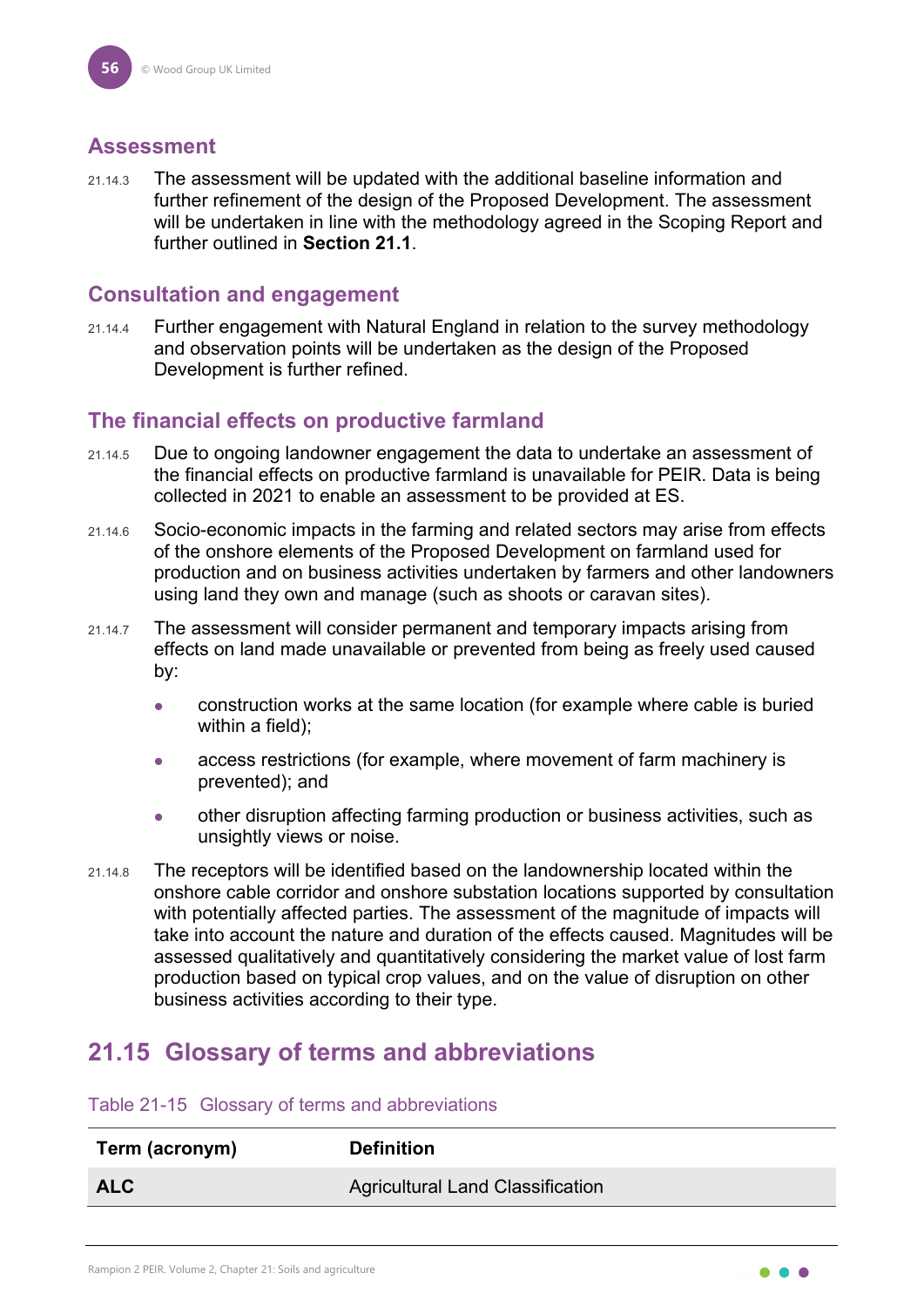### Assessment

21.14.3 The assessment will be updated with the additional baseline information and further refinement of the design of the Proposed Development. The assessment will be undertaken in line with the methodology agreed in the Scoping Report and further outlined in **Section 21.1**.

### Consultation and engagement

21.14.4 Further engagement with Natural England in relation to the survey methodology and observation points will be undertaken as the design of the Proposed Development is further refined.

### The financial effects on productive farmland

21.14.5 Due to ongoing landowner engagement the data to undertake an assessment of the financial effects on productive farmland is unavailable for PEIR. Data is being collected in 2021 to enable an assessment to be provided at ES.

21.14.6 Socio-economic impacts in the farming and related sectors may arise from effects of the onshore elements of the Proposed Development on farmland used for production and on business activities undertaken by farmers and other landowners using land they own and manage (such as shoots or caravan sites).

21.14.7 The assessment will consider permanent and temporary impacts arising from effects on land made unavailable or prevented from being as freely used caused by:

- construction works at the same location (for example where cable is buried within a field);
- access restrictions (for example, where movement of farm machinery is prevented); and
- other disruption affecting farming production or business activities, such as unsightly views or noise.

21.14.8 The receptors will be identified based on the landownership located within the onshore cable corridor and onshore substation locations supported by consultation with potentially affected parties. The assessment of the magnitude of impacts will take into account the nature and duration of the effects caused. Magnitudes will be assessed qualitatively and quantitatively considering the market value of lost farm production based on typical crop values, and on the value of disruption on other business activities according to their type.

## 21.15 Glossary of terms and abbreviations

Table 21-15 Glossary of terms and abbreviations

| Term (acronym) | Definition |
|---|---|
| **ALC** | Agricultural Land Classification |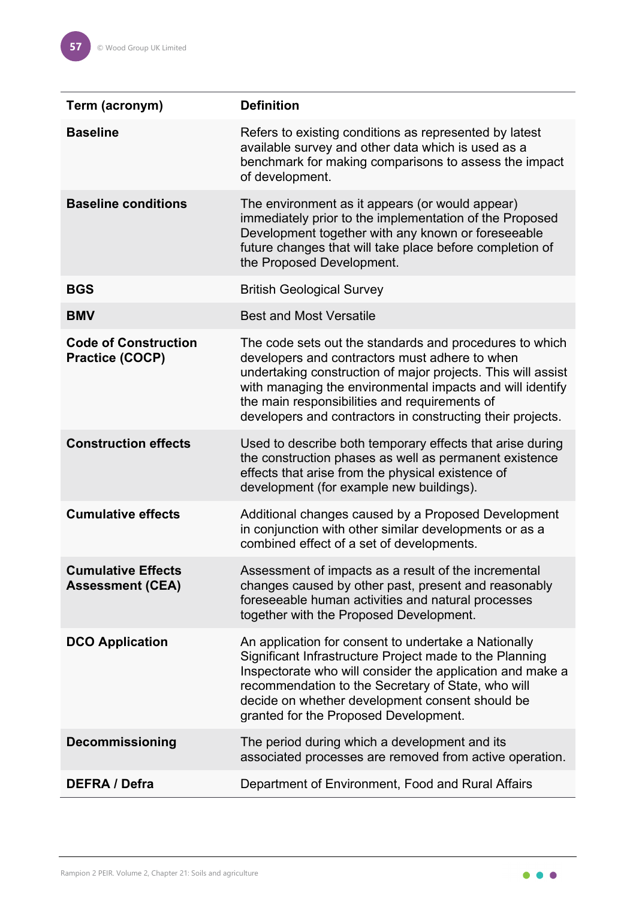| Term (acronym) | Definition |
|---|---|
| **Baseline** | Refers to existing conditions as represented by latest available survey and other data which is used as a benchmark for making comparisons to assess the impact of development. |
| **Baseline conditions** | The environment as it appears (or would appear) immediately prior to the implementation of the Proposed Development together with any known or foreseeable future changes that will take place before completion of the Proposed Development. |
| **BGS** | British Geological Survey |
| **BMV** | Best and Most Versatile |
| **Code of Construction Practice (COCP)** | The code sets out the standards and procedures to which developers and contractors must adhere to when undertaking construction of major projects. This will assist with managing the environmental impacts and will identify the main responsibilities and requirements of developers and contractors in constructing their projects. |
| **Construction effects** | Used to describe both temporary effects that arise during the construction phases as well as permanent existence effects that arise from the physical existence of development (for example new buildings). |
| **Cumulative effects** | Additional changes caused by a Proposed Development in conjunction with other similar developments or as a combined effect of a set of developments. |
| **Cumulative Effects Assessment (CEA)** | Assessment of impacts as a result of the incremental changes caused by other past, present and reasonably foreseeable human activities and natural processes together with the Proposed Development. |
| **DCO Application** | An application for consent to undertake a Nationally Significant Infrastructure Project made to the Planning Inspectorate who will consider the application and make a recommendation to the Secretary of State, who will decide on whether development consent should be granted for the Proposed Development. |
| **Decommissioning** | The period during which a development and its associated processes are removed from active operation. |
| **DEFRA / Defra** | Department of Environment, Food and Rural Affairs |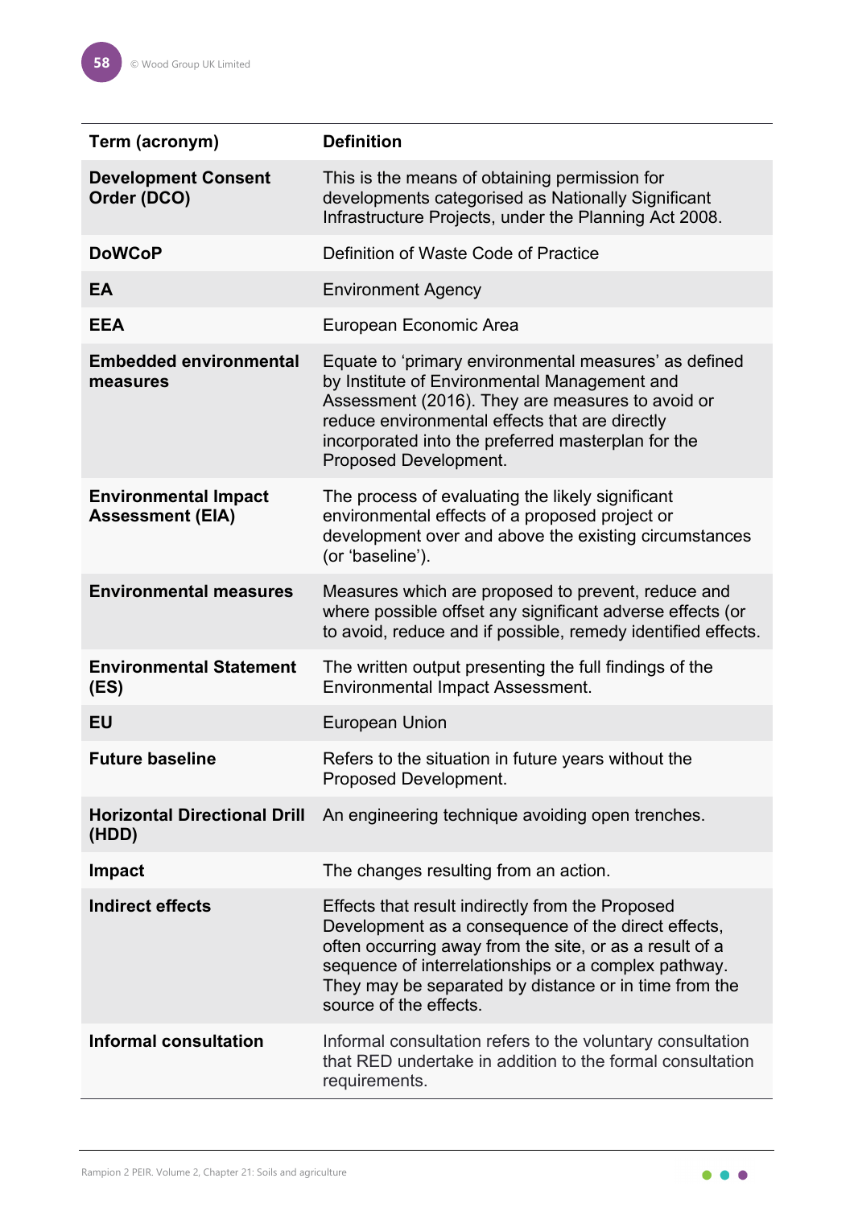| Term (acronym) | Definition |
|---|---|
| **Development Consent Order (DCO)** | This is the means of obtaining permission for developments categorised as Nationally Significant Infrastructure Projects, under the Planning Act 2008. |
| **DoWCoP** | Definition of Waste Code of Practice |
| **EA** | Environment Agency |
| **EEA** | European Economic Area |
| **Embedded environmental measures** | Equate to 'primary environmental measures' as defined by Institute of Environmental Management and Assessment (2016). They are measures to avoid or reduce environmental effects that are directly incorporated into the preferred masterplan for the Proposed Development. |
| **Environmental Impact Assessment (EIA)** | The process of evaluating the likely significant environmental effects of a proposed project or development over and above the existing circumstances (or 'baseline'). |
| **Environmental measures** | Measures which are proposed to prevent, reduce and where possible offset any significant adverse effects (or to avoid, reduce and if possible, remedy identified effects. |
| **Environmental Statement (ES)** | The written output presenting the full findings of the Environmental Impact Assessment. |
| **EU** | European Union |
| **Future baseline** | Refers to the situation in future years without the Proposed Development. |
| **Horizontal Directional Drill (HDD)** | An engineering technique avoiding open trenches. |
| **Impact** | The changes resulting from an action. |
| **Indirect effects** | Effects that result indirectly from the Proposed Development as a consequence of the direct effects, often occurring away from the site, or as a result of a sequence of interrelationships or a complex pathway. They may be separated by distance or in time from the source of the effects. |
| **Informal consultation** | Informal consultation refers to the voluntary consultation that RED undertake in addition to the formal consultation requirements. |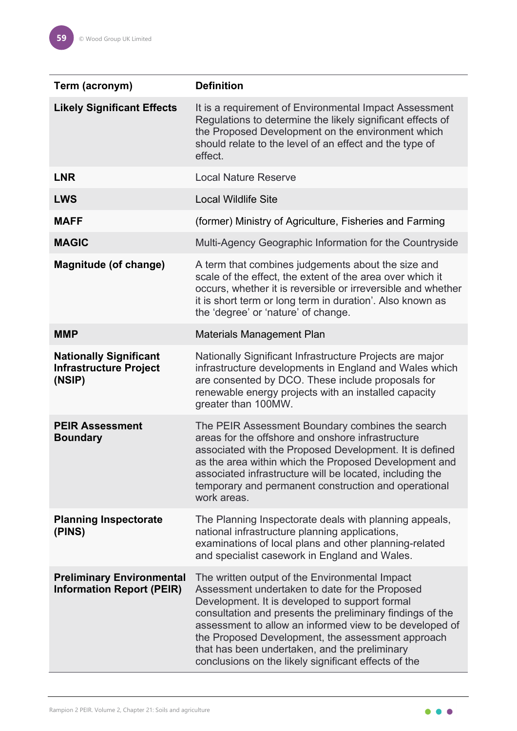| Term (acronym) | Definition |
|---|---|
| **Likely Significant Effects** | It is a requirement of Environmental Impact Assessment Regulations to determine the likely significant effects of the Proposed Development on the environment which should relate to the level of an effect and the type of effect. |
| **LNR** | Local Nature Reserve |
| **LWS** | Local Wildlife Site |
| **MAFF** | (former) Ministry of Agriculture, Fisheries and Farming |
| **MAGIC** | Multi-Agency Geographic Information for the Countryside |
| **Magnitude (of change)** | A term that combines judgements about the size and scale of the effect, the extent of the area over which it occurs, whether it is reversible or irreversible and whether it is short term or long term in duration'. Also known as the 'degree' or 'nature' of change. |
| **MMP** | Materials Management Plan |
| **Nationally Significant Infrastructure Project (NSIP)** | Nationally Significant Infrastructure Projects are major infrastructure developments in England and Wales which are consented by DCO. These include proposals for renewable energy projects with an installed capacity greater than 100MW. |
| **PEIR Assessment Boundary** | The PEIR Assessment Boundary combines the search areas for the offshore and onshore infrastructure associated with the Proposed Development. It is defined as the area within which the Proposed Development and associated infrastructure will be located, including the temporary and permanent construction and operational work areas. |
| **Planning Inspectorate (PINS)** | The Planning Inspectorate deals with planning appeals, national infrastructure planning applications, examinations of local plans and other planning-related and specialist casework in England and Wales. |
| **Preliminary Environmental Information Report (PEIR)** | The written output of the Environmental Impact Assessment undertaken to date for the Proposed Development. It is developed to support formal consultation and presents the preliminary findings of the assessment to allow an informed view to be developed of the Proposed Development, the assessment approach that has been undertaken, and the preliminary conclusions on the likely significant effects of the |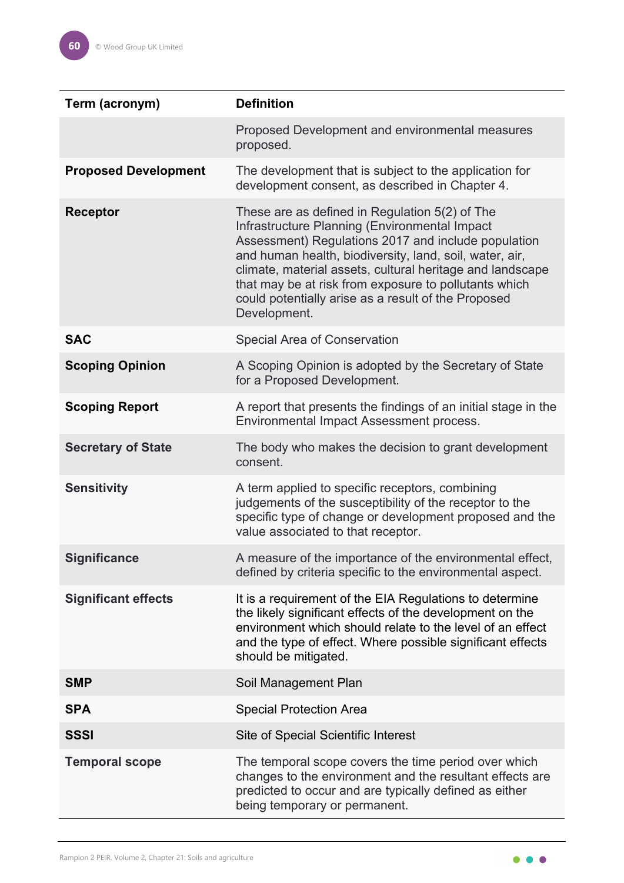| Term (acronym) | Definition |
|---|---|
| | Proposed Development and environmental measures proposed. |
| **Proposed Development** | The development that is subject to the application for development consent, as described in Chapter 4. |
| **Receptor** | These are as defined in Regulation 5(2) of The Infrastructure Planning (Environmental Impact Assessment) Regulations 2017 and include population and human health, biodiversity, land, soil, water, air, climate, material assets, cultural heritage and landscape that may be at risk from exposure to pollutants which could potentially arise as a result of the Proposed Development. |
| **SAC** | Special Area of Conservation |
| **Scoping Opinion** | A Scoping Opinion is adopted by the Secretary of State for a Proposed Development. |
| **Scoping Report** | A report that presents the findings of an initial stage in the Environmental Impact Assessment process. |
| **Secretary of State** | The body who makes the decision to grant development consent. |
| **Sensitivity** | A term applied to specific receptors, combining judgements of the susceptibility of the receptor to the specific type of change or development proposed and the value associated to that receptor. |
| **Significance** | A measure of the importance of the environmental effect, defined by criteria specific to the environmental aspect. |
| **Significant effects** | It is a requirement of the EIA Regulations to determine the likely significant effects of the development on the environment which should relate to the level of an effect and the type of effect. Where possible significant effects should be mitigated. |
| **SMP** | Soil Management Plan |
| **SPA** | Special Protection Area |
| **SSSI** | Site of Special Scientific Interest |
| **Temporal scope** | The temporal scope covers the time period over which changes to the environment and the resultant effects are predicted to occur and are typically defined as either being temporary or permanent. |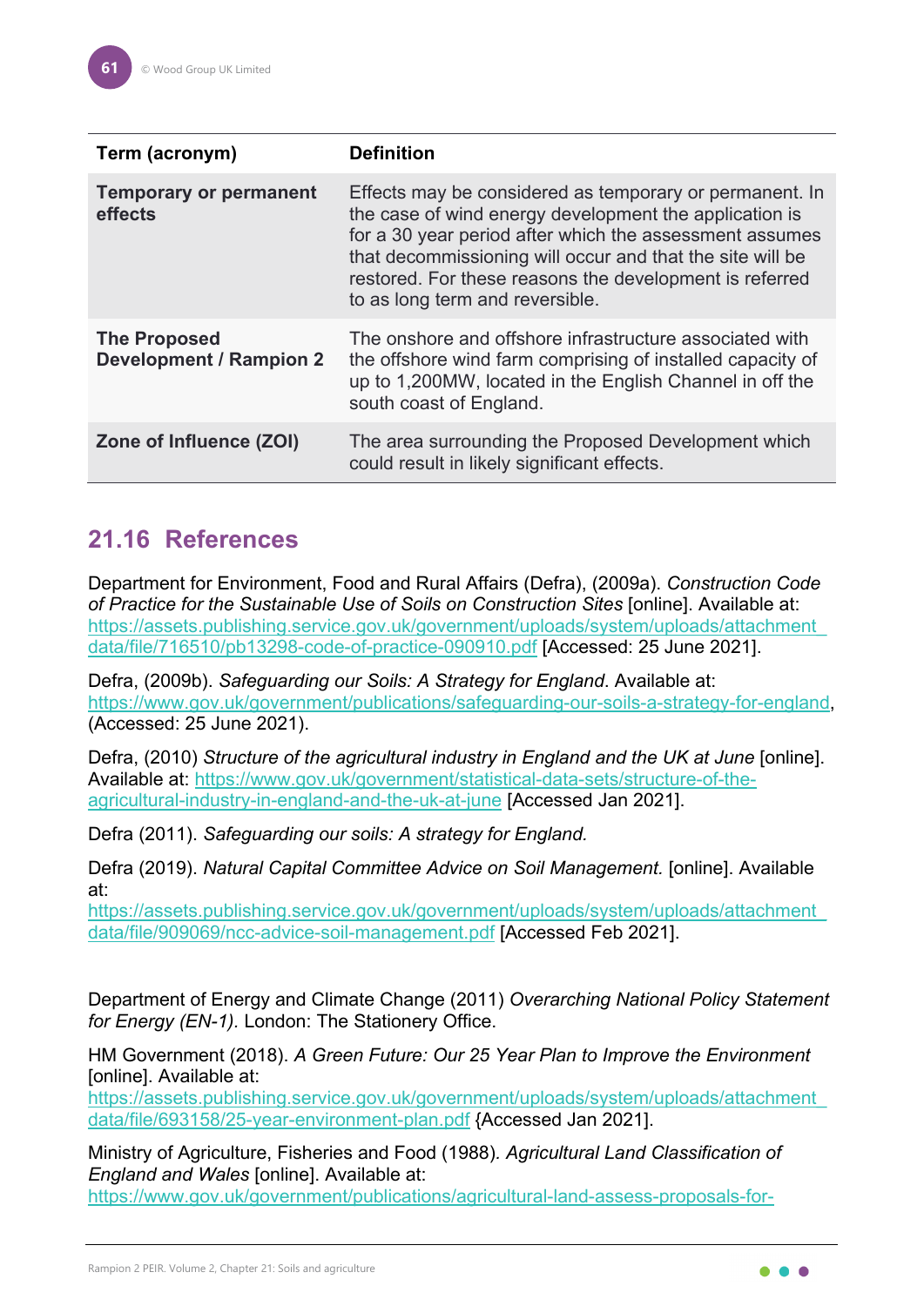| Term (acronym) | Definition |
|---|---|
| **Temporary or permanent effects** | Effects may be considered as temporary or permanent. In the case of wind energy development the application is for a 30 year period after which the assessment assumes that decommissioning will occur and that the site will be restored. For these reasons the development is referred to as long term and reversible. |
| **The Proposed Development / Rampion 2** | The onshore and offshore infrastructure associated with the offshore wind farm comprising of installed capacity of up to 1,200MW, located in the English Channel in off the south coast of England. |
| **Zone of Influence (ZOI)** | The area surrounding the Proposed Development which could result in likely significant effects. |

## 21.16 References

Department for Environment, Food and Rural Affairs (Defra), (2009a). *Construction Code of Practice for the Sustainable Use of Soils on Construction Sites* [online]. Available at: https://assets.publishing.service.gov.uk/government/uploads/system/uploads/attachment_data/file/716510/pb13298-code-of-practice-090910.pdf [Accessed: 25 June 2021].

Defra, (2009b). *Safeguarding our Soils: A Strategy for England*. Available at: https://www.gov.uk/government/publications/safeguarding-our-soils-a-strategy-for-england, (Accessed: 25 June 2021).

Defra, (2010) *Structure of the agricultural industry in England and the UK at June* [online]. Available at: https://www.gov.uk/government/statistical-data-sets/structure-of-the-agricultural-industry-in-england-and-the-uk-at-june [Accessed Jan 2021].

Defra (2011). *Safeguarding our soils: A strategy for England.*

Defra (2019). *Natural Capital Committee Advice on Soil Management.* [online]. Available at: https://assets.publishing.service.gov.uk/government/uploads/system/uploads/attachment_data/file/909069/ncc-advice-soil-management.pdf [Accessed Feb 2021].

Department of Energy and Climate Change (2011) *Overarching National Policy Statement for Energy (EN-1).* London: The Stationery Office.

HM Government (2018). *A Green Future: Our 25 Year Plan to Improve the Environment* [online]. Available at: https://assets.publishing.service.gov.uk/government/uploads/system/uploads/attachment_data/file/693158/25-year-environment-plan.pdf {Accessed Jan 2021].

Ministry of Agriculture, Fisheries and Food (1988). *Agricultural Land Classification of England and Wales* [online]. Available at: https://www.gov.uk/government/publications/agricultural-land-assess-proposals-for-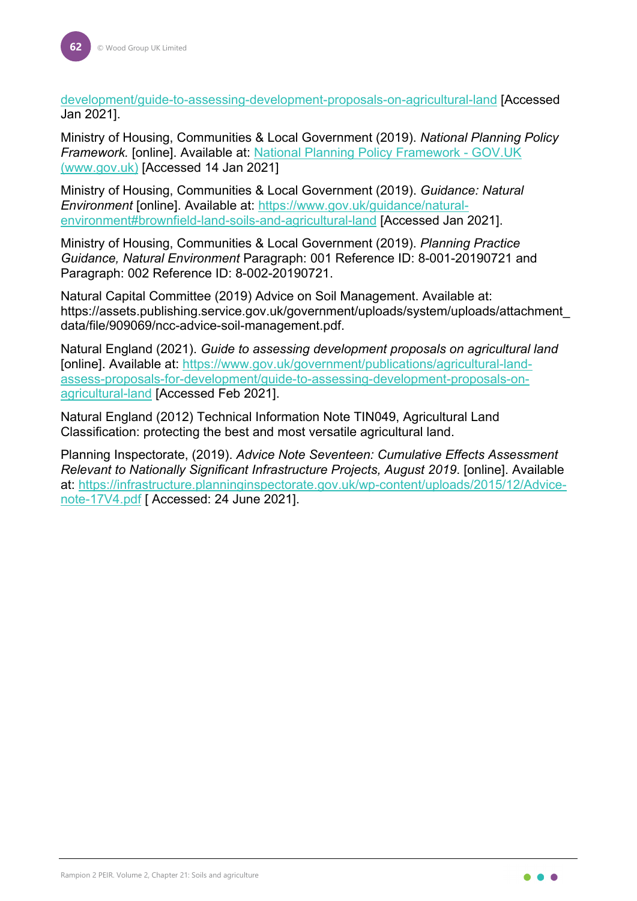development/guide-to-assessing-development-proposals-on-agricultural-land [Accessed Jan 2021].

Ministry of Housing, Communities & Local Government (2019). *National Planning Policy Framework.* [online]. Available at: National Planning Policy Framework - GOV.UK (www.gov.uk) [Accessed 14 Jan 2021]

Ministry of Housing, Communities & Local Government (2019). *Guidance: Natural Environment* [online]. Available at: https://www.gov.uk/guidance/natural-environment#brownfield-land-soils-and-agricultural-land [Accessed Jan 2021].

Ministry of Housing, Communities & Local Government (2019). *Planning Practice Guidance, Natural Environment* Paragraph: 001 Reference ID: 8-001-20190721 and Paragraph: 002 Reference ID: 8-002-20190721.

Natural Capital Committee (2019) Advice on Soil Management. Available at: https://assets.publishing.service.gov.uk/government/uploads/system/uploads/attachment_data/file/909069/ncc-advice-soil-management.pdf.

Natural England (2021). *Guide to assessing development proposals on agricultural land* [online]. Available at: https://www.gov.uk/government/publications/agricultural-land-assess-proposals-for-development/guide-to-assessing-development-proposals-on-agricultural-land [Accessed Feb 2021].

Natural England (2012) Technical Information Note TIN049, Agricultural Land Classification: protecting the best and most versatile agricultural land.

Planning Inspectorate, (2019). *Advice Note Seventeen: Cumulative Effects Assessment Relevant to Nationally Significant Infrastructure Projects, August 2019*. [online]. Available at: https://infrastructure.planninginspectorate.gov.uk/wp-content/uploads/2015/12/Advice-note-17V4.pdf [ Accessed: 24 June 2021].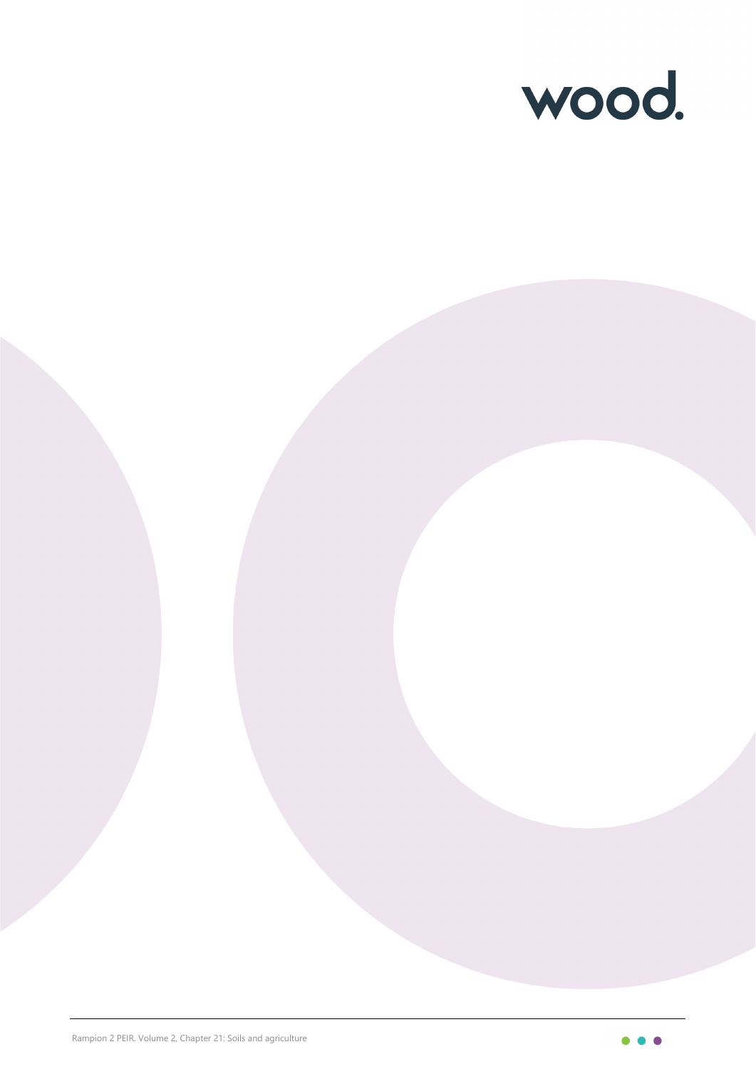wood.